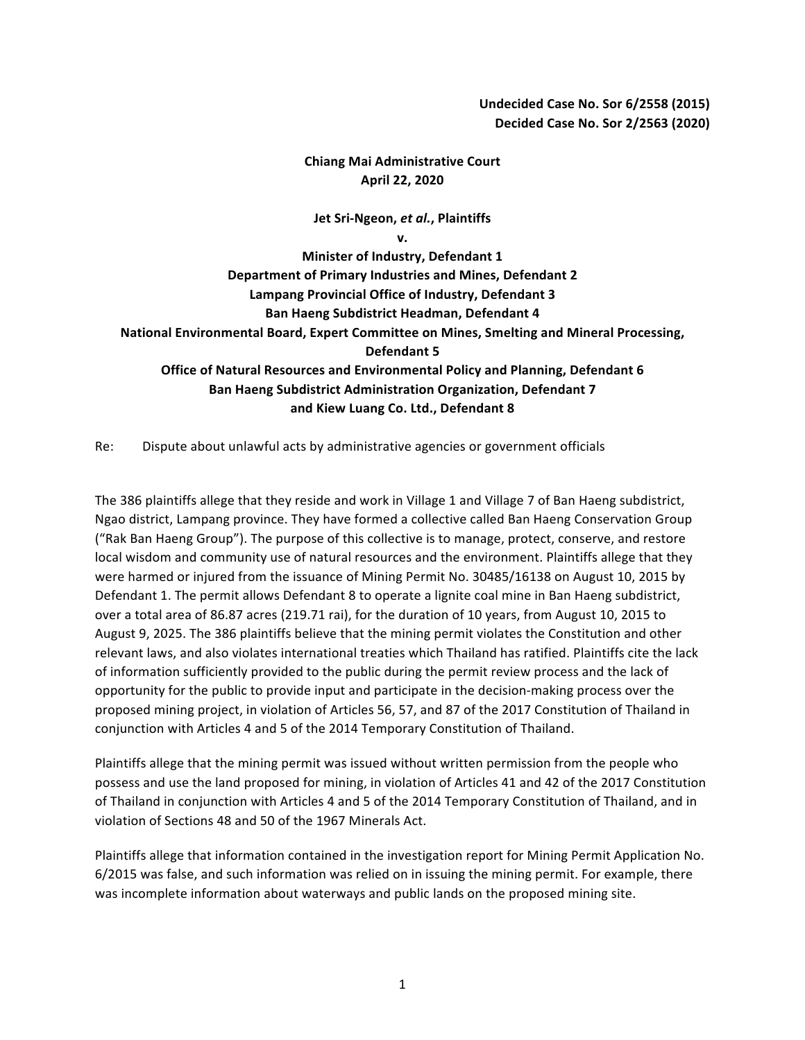**Undecided Case No. Sor 6/2558 (2015)**
**Decided Case No. Sor 2/2563 (2020)**

**Chiang Mai Administrative Court**
**April 22, 2020**

**Jet Sri-Ngeon, *et al.*, Plaintiffs**
**v.**
**Minister of Industry, Defendant 1**
**Department of Primary Industries and Mines, Defendant 2**
**Lampang Provincial Office of Industry, Defendant 3**
**Ban Haeng Subdistrict Headman, Defendant 4**
**National Environmental Board, Expert Committee on Mines, Smelting and Mineral Processing, Defendant 5**
**Office of Natural Resources and Environmental Policy and Planning, Defendant 6**
**Ban Haeng Subdistrict Administration Organization, Defendant 7**
**and Kiew Luang Co. Ltd., Defendant 8**

Re: Dispute about unlawful acts by administrative agencies or government officials

The 386 plaintiffs allege that they reside and work in Village 1 and Village 7 of Ban Haeng subdistrict, Ngao district, Lampang province. They have formed a collective called Ban Haeng Conservation Group ("Rak Ban Haeng Group"). The purpose of this collective is to manage, protect, conserve, and restore local wisdom and community use of natural resources and the environment. Plaintiffs allege that they were harmed or injured from the issuance of Mining Permit No. 30485/16138 on August 10, 2015 by Defendant 1. The permit allows Defendant 8 to operate a lignite coal mine in Ban Haeng subdistrict, over a total area of 86.87 acres (219.71 rai), for the duration of 10 years, from August 10, 2015 to August 9, 2025. The 386 plaintiffs believe that the mining permit violates the Constitution and other relevant laws, and also violates international treaties which Thailand has ratified. Plaintiffs cite the lack of information sufficiently provided to the public during the permit review process and the lack of opportunity for the public to provide input and participate in the decision-making process over the proposed mining project, in violation of Articles 56, 57, and 87 of the 2017 Constitution of Thailand in conjunction with Articles 4 and 5 of the 2014 Temporary Constitution of Thailand.

Plaintiffs allege that the mining permit was issued without written permission from the people who possess and use the land proposed for mining, in violation of Articles 41 and 42 of the 2017 Constitution of Thailand in conjunction with Articles 4 and 5 of the 2014 Temporary Constitution of Thailand, and in violation of Sections 48 and 50 of the 1967 Minerals Act.

Plaintiffs allege that information contained in the investigation report for Mining Permit Application No. 6/2015 was false, and such information was relied on in issuing the mining permit. For example, there was incomplete information about waterways and public lands on the proposed mining site.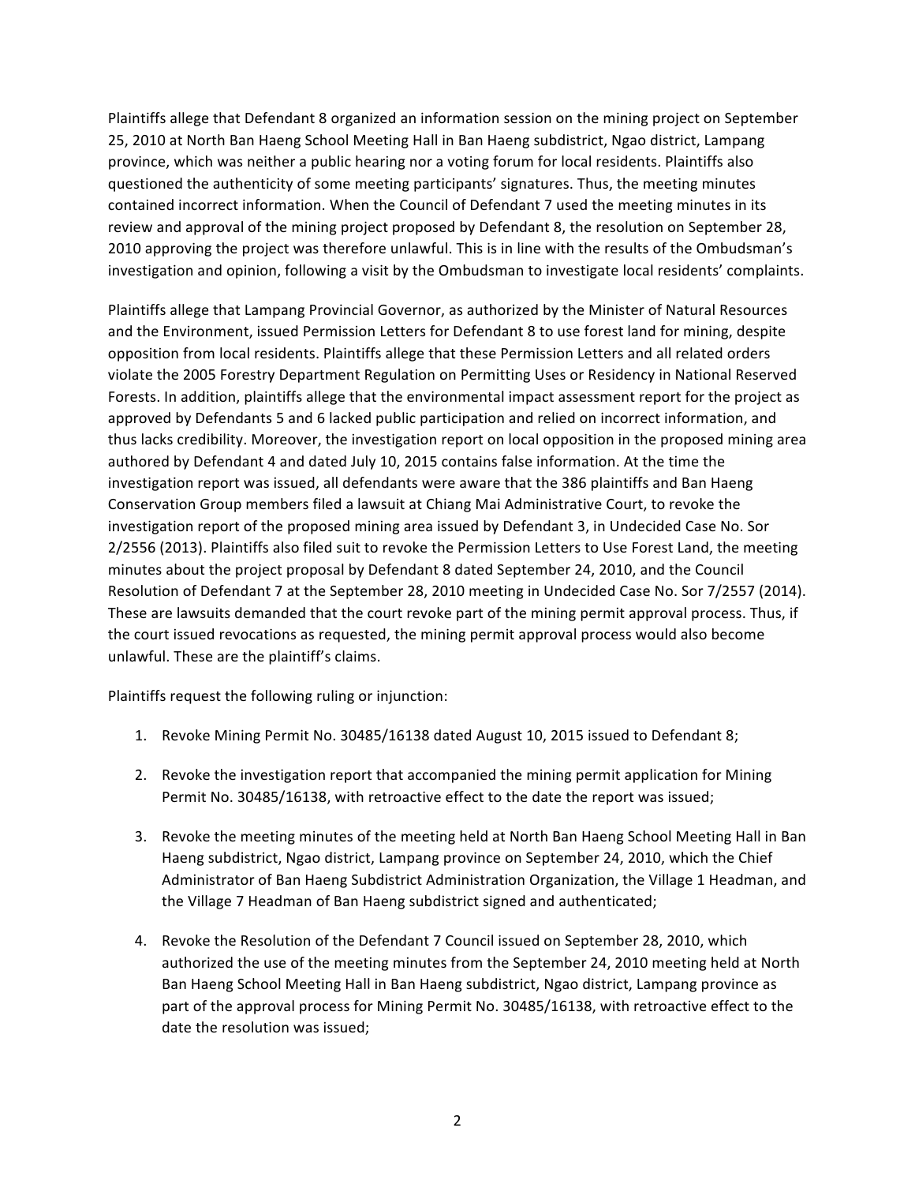Plaintiffs allege that Defendant 8 organized an information session on the mining project on September 25, 2010 at North Ban Haeng School Meeting Hall in Ban Haeng subdistrict, Ngao district, Lampang province, which was neither a public hearing nor a voting forum for local residents. Plaintiffs also questioned the authenticity of some meeting participants' signatures. Thus, the meeting minutes contained incorrect information. When the Council of Defendant 7 used the meeting minutes in its review and approval of the mining project proposed by Defendant 8, the resolution on September 28, 2010 approving the project was therefore unlawful. This is in line with the results of the Ombudsman's investigation and opinion, following a visit by the Ombudsman to investigate local residents' complaints.

Plaintiffs allege that Lampang Provincial Governor, as authorized by the Minister of Natural Resources and the Environment, issued Permission Letters for Defendant 8 to use forest land for mining, despite opposition from local residents. Plaintiffs allege that these Permission Letters and all related orders violate the 2005 Forestry Department Regulation on Permitting Uses or Residency in National Reserved Forests. In addition, plaintiffs allege that the environmental impact assessment report for the project as approved by Defendants 5 and 6 lacked public participation and relied on incorrect information, and thus lacks credibility. Moreover, the investigation report on local opposition in the proposed mining area authored by Defendant 4 and dated July 10, 2015 contains false information. At the time the investigation report was issued, all defendants were aware that the 386 plaintiffs and Ban Haeng Conservation Group members filed a lawsuit at Chiang Mai Administrative Court, to revoke the investigation report of the proposed mining area issued by Defendant 3, in Undecided Case No. Sor 2/2556 (2013). Plaintiffs also filed suit to revoke the Permission Letters to Use Forest Land, the meeting minutes about the project proposal by Defendant 8 dated September 24, 2010, and the Council Resolution of Defendant 7 at the September 28, 2010 meeting in Undecided Case No. Sor 7/2557 (2014). These are lawsuits demanded that the court revoke part of the mining permit approval process. Thus, if the court issued revocations as requested, the mining permit approval process would also become unlawful. These are the plaintiff's claims.

Plaintiffs request the following ruling or injunction:

1. Revoke Mining Permit No. 30485/16138 dated August 10, 2015 issued to Defendant 8;

2. Revoke the investigation report that accompanied the mining permit application for Mining Permit No. 30485/16138, with retroactive effect to the date the report was issued;

3. Revoke the meeting minutes of the meeting held at North Ban Haeng School Meeting Hall in Ban Haeng subdistrict, Ngao district, Lampang province on September 24, 2010, which the Chief Administrator of Ban Haeng Subdistrict Administration Organization, the Village 1 Headman, and the Village 7 Headman of Ban Haeng subdistrict signed and authenticated;

4. Revoke the Resolution of the Defendant 7 Council issued on September 28, 2010, which authorized the use of the meeting minutes from the September 24, 2010 meeting held at North Ban Haeng School Meeting Hall in Ban Haeng subdistrict, Ngao district, Lampang province as part of the approval process for Mining Permit No. 30485/16138, with retroactive effect to the date the resolution was issued;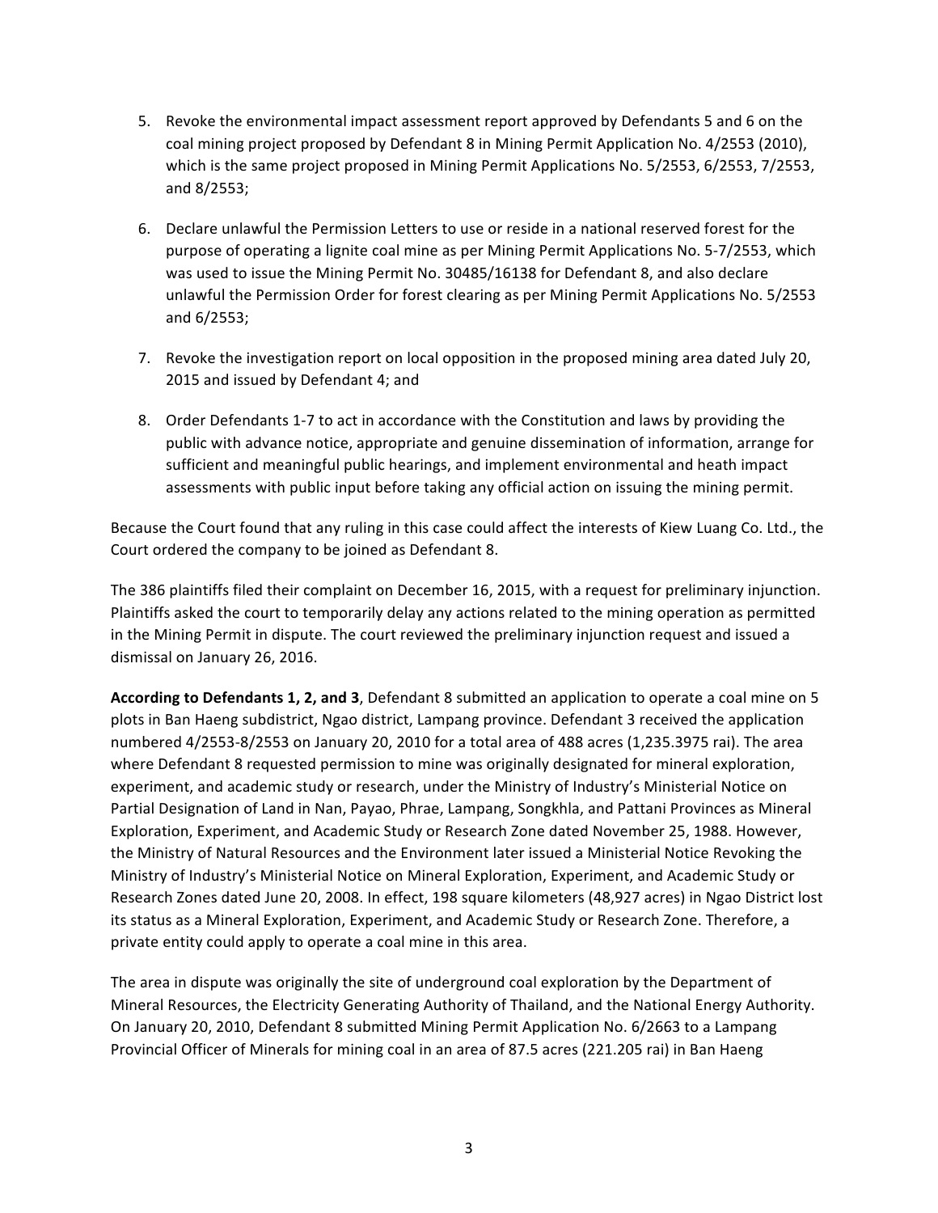5. Revoke the environmental impact assessment report approved by Defendants 5 and 6 on the coal mining project proposed by Defendant 8 in Mining Permit Application No. 4/2553 (2010), which is the same project proposed in Mining Permit Applications No. 5/2553, 6/2553, 7/2553, and 8/2553;

6. Declare unlawful the Permission Letters to use or reside in a national reserved forest for the purpose of operating a lignite coal mine as per Mining Permit Applications No. 5-7/2553, which was used to issue the Mining Permit No. 30485/16138 for Defendant 8, and also declare unlawful the Permission Order for forest clearing as per Mining Permit Applications No. 5/2553 and 6/2553;

7. Revoke the investigation report on local opposition in the proposed mining area dated July 20, 2015 and issued by Defendant 4; and

8. Order Defendants 1-7 to act in accordance with the Constitution and laws by providing the public with advance notice, appropriate and genuine dissemination of information, arrange for sufficient and meaningful public hearings, and implement environmental and heath impact assessments with public input before taking any official action on issuing the mining permit.

Because the Court found that any ruling in this case could affect the interests of Kiew Luang Co. Ltd., the Court ordered the company to be joined as Defendant 8.

The 386 plaintiffs filed their complaint on December 16, 2015, with a request for preliminary injunction. Plaintiffs asked the court to temporarily delay any actions related to the mining operation as permitted in the Mining Permit in dispute. The court reviewed the preliminary injunction request and issued a dismissal on January 26, 2016.

**According to Defendants 1, 2, and 3**, Defendant 8 submitted an application to operate a coal mine on 5 plots in Ban Haeng subdistrict, Ngao district, Lampang province. Defendant 3 received the application numbered 4/2553-8/2553 on January 20, 2010 for a total area of 488 acres (1,235.3975 rai). The area where Defendant 8 requested permission to mine was originally designated for mineral exploration, experiment, and academic study or research, under the Ministry of Industry's Ministerial Notice on Partial Designation of Land in Nan, Payao, Phrae, Lampang, Songkhla, and Pattani Provinces as Mineral Exploration, Experiment, and Academic Study or Research Zone dated November 25, 1988. However, the Ministry of Natural Resources and the Environment later issued a Ministerial Notice Revoking the Ministry of Industry's Ministerial Notice on Mineral Exploration, Experiment, and Academic Study or Research Zones dated June 20, 2008. In effect, 198 square kilometers (48,927 acres) in Ngao District lost its status as a Mineral Exploration, Experiment, and Academic Study or Research Zone. Therefore, a private entity could apply to operate a coal mine in this area.

The area in dispute was originally the site of underground coal exploration by the Department of Mineral Resources, the Electricity Generating Authority of Thailand, and the National Energy Authority. On January 20, 2010, Defendant 8 submitted Mining Permit Application No. 6/2663 to a Lampang Provincial Officer of Minerals for mining coal in an area of 87.5 acres (221.205 rai) in Ban Haeng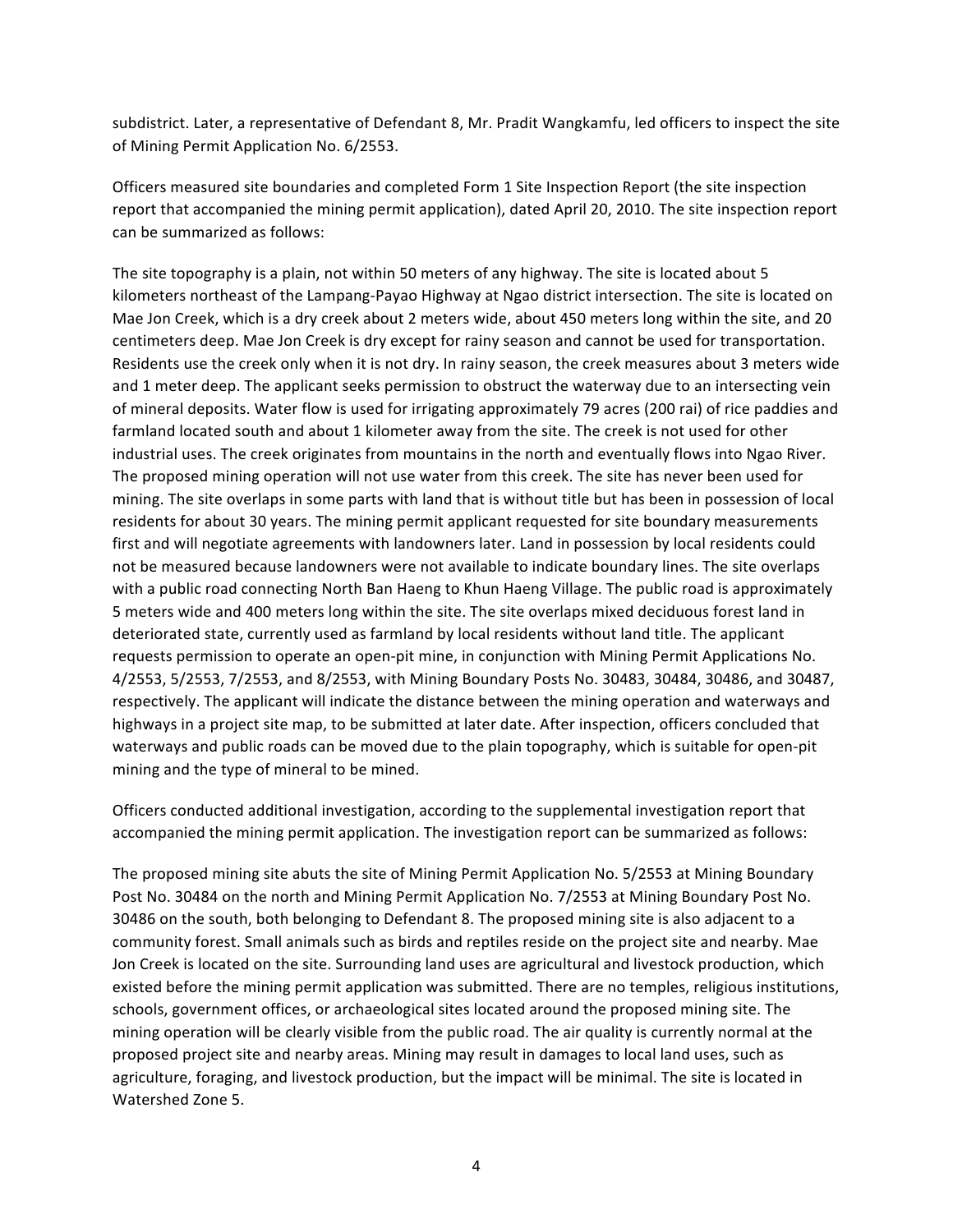subdistrict. Later, a representative of Defendant 8, Mr. Pradit Wangkamfu, led officers to inspect the site of Mining Permit Application No. 6/2553.

Officers measured site boundaries and completed Form 1 Site Inspection Report (the site inspection report that accompanied the mining permit application), dated April 20, 2010. The site inspection report can be summarized as follows:

The site topography is a plain, not within 50 meters of any highway. The site is located about 5 kilometers northeast of the Lampang-Payao Highway at Ngao district intersection. The site is located on Mae Jon Creek, which is a dry creek about 2 meters wide, about 450 meters long within the site, and 20 centimeters deep. Mae Jon Creek is dry except for rainy season and cannot be used for transportation. Residents use the creek only when it is not dry. In rainy season, the creek measures about 3 meters wide and 1 meter deep. The applicant seeks permission to obstruct the waterway due to an intersecting vein of mineral deposits. Water flow is used for irrigating approximately 79 acres (200 rai) of rice paddies and farmland located south and about 1 kilometer away from the site. The creek is not used for other industrial uses. The creek originates from mountains in the north and eventually flows into Ngao River. The proposed mining operation will not use water from this creek. The site has never been used for mining. The site overlaps in some parts with land that is without title but has been in possession of local residents for about 30 years. The mining permit applicant requested for site boundary measurements first and will negotiate agreements with landowners later. Land in possession by local residents could not be measured because landowners were not available to indicate boundary lines. The site overlaps with a public road connecting North Ban Haeng to Khun Haeng Village. The public road is approximately 5 meters wide and 400 meters long within the site. The site overlaps mixed deciduous forest land in deteriorated state, currently used as farmland by local residents without land title. The applicant requests permission to operate an open-pit mine, in conjunction with Mining Permit Applications No. 4/2553, 5/2553, 7/2553, and 8/2553, with Mining Boundary Posts No. 30483, 30484, 30486, and 30487, respectively. The applicant will indicate the distance between the mining operation and waterways and highways in a project site map, to be submitted at later date. After inspection, officers concluded that waterways and public roads can be moved due to the plain topography, which is suitable for open-pit mining and the type of mineral to be mined.

Officers conducted additional investigation, according to the supplemental investigation report that accompanied the mining permit application. The investigation report can be summarized as follows:

The proposed mining site abuts the site of Mining Permit Application No. 5/2553 at Mining Boundary Post No. 30484 on the north and Mining Permit Application No. 7/2553 at Mining Boundary Post No. 30486 on the south, both belonging to Defendant 8. The proposed mining site is also adjacent to a community forest. Small animals such as birds and reptiles reside on the project site and nearby. Mae Jon Creek is located on the site. Surrounding land uses are agricultural and livestock production, which existed before the mining permit application was submitted. There are no temples, religious institutions, schools, government offices, or archaeological sites located around the proposed mining site. The mining operation will be clearly visible from the public road. The air quality is currently normal at the proposed project site and nearby areas. Mining may result in damages to local land uses, such as agriculture, foraging, and livestock production, but the impact will be minimal. The site is located in Watershed Zone 5.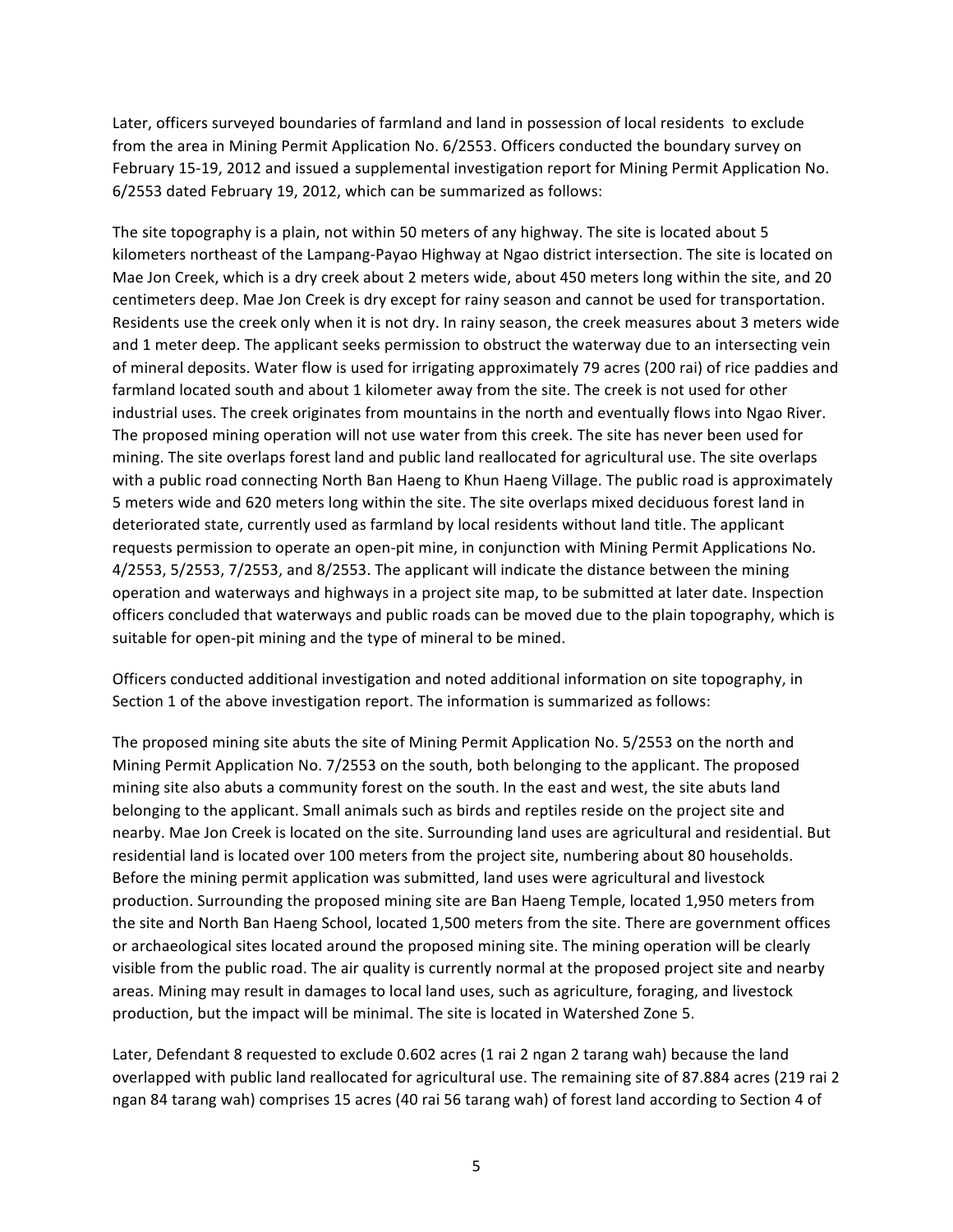Later, officers surveyed boundaries of farmland and land in possession of local residents to exclude from the area in Mining Permit Application No. 6/2553. Officers conducted the boundary survey on February 15-19, 2012 and issued a supplemental investigation report for Mining Permit Application No. 6/2553 dated February 19, 2012, which can be summarized as follows:

The site topography is a plain, not within 50 meters of any highway. The site is located about 5 kilometers northeast of the Lampang-Payao Highway at Ngao district intersection. The site is located on Mae Jon Creek, which is a dry creek about 2 meters wide, about 450 meters long within the site, and 20 centimeters deep. Mae Jon Creek is dry except for rainy season and cannot be used for transportation. Residents use the creek only when it is not dry. In rainy season, the creek measures about 3 meters wide and 1 meter deep. The applicant seeks permission to obstruct the waterway due to an intersecting vein of mineral deposits. Water flow is used for irrigating approximately 79 acres (200 rai) of rice paddies and farmland located south and about 1 kilometer away from the site. The creek is not used for other industrial uses. The creek originates from mountains in the north and eventually flows into Ngao River. The proposed mining operation will not use water from this creek. The site has never been used for mining. The site overlaps forest land and public land reallocated for agricultural use. The site overlaps with a public road connecting North Ban Haeng to Khun Haeng Village. The public road is approximately 5 meters wide and 620 meters long within the site. The site overlaps mixed deciduous forest land in deteriorated state, currently used as farmland by local residents without land title. The applicant requests permission to operate an open-pit mine, in conjunction with Mining Permit Applications No. 4/2553, 5/2553, 7/2553, and 8/2553. The applicant will indicate the distance between the mining operation and waterways and highways in a project site map, to be submitted at later date. Inspection officers concluded that waterways and public roads can be moved due to the plain topography, which is suitable for open-pit mining and the type of mineral to be mined.

Officers conducted additional investigation and noted additional information on site topography, in Section 1 of the above investigation report. The information is summarized as follows:

The proposed mining site abuts the site of Mining Permit Application No. 5/2553 on the north and Mining Permit Application No. 7/2553 on the south, both belonging to the applicant. The proposed mining site also abuts a community forest on the south. In the east and west, the site abuts land belonging to the applicant. Small animals such as birds and reptiles reside on the project site and nearby. Mae Jon Creek is located on the site. Surrounding land uses are agricultural and residential. But residential land is located over 100 meters from the project site, numbering about 80 households. Before the mining permit application was submitted, land uses were agricultural and livestock production. Surrounding the proposed mining site are Ban Haeng Temple, located 1,950 meters from the site and North Ban Haeng School, located 1,500 meters from the site. There are government offices or archaeological sites located around the proposed mining site. The mining operation will be clearly visible from the public road. The air quality is currently normal at the proposed project site and nearby areas. Mining may result in damages to local land uses, such as agriculture, foraging, and livestock production, but the impact will be minimal. The site is located in Watershed Zone 5.

Later, Defendant 8 requested to exclude 0.602 acres (1 rai 2 ngan 2 tarang wah) because the land overlapped with public land reallocated for agricultural use. The remaining site of 87.884 acres (219 rai 2 ngan 84 tarang wah) comprises 15 acres (40 rai 56 tarang wah) of forest land according to Section 4 of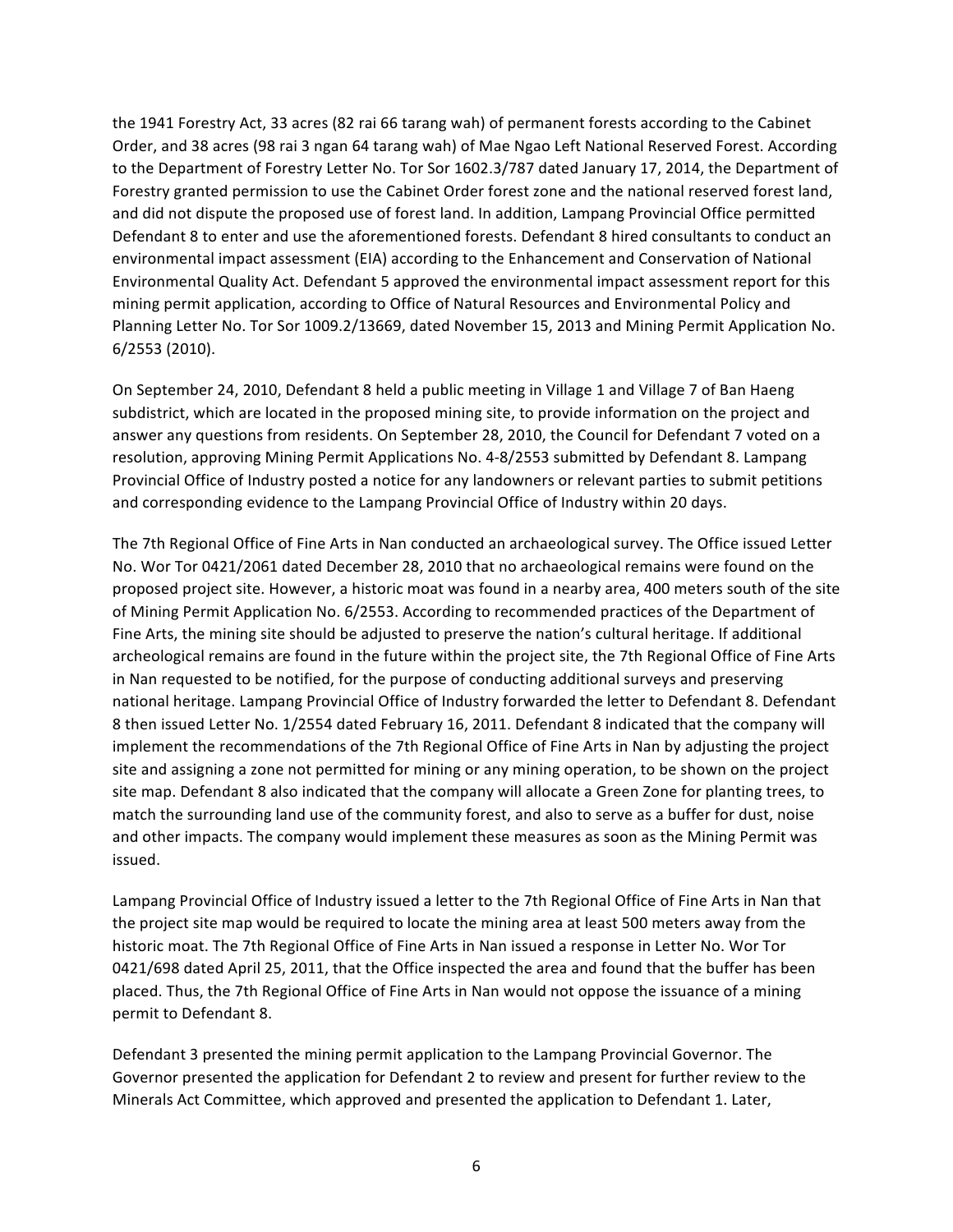the 1941 Forestry Act, 33 acres (82 rai 66 tarang wah) of permanent forests according to the Cabinet Order, and 38 acres (98 rai 3 ngan 64 tarang wah) of Mae Ngao Left National Reserved Forest. According to the Department of Forestry Letter No. Tor Sor 1602.3/787 dated January 17, 2014, the Department of Forestry granted permission to use the Cabinet Order forest zone and the national reserved forest land, and did not dispute the proposed use of forest land. In addition, Lampang Provincial Office permitted Defendant 8 to enter and use the aforementioned forests. Defendant 8 hired consultants to conduct an environmental impact assessment (EIA) according to the Enhancement and Conservation of National Environmental Quality Act. Defendant 5 approved the environmental impact assessment report for this mining permit application, according to Office of Natural Resources and Environmental Policy and Planning Letter No. Tor Sor 1009.2/13669, dated November 15, 2013 and Mining Permit Application No. 6/2553 (2010).

On September 24, 2010, Defendant 8 held a public meeting in Village 1 and Village 7 of Ban Haeng subdistrict, which are located in the proposed mining site, to provide information on the project and answer any questions from residents. On September 28, 2010, the Council for Defendant 7 voted on a resolution, approving Mining Permit Applications No. 4-8/2553 submitted by Defendant 8. Lampang Provincial Office of Industry posted a notice for any landowners or relevant parties to submit petitions and corresponding evidence to the Lampang Provincial Office of Industry within 20 days.

The 7th Regional Office of Fine Arts in Nan conducted an archaeological survey. The Office issued Letter No. Wor Tor 0421/2061 dated December 28, 2010 that no archaeological remains were found on the proposed project site. However, a historic moat was found in a nearby area, 400 meters south of the site of Mining Permit Application No. 6/2553. According to recommended practices of the Department of Fine Arts, the mining site should be adjusted to preserve the nation's cultural heritage. If additional archeological remains are found in the future within the project site, the 7th Regional Office of Fine Arts in Nan requested to be notified, for the purpose of conducting additional surveys and preserving national heritage. Lampang Provincial Office of Industry forwarded the letter to Defendant 8. Defendant 8 then issued Letter No. 1/2554 dated February 16, 2011. Defendant 8 indicated that the company will implement the recommendations of the 7th Regional Office of Fine Arts in Nan by adjusting the project site and assigning a zone not permitted for mining or any mining operation, to be shown on the project site map. Defendant 8 also indicated that the company will allocate a Green Zone for planting trees, to match the surrounding land use of the community forest, and also to serve as a buffer for dust, noise and other impacts. The company would implement these measures as soon as the Mining Permit was issued.

Lampang Provincial Office of Industry issued a letter to the 7th Regional Office of Fine Arts in Nan that the project site map would be required to locate the mining area at least 500 meters away from the historic moat. The 7th Regional Office of Fine Arts in Nan issued a response in Letter No. Wor Tor 0421/698 dated April 25, 2011, that the Office inspected the area and found that the buffer has been placed. Thus, the 7th Regional Office of Fine Arts in Nan would not oppose the issuance of a mining permit to Defendant 8.

Defendant 3 presented the mining permit application to the Lampang Provincial Governor. The Governor presented the application for Defendant 2 to review and present for further review to the Minerals Act Committee, which approved and presented the application to Defendant 1. Later,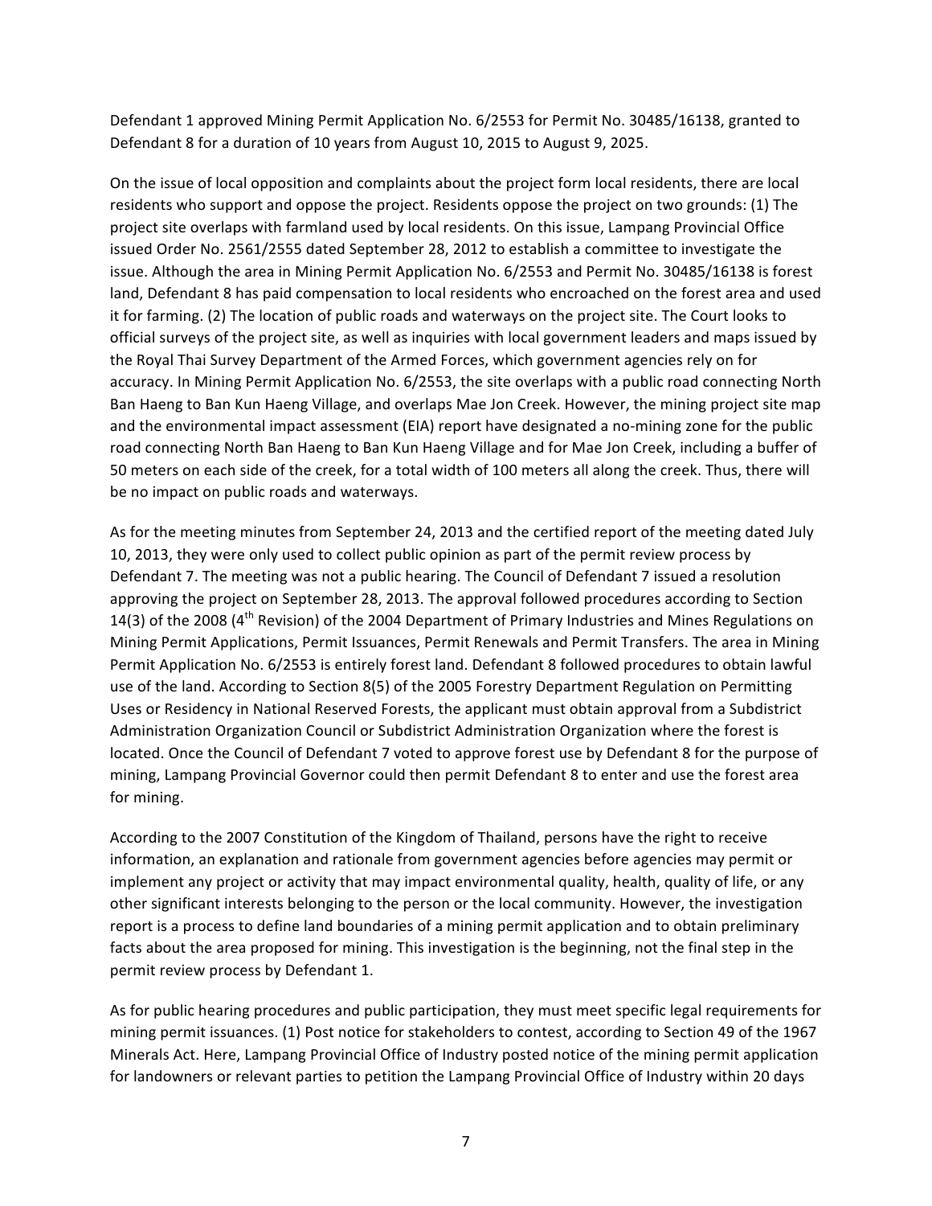Defendant 1 approved Mining Permit Application No. 6/2553 for Permit No. 30485/16138, granted to Defendant 8 for a duration of 10 years from August 10, 2015 to August 9, 2025.

On the issue of local opposition and complaints about the project form local residents, there are local residents who support and oppose the project. Residents oppose the project on two grounds: (1) The project site overlaps with farmland used by local residents. On this issue, Lampang Provincial Office issued Order No. 2561/2555 dated September 28, 2012 to establish a committee to investigate the issue. Although the area in Mining Permit Application No. 6/2553 and Permit No. 30485/16138 is forest land, Defendant 8 has paid compensation to local residents who encroached on the forest area and used it for farming. (2) The location of public roads and waterways on the project site. The Court looks to official surveys of the project site, as well as inquiries with local government leaders and maps issued by the Royal Thai Survey Department of the Armed Forces, which government agencies rely on for accuracy. In Mining Permit Application No. 6/2553, the site overlaps with a public road connecting North Ban Haeng to Ban Kun Haeng Village, and overlaps Mae Jon Creek. However, the mining project site map and the environmental impact assessment (EIA) report have designated a no-mining zone for the public road connecting North Ban Haeng to Ban Kun Haeng Village and for Mae Jon Creek, including a buffer of 50 meters on each side of the creek, for a total width of 100 meters all along the creek. Thus, there will be no impact on public roads and waterways.

As for the meeting minutes from September 24, 2013 and the certified report of the meeting dated July 10, 2013, they were only used to collect public opinion as part of the permit review process by Defendant 7. The meeting was not a public hearing. The Council of Defendant 7 issued a resolution approving the project on September 28, 2013. The approval followed procedures according to Section 14(3) of the 2008 (4th Revision) of the 2004 Department of Primary Industries and Mines Regulations on Mining Permit Applications, Permit Issuances, Permit Renewals and Permit Transfers. The area in Mining Permit Application No. 6/2553 is entirely forest land. Defendant 8 followed procedures to obtain lawful use of the land. According to Section 8(5) of the 2005 Forestry Department Regulation on Permitting Uses or Residency in National Reserved Forests, the applicant must obtain approval from a Subdistrict Administration Organization Council or Subdistrict Administration Organization where the forest is located. Once the Council of Defendant 7 voted to approve forest use by Defendant 8 for the purpose of mining, Lampang Provincial Governor could then permit Defendant 8 to enter and use the forest area for mining.

According to the 2007 Constitution of the Kingdom of Thailand, persons have the right to receive information, an explanation and rationale from government agencies before agencies may permit or implement any project or activity that may impact environmental quality, health, quality of life, or any other significant interests belonging to the person or the local community. However, the investigation report is a process to define land boundaries of a mining permit application and to obtain preliminary facts about the area proposed for mining. This investigation is the beginning, not the final step in the permit review process by Defendant 1.

As for public hearing procedures and public participation, they must meet specific legal requirements for mining permit issuances. (1) Post notice for stakeholders to contest, according to Section 49 of the 1967 Minerals Act. Here, Lampang Provincial Office of Industry posted notice of the mining permit application for landowners or relevant parties to petition the Lampang Provincial Office of Industry within 20 days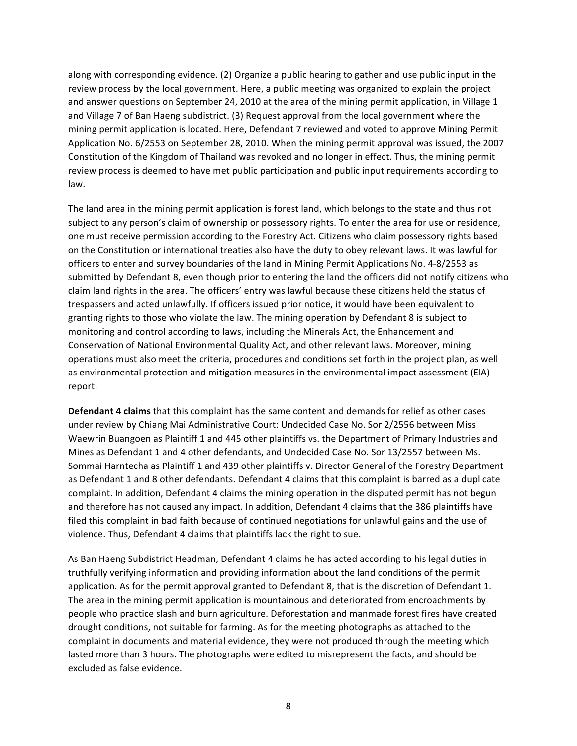along with corresponding evidence. (2) Organize a public hearing to gather and use public input in the review process by the local government. Here, a public meeting was organized to explain the project and answer questions on September 24, 2010 at the area of the mining permit application, in Village 1 and Village 7 of Ban Haeng subdistrict. (3) Request approval from the local government where the mining permit application is located. Here, Defendant 7 reviewed and voted to approve Mining Permit Application No. 6/2553 on September 28, 2010. When the mining permit approval was issued, the 2007 Constitution of the Kingdom of Thailand was revoked and no longer in effect. Thus, the mining permit review process is deemed to have met public participation and public input requirements according to law.

The land area in the mining permit application is forest land, which belongs to the state and thus not subject to any person's claim of ownership or possessory rights. To enter the area for use or residence, one must receive permission according to the Forestry Act. Citizens who claim possessory rights based on the Constitution or international treaties also have the duty to obey relevant laws. It was lawful for officers to enter and survey boundaries of the land in Mining Permit Applications No. 4-8/2553 as submitted by Defendant 8, even though prior to entering the land the officers did not notify citizens who claim land rights in the area. The officers' entry was lawful because these citizens held the status of trespassers and acted unlawfully. If officers issued prior notice, it would have been equivalent to granting rights to those who violate the law. The mining operation by Defendant 8 is subject to monitoring and control according to laws, including the Minerals Act, the Enhancement and Conservation of National Environmental Quality Act, and other relevant laws. Moreover, mining operations must also meet the criteria, procedures and conditions set forth in the project plan, as well as environmental protection and mitigation measures in the environmental impact assessment (EIA) report.

**Defendant 4 claims** that this complaint has the same content and demands for relief as other cases under review by Chiang Mai Administrative Court: Undecided Case No. Sor 2/2556 between Miss Waewrin Buangoen as Plaintiff 1 and 445 other plaintiffs vs. the Department of Primary Industries and Mines as Defendant 1 and 4 other defendants, and Undecided Case No. Sor 13/2557 between Ms. Sommai Harntecha as Plaintiff 1 and 439 other plaintiffs v. Director General of the Forestry Department as Defendant 1 and 8 other defendants. Defendant 4 claims that this complaint is barred as a duplicate complaint. In addition, Defendant 4 claims the mining operation in the disputed permit has not begun and therefore has not caused any impact. In addition, Defendant 4 claims that the 386 plaintiffs have filed this complaint in bad faith because of continued negotiations for unlawful gains and the use of violence. Thus, Defendant 4 claims that plaintiffs lack the right to sue.

As Ban Haeng Subdistrict Headman, Defendant 4 claims he has acted according to his legal duties in truthfully verifying information and providing information about the land conditions of the permit application. As for the permit approval granted to Defendant 8, that is the discretion of Defendant 1. The area in the mining permit application is mountainous and deteriorated from encroachments by people who practice slash and burn agriculture. Deforestation and manmade forest fires have created drought conditions, not suitable for farming. As for the meeting photographs as attached to the complaint in documents and material evidence, they were not produced through the meeting which lasted more than 3 hours. The photographs were edited to misrepresent the facts, and should be excluded as false evidence.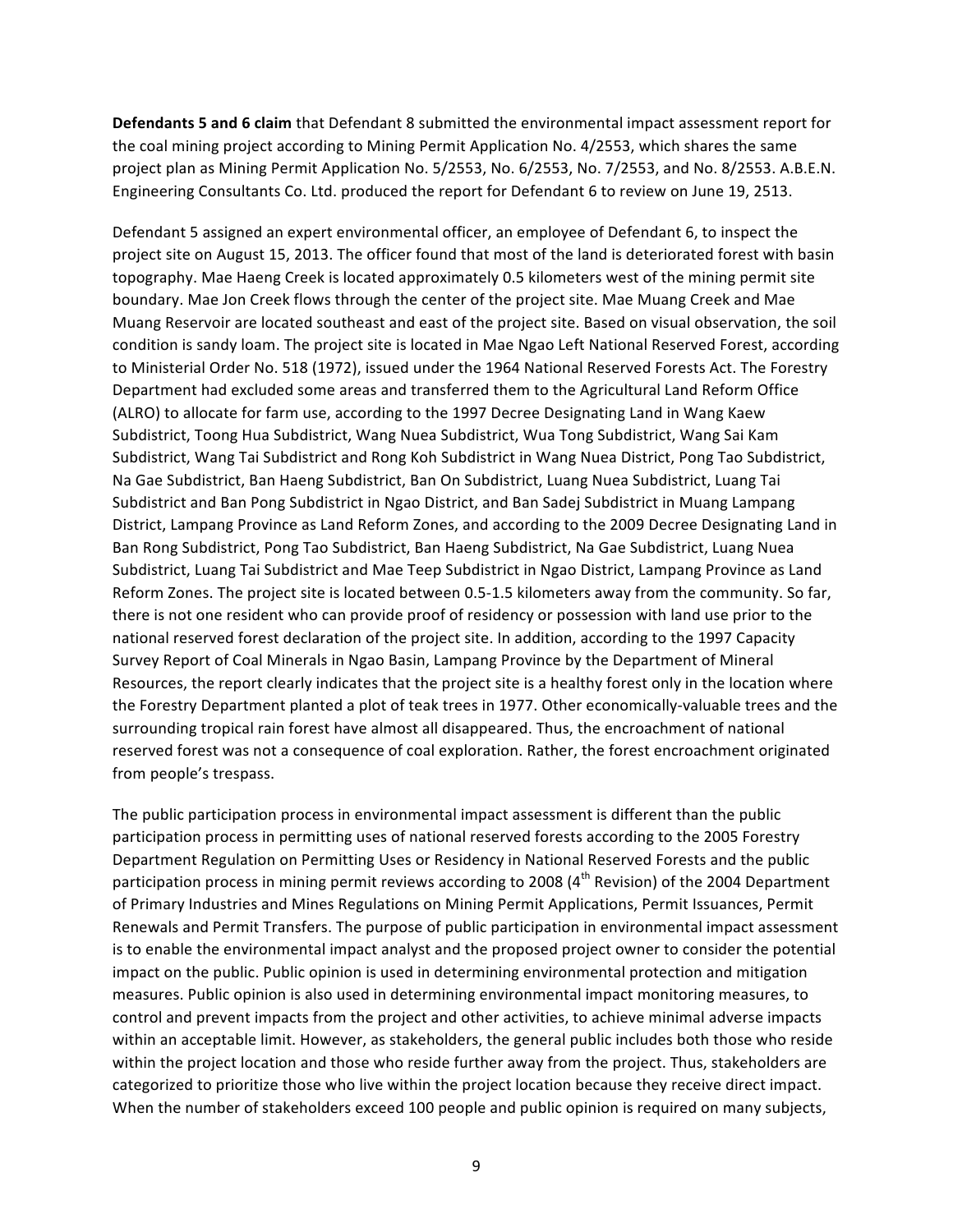**Defendants 5 and 6 claim** that Defendant 8 submitted the environmental impact assessment report for the coal mining project according to Mining Permit Application No. 4/2553, which shares the same project plan as Mining Permit Application No. 5/2553, No. 6/2553, No. 7/2553, and No. 8/2553. A.B.E.N. Engineering Consultants Co. Ltd. produced the report for Defendant 6 to review on June 19, 2513.

Defendant 5 assigned an expert environmental officer, an employee of Defendant 6, to inspect the project site on August 15, 2013. The officer found that most of the land is deteriorated forest with basin topography. Mae Haeng Creek is located approximately 0.5 kilometers west of the mining permit site boundary. Mae Jon Creek flows through the center of the project site. Mae Muang Creek and Mae Muang Reservoir are located southeast and east of the project site. Based on visual observation, the soil condition is sandy loam. The project site is located in Mae Ngao Left National Reserved Forest, according to Ministerial Order No. 518 (1972), issued under the 1964 National Reserved Forests Act. The Forestry Department had excluded some areas and transferred them to the Agricultural Land Reform Office (ALRO) to allocate for farm use, according to the 1997 Decree Designating Land in Wang Kaew Subdistrict, Toong Hua Subdistrict, Wang Nuea Subdistrict, Wua Tong Subdistrict, Wang Sai Kam Subdistrict, Wang Tai Subdistrict and Rong Koh Subdistrict in Wang Nuea District, Pong Tao Subdistrict, Na Gae Subdistrict, Ban Haeng Subdistrict, Ban On Subdistrict, Luang Nuea Subdistrict, Luang Tai Subdistrict and Ban Pong Subdistrict in Ngao District, and Ban Sadej Subdistrict in Muang Lampang District, Lampang Province as Land Reform Zones, and according to the 2009 Decree Designating Land in Ban Rong Subdistrict, Pong Tao Subdistrict, Ban Haeng Subdistrict, Na Gae Subdistrict, Luang Nuea Subdistrict, Luang Tai Subdistrict and Mae Teep Subdistrict in Ngao District, Lampang Province as Land Reform Zones. The project site is located between 0.5-1.5 kilometers away from the community. So far, there is not one resident who can provide proof of residency or possession with land use prior to the national reserved forest declaration of the project site. In addition, according to the 1997 Capacity Survey Report of Coal Minerals in Ngao Basin, Lampang Province by the Department of Mineral Resources, the report clearly indicates that the project site is a healthy forest only in the location where the Forestry Department planted a plot of teak trees in 1977. Other economically-valuable trees and the surrounding tropical rain forest have almost all disappeared. Thus, the encroachment of national reserved forest was not a consequence of coal exploration. Rather, the forest encroachment originated from people's trespass.

The public participation process in environmental impact assessment is different than the public participation process in permitting uses of national reserved forests according to the 2005 Forestry Department Regulation on Permitting Uses or Residency in National Reserved Forests and the public participation process in mining permit reviews according to 2008 (4th Revision) of the 2004 Department of Primary Industries and Mines Regulations on Mining Permit Applications, Permit Issuances, Permit Renewals and Permit Transfers. The purpose of public participation in environmental impact assessment is to enable the environmental impact analyst and the proposed project owner to consider the potential impact on the public. Public opinion is used in determining environmental protection and mitigation measures. Public opinion is also used in determining environmental impact monitoring measures, to control and prevent impacts from the project and other activities, to achieve minimal adverse impacts within an acceptable limit. However, as stakeholders, the general public includes both those who reside within the project location and those who reside further away from the project. Thus, stakeholders are categorized to prioritize those who live within the project location because they receive direct impact. When the number of stakeholders exceed 100 people and public opinion is required on many subjects,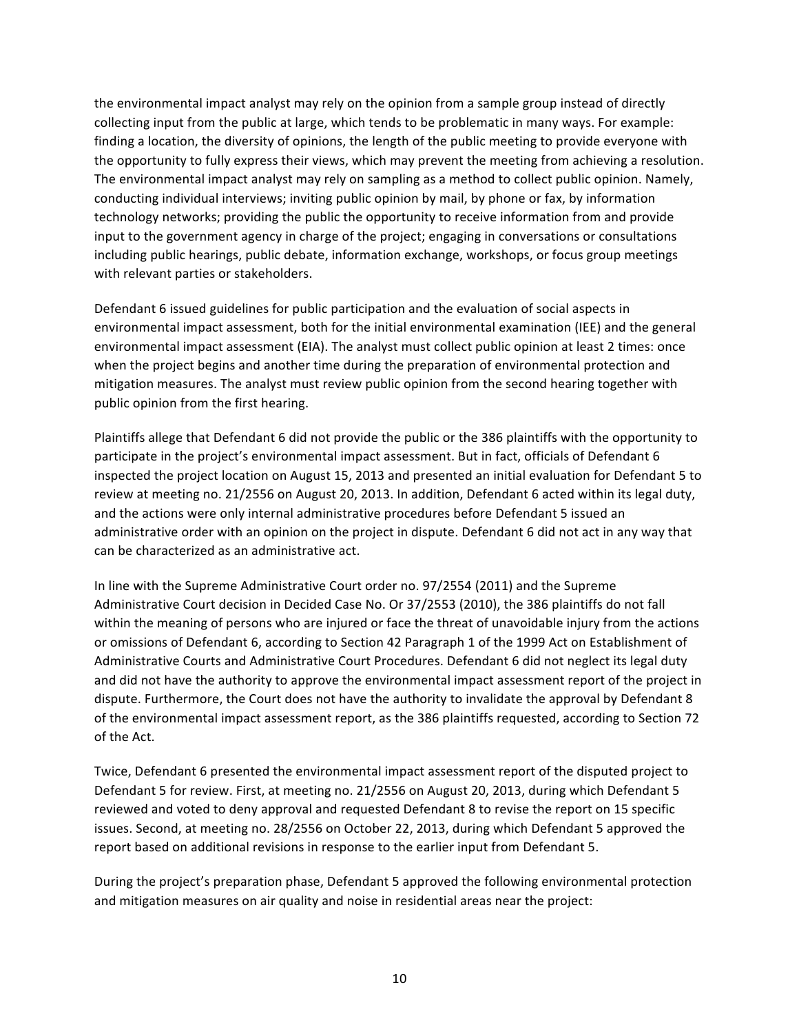the environmental impact analyst may rely on the opinion from a sample group instead of directly collecting input from the public at large, which tends to be problematic in many ways. For example: finding a location, the diversity of opinions, the length of the public meeting to provide everyone with the opportunity to fully express their views, which may prevent the meeting from achieving a resolution. The environmental impact analyst may rely on sampling as a method to collect public opinion. Namely, conducting individual interviews; inviting public opinion by mail, by phone or fax, by information technology networks; providing the public the opportunity to receive information from and provide input to the government agency in charge of the project; engaging in conversations or consultations including public hearings, public debate, information exchange, workshops, or focus group meetings with relevant parties or stakeholders.

Defendant 6 issued guidelines for public participation and the evaluation of social aspects in environmental impact assessment, both for the initial environmental examination (IEE) and the general environmental impact assessment (EIA). The analyst must collect public opinion at least 2 times: once when the project begins and another time during the preparation of environmental protection and mitigation measures. The analyst must review public opinion from the second hearing together with public opinion from the first hearing.

Plaintiffs allege that Defendant 6 did not provide the public or the 386 plaintiffs with the opportunity to participate in the project's environmental impact assessment. But in fact, officials of Defendant 6 inspected the project location on August 15, 2013 and presented an initial evaluation for Defendant 5 to review at meeting no. 21/2556 on August 20, 2013. In addition, Defendant 6 acted within its legal duty, and the actions were only internal administrative procedures before Defendant 5 issued an administrative order with an opinion on the project in dispute. Defendant 6 did not act in any way that can be characterized as an administrative act.

In line with the Supreme Administrative Court order no. 97/2554 (2011) and the Supreme Administrative Court decision in Decided Case No. Or 37/2553 (2010), the 386 plaintiffs do not fall within the meaning of persons who are injured or face the threat of unavoidable injury from the actions or omissions of Defendant 6, according to Section 42 Paragraph 1 of the 1999 Act on Establishment of Administrative Courts and Administrative Court Procedures. Defendant 6 did not neglect its legal duty and did not have the authority to approve the environmental impact assessment report of the project in dispute. Furthermore, the Court does not have the authority to invalidate the approval by Defendant 8 of the environmental impact assessment report, as the 386 plaintiffs requested, according to Section 72 of the Act.

Twice, Defendant 6 presented the environmental impact assessment report of the disputed project to Defendant 5 for review. First, at meeting no. 21/2556 on August 20, 2013, during which Defendant 5 reviewed and voted to deny approval and requested Defendant 8 to revise the report on 15 specific issues. Second, at meeting no. 28/2556 on October 22, 2013, during which Defendant 5 approved the report based on additional revisions in response to the earlier input from Defendant 5.

During the project's preparation phase, Defendant 5 approved the following environmental protection and mitigation measures on air quality and noise in residential areas near the project: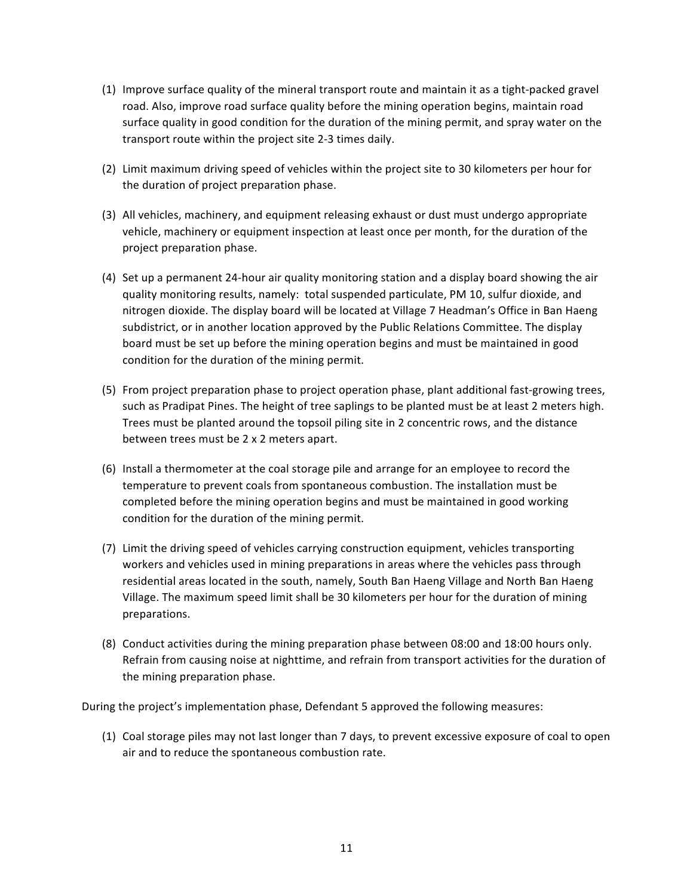(1) Improve surface quality of the mineral transport route and maintain it as a tight-packed gravel road. Also, improve road surface quality before the mining operation begins, maintain road surface quality in good condition for the duration of the mining permit, and spray water on the transport route within the project site 2-3 times daily.

(2) Limit maximum driving speed of vehicles within the project site to 30 kilometers per hour for the duration of project preparation phase.

(3) All vehicles, machinery, and equipment releasing exhaust or dust must undergo appropriate vehicle, machinery or equipment inspection at least once per month, for the duration of the project preparation phase.

(4) Set up a permanent 24-hour air quality monitoring station and a display board showing the air quality monitoring results, namely: total suspended particulate, PM 10, sulfur dioxide, and nitrogen dioxide. The display board will be located at Village 7 Headman's Office in Ban Haeng subdistrict, or in another location approved by the Public Relations Committee. The display board must be set up before the mining operation begins and must be maintained in good condition for the duration of the mining permit.

(5) From project preparation phase to project operation phase, plant additional fast-growing trees, such as Pradipat Pines. The height of tree saplings to be planted must be at least 2 meters high. Trees must be planted around the topsoil piling site in 2 concentric rows, and the distance between trees must be 2 x 2 meters apart.

(6) Install a thermometer at the coal storage pile and arrange for an employee to record the temperature to prevent coals from spontaneous combustion. The installation must be completed before the mining operation begins and must be maintained in good working condition for the duration of the mining permit.

(7) Limit the driving speed of vehicles carrying construction equipment, vehicles transporting workers and vehicles used in mining preparations in areas where the vehicles pass through residential areas located in the south, namely, South Ban Haeng Village and North Ban Haeng Village. The maximum speed limit shall be 30 kilometers per hour for the duration of mining preparations.

(8) Conduct activities during the mining preparation phase between 08:00 and 18:00 hours only. Refrain from causing noise at nighttime, and refrain from transport activities for the duration of the mining preparation phase.

During the project's implementation phase, Defendant 5 approved the following measures:

(1) Coal storage piles may not last longer than 7 days, to prevent excessive exposure of coal to open air and to reduce the spontaneous combustion rate.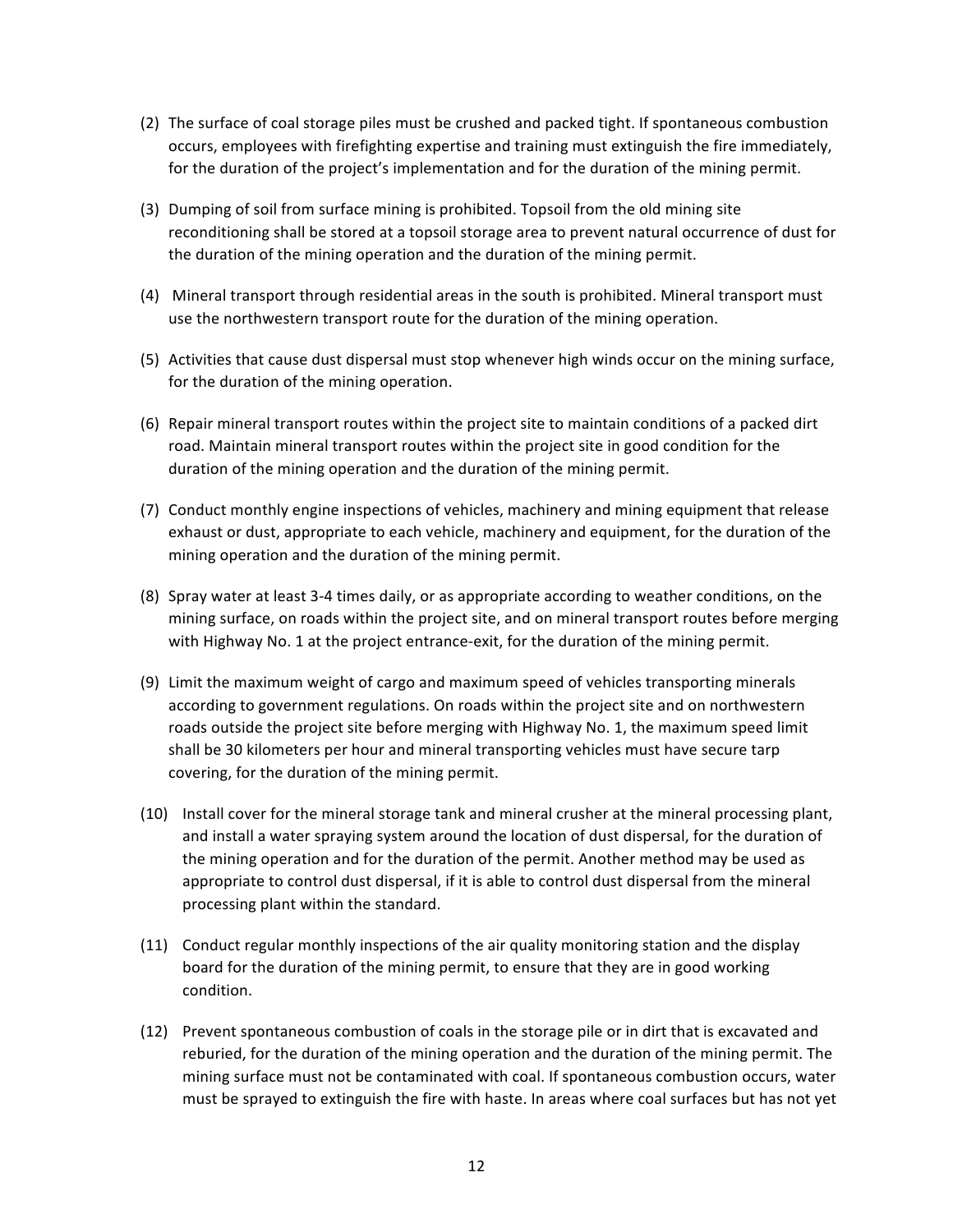(2) The surface of coal storage piles must be crushed and packed tight. If spontaneous combustion occurs, employees with firefighting expertise and training must extinguish the fire immediately, for the duration of the project's implementation and for the duration of the mining permit.

(3) Dumping of soil from surface mining is prohibited. Topsoil from the old mining site reconditioning shall be stored at a topsoil storage area to prevent natural occurrence of dust for the duration of the mining operation and the duration of the mining permit.

(4) Mineral transport through residential areas in the south is prohibited. Mineral transport must use the northwestern transport route for the duration of the mining operation.

(5) Activities that cause dust dispersal must stop whenever high winds occur on the mining surface, for the duration of the mining operation.

(6) Repair mineral transport routes within the project site to maintain conditions of a packed dirt road. Maintain mineral transport routes within the project site in good condition for the duration of the mining operation and the duration of the mining permit.

(7) Conduct monthly engine inspections of vehicles, machinery and mining equipment that release exhaust or dust, appropriate to each vehicle, machinery and equipment, for the duration of the mining operation and the duration of the mining permit.

(8) Spray water at least 3-4 times daily, or as appropriate according to weather conditions, on the mining surface, on roads within the project site, and on mineral transport routes before merging with Highway No. 1 at the project entrance-exit, for the duration of the mining permit.

(9) Limit the maximum weight of cargo and maximum speed of vehicles transporting minerals according to government regulations. On roads within the project site and on northwestern roads outside the project site before merging with Highway No. 1, the maximum speed limit shall be 30 kilometers per hour and mineral transporting vehicles must have secure tarp covering, for the duration of the mining permit.

(10) Install cover for the mineral storage tank and mineral crusher at the mineral processing plant, and install a water spraying system around the location of dust dispersal, for the duration of the mining operation and for the duration of the permit. Another method may be used as appropriate to control dust dispersal, if it is able to control dust dispersal from the mineral processing plant within the standard.

(11) Conduct regular monthly inspections of the air quality monitoring station and the display board for the duration of the mining permit, to ensure that they are in good working condition.

(12) Prevent spontaneous combustion of coals in the storage pile or in dirt that is excavated and reburied, for the duration of the mining operation and the duration of the mining permit. The mining surface must not be contaminated with coal. If spontaneous combustion occurs, water must be sprayed to extinguish the fire with haste. In areas where coal surfaces but has not yet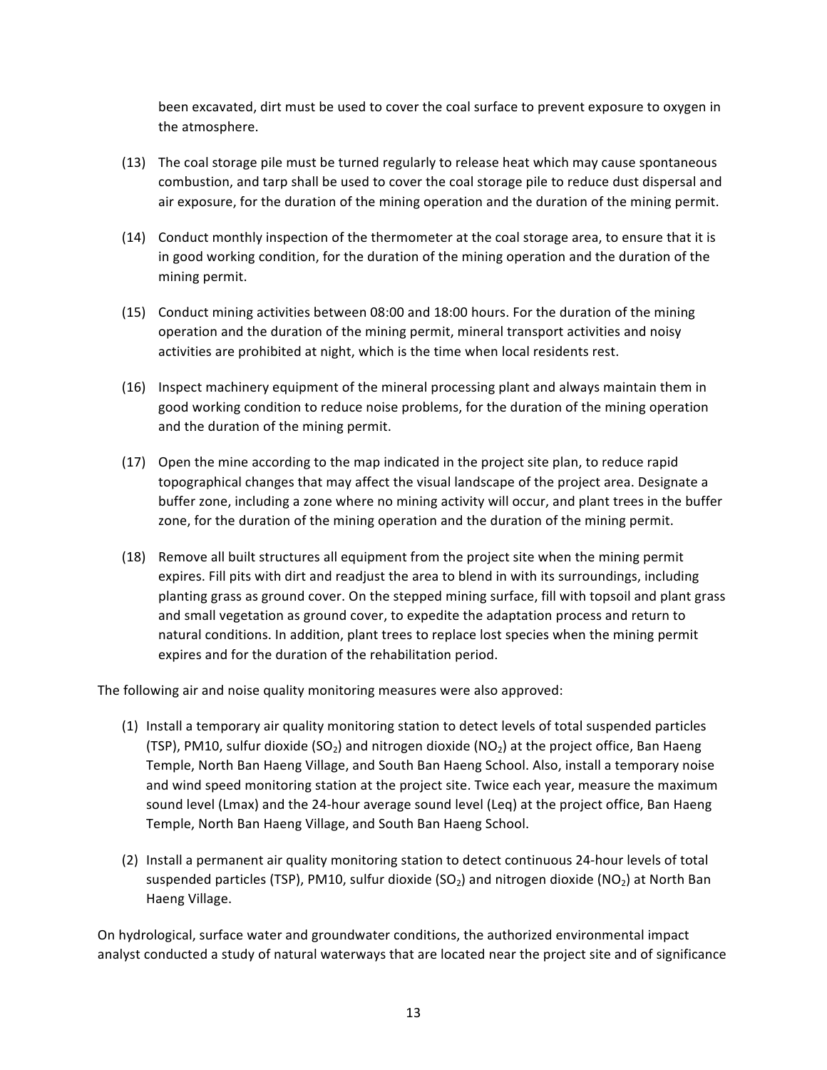been excavated, dirt must be used to cover the coal surface to prevent exposure to oxygen in the atmosphere.

(13) The coal storage pile must be turned regularly to release heat which may cause spontaneous combustion, and tarp shall be used to cover the coal storage pile to reduce dust dispersal and air exposure, for the duration of the mining operation and the duration of the mining permit.

(14) Conduct monthly inspection of the thermometer at the coal storage area, to ensure that it is in good working condition, for the duration of the mining operation and the duration of the mining permit.

(15) Conduct mining activities between 08:00 and 18:00 hours. For the duration of the mining operation and the duration of the mining permit, mineral transport activities and noisy activities are prohibited at night, which is the time when local residents rest.

(16) Inspect machinery equipment of the mineral processing plant and always maintain them in good working condition to reduce noise problems, for the duration of the mining operation and the duration of the mining permit.

(17) Open the mine according to the map indicated in the project site plan, to reduce rapid topographical changes that may affect the visual landscape of the project area. Designate a buffer zone, including a zone where no mining activity will occur, and plant trees in the buffer zone, for the duration of the mining operation and the duration of the mining permit.

(18) Remove all built structures all equipment from the project site when the mining permit expires. Fill pits with dirt and readjust the area to blend in with its surroundings, including planting grass as ground cover. On the stepped mining surface, fill with topsoil and plant grass and small vegetation as ground cover, to expedite the adaptation process and return to natural conditions. In addition, plant trees to replace lost species when the mining permit expires and for the duration of the rehabilitation period.

The following air and noise quality monitoring measures were also approved:

(1) Install a temporary air quality monitoring station to detect levels of total suspended particles (TSP), PM10, sulfur dioxide ($SO_2$) and nitrogen dioxide ($NO_2$) at the project office, Ban Haeng Temple, North Ban Haeng Village, and South Ban Haeng School. Also, install a temporary noise and wind speed monitoring station at the project site. Twice each year, measure the maximum sound level (Lmax) and the 24-hour average sound level (Leq) at the project office, Ban Haeng Temple, North Ban Haeng Village, and South Ban Haeng School.

(2) Install a permanent air quality monitoring station to detect continuous 24-hour levels of total suspended particles (TSP), PM10, sulfur dioxide ($SO_2$) and nitrogen dioxide ($NO_2$) at North Ban Haeng Village.

On hydrological, surface water and groundwater conditions, the authorized environmental impact analyst conducted a study of natural waterways that are located near the project site and of significance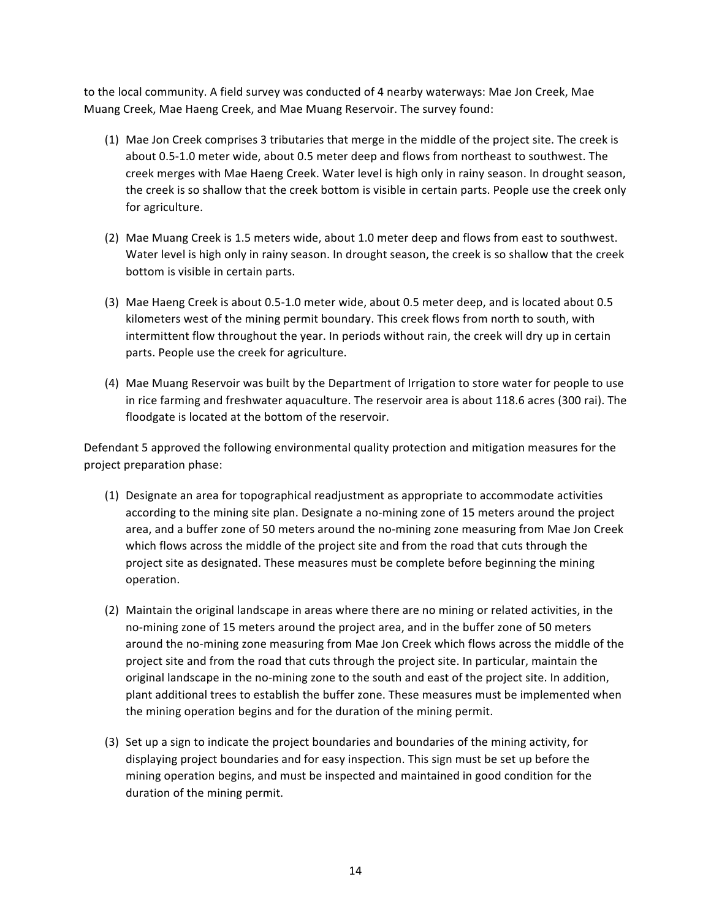to the local community. A field survey was conducted of 4 nearby waterways: Mae Jon Creek, Mae Muang Creek, Mae Haeng Creek, and Mae Muang Reservoir. The survey found:

(1) Mae Jon Creek comprises 3 tributaries that merge in the middle of the project site. The creek is about 0.5-1.0 meter wide, about 0.5 meter deep and flows from northeast to southwest. The creek merges with Mae Haeng Creek. Water level is high only in rainy season. In drought season, the creek is so shallow that the creek bottom is visible in certain parts. People use the creek only for agriculture.

(2) Mae Muang Creek is 1.5 meters wide, about 1.0 meter deep and flows from east to southwest. Water level is high only in rainy season. In drought season, the creek is so shallow that the creek bottom is visible in certain parts.

(3) Mae Haeng Creek is about 0.5-1.0 meter wide, about 0.5 meter deep, and is located about 0.5 kilometers west of the mining permit boundary. This creek flows from north to south, with intermittent flow throughout the year. In periods without rain, the creek will dry up in certain parts. People use the creek for agriculture.

(4) Mae Muang Reservoir was built by the Department of Irrigation to store water for people to use in rice farming and freshwater aquaculture. The reservoir area is about 118.6 acres (300 rai). The floodgate is located at the bottom of the reservoir.

Defendant 5 approved the following environmental quality protection and mitigation measures for the project preparation phase:

(1) Designate an area for topographical readjustment as appropriate to accommodate activities according to the mining site plan. Designate a no-mining zone of 15 meters around the project area, and a buffer zone of 50 meters around the no-mining zone measuring from Mae Jon Creek which flows across the middle of the project site and from the road that cuts through the project site as designated. These measures must be complete before beginning the mining operation.

(2) Maintain the original landscape in areas where there are no mining or related activities, in the no-mining zone of 15 meters around the project area, and in the buffer zone of 50 meters around the no-mining zone measuring from Mae Jon Creek which flows across the middle of the project site and from the road that cuts through the project site. In particular, maintain the original landscape in the no-mining zone to the south and east of the project site. In addition, plant additional trees to establish the buffer zone. These measures must be implemented when the mining operation begins and for the duration of the mining permit.

(3) Set up a sign to indicate the project boundaries and boundaries of the mining activity, for displaying project boundaries and for easy inspection. This sign must be set up before the mining operation begins, and must be inspected and maintained in good condition for the duration of the mining permit.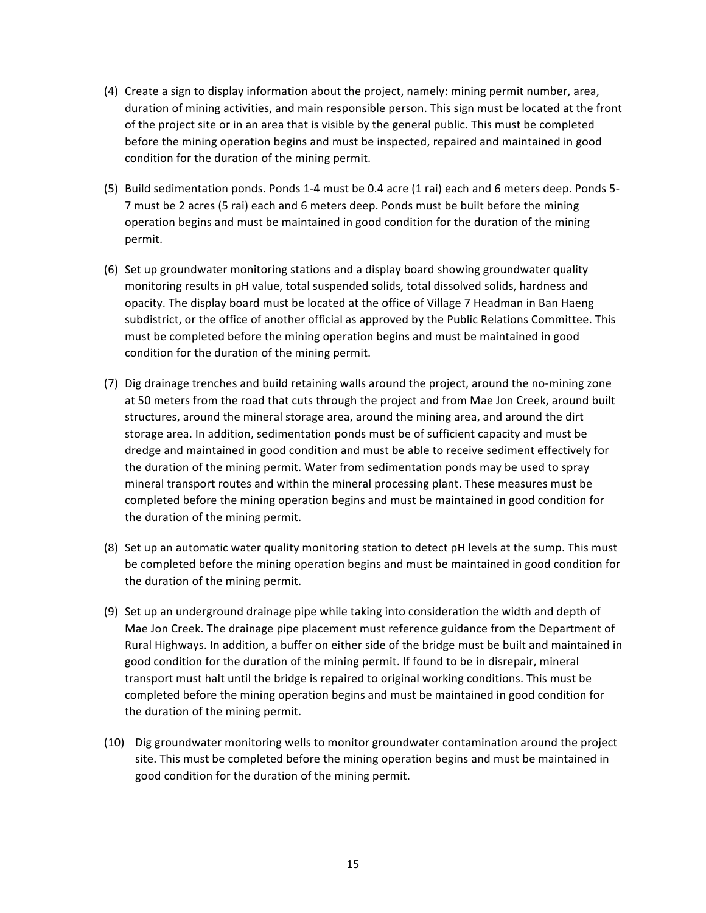(4) Create a sign to display information about the project, namely: mining permit number, area, duration of mining activities, and main responsible person. This sign must be located at the front of the project site or in an area that is visible by the general public. This must be completed before the mining operation begins and must be inspected, repaired and maintained in good condition for the duration of the mining permit.

(5) Build sedimentation ponds. Ponds 1-4 must be 0.4 acre (1 rai) each and 6 meters deep. Ponds 5-7 must be 2 acres (5 rai) each and 6 meters deep. Ponds must be built before the mining operation begins and must be maintained in good condition for the duration of the mining permit.

(6) Set up groundwater monitoring stations and a display board showing groundwater quality monitoring results in pH value, total suspended solids, total dissolved solids, hardness and opacity. The display board must be located at the office of Village 7 Headman in Ban Haeng subdistrict, or the office of another official as approved by the Public Relations Committee. This must be completed before the mining operation begins and must be maintained in good condition for the duration of the mining permit.

(7) Dig drainage trenches and build retaining walls around the project, around the no-mining zone at 50 meters from the road that cuts through the project and from Mae Jon Creek, around built structures, around the mineral storage area, around the mining area, and around the dirt storage area. In addition, sedimentation ponds must be of sufficient capacity and must be dredge and maintained in good condition and must be able to receive sediment effectively for the duration of the mining permit. Water from sedimentation ponds may be used to spray mineral transport routes and within the mineral processing plant. These measures must be completed before the mining operation begins and must be maintained in good condition for the duration of the mining permit.

(8) Set up an automatic water quality monitoring station to detect pH levels at the sump. This must be completed before the mining operation begins and must be maintained in good condition for the duration of the mining permit.

(9) Set up an underground drainage pipe while taking into consideration the width and depth of Mae Jon Creek. The drainage pipe placement must reference guidance from the Department of Rural Highways. In addition, a buffer on either side of the bridge must be built and maintained in good condition for the duration of the mining permit. If found to be in disrepair, mineral transport must halt until the bridge is repaired to original working conditions. This must be completed before the mining operation begins and must be maintained in good condition for the duration of the mining permit.

(10) Dig groundwater monitoring wells to monitor groundwater contamination around the project site. This must be completed before the mining operation begins and must be maintained in good condition for the duration of the mining permit.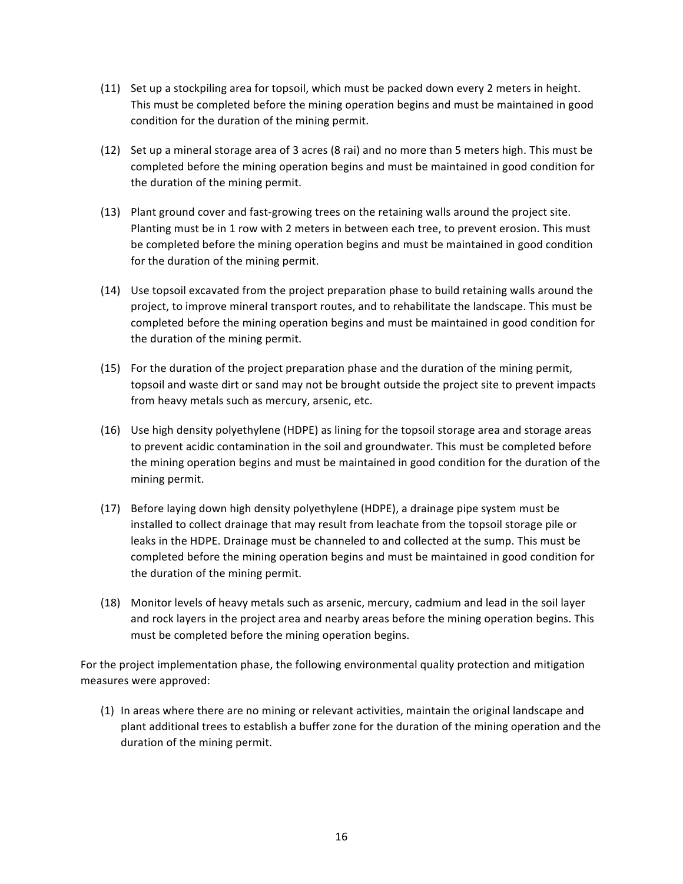(11) Set up a stockpiling area for topsoil, which must be packed down every 2 meters in height. This must be completed before the mining operation begins and must be maintained in good condition for the duration of the mining permit.

(12) Set up a mineral storage area of 3 acres (8 rai) and no more than 5 meters high. This must be completed before the mining operation begins and must be maintained in good condition for the duration of the mining permit.

(13) Plant ground cover and fast-growing trees on the retaining walls around the project site. Planting must be in 1 row with 2 meters in between each tree, to prevent erosion. This must be completed before the mining operation begins and must be maintained in good condition for the duration of the mining permit.

(14) Use topsoil excavated from the project preparation phase to build retaining walls around the project, to improve mineral transport routes, and to rehabilitate the landscape. This must be completed before the mining operation begins and must be maintained in good condition for the duration of the mining permit.

(15) For the duration of the project preparation phase and the duration of the mining permit, topsoil and waste dirt or sand may not be brought outside the project site to prevent impacts from heavy metals such as mercury, arsenic, etc.

(16) Use high density polyethylene (HDPE) as lining for the topsoil storage area and storage areas to prevent acidic contamination in the soil and groundwater. This must be completed before the mining operation begins and must be maintained in good condition for the duration of the mining permit.

(17) Before laying down high density polyethylene (HDPE), a drainage pipe system must be installed to collect drainage that may result from leachate from the topsoil storage pile or leaks in the HDPE. Drainage must be channeled to and collected at the sump. This must be completed before the mining operation begins and must be maintained in good condition for the duration of the mining permit.

(18) Monitor levels of heavy metals such as arsenic, mercury, cadmium and lead in the soil layer and rock layers in the project area and nearby areas before the mining operation begins. This must be completed before the mining operation begins.

For the project implementation phase, the following environmental quality protection and mitigation measures were approved:

(1) In areas where there are no mining or relevant activities, maintain the original landscape and plant additional trees to establish a buffer zone for the duration of the mining operation and the duration of the mining permit.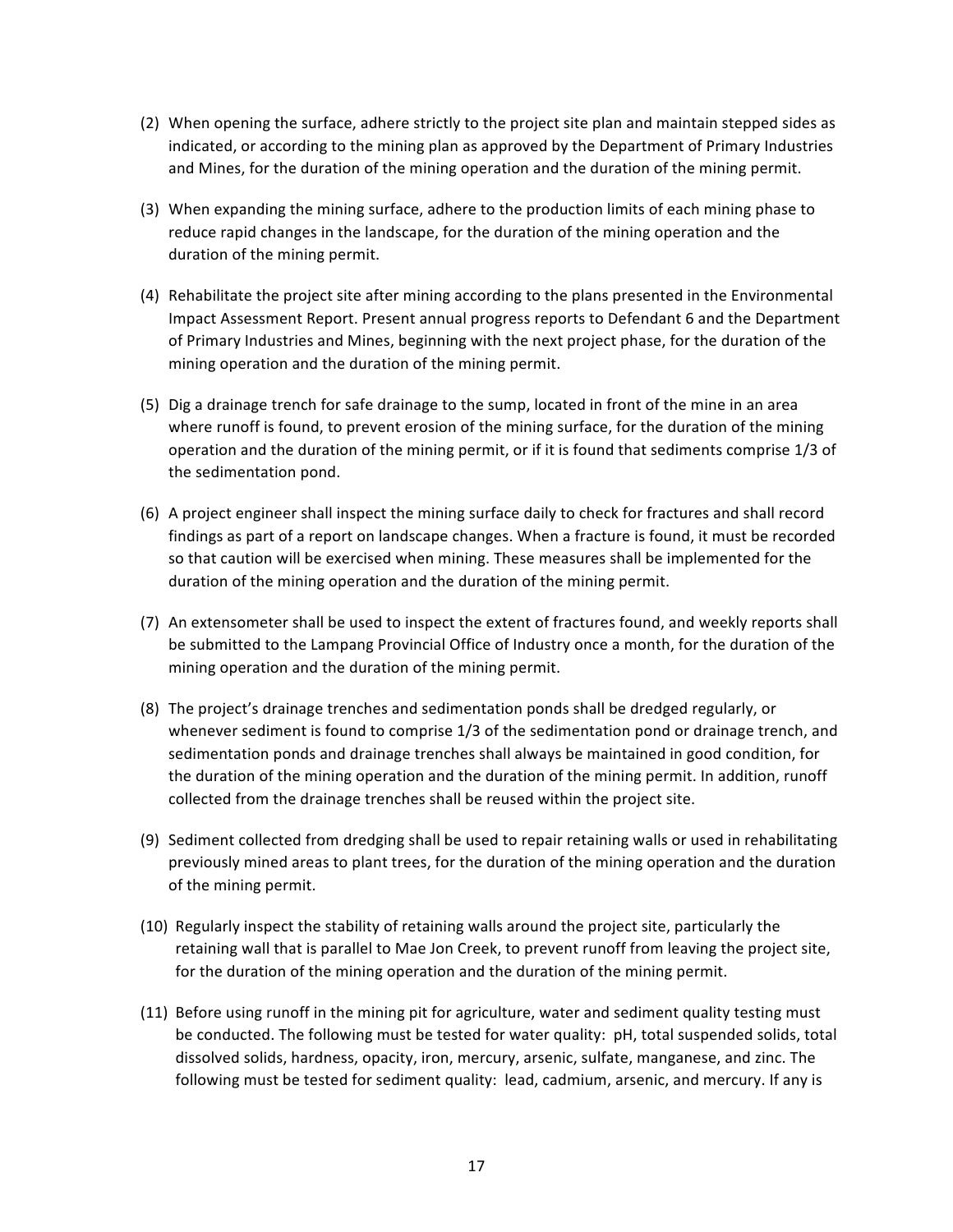(2) When opening the surface, adhere strictly to the project site plan and maintain stepped sides as indicated, or according to the mining plan as approved by the Department of Primary Industries and Mines, for the duration of the mining operation and the duration of the mining permit.

(3) When expanding the mining surface, adhere to the production limits of each mining phase to reduce rapid changes in the landscape, for the duration of the mining operation and the duration of the mining permit.

(4) Rehabilitate the project site after mining according to the plans presented in the Environmental Impact Assessment Report. Present annual progress reports to Defendant 6 and the Department of Primary Industries and Mines, beginning with the next project phase, for the duration of the mining operation and the duration of the mining permit.

(5) Dig a drainage trench for safe drainage to the sump, located in front of the mine in an area where runoff is found, to prevent erosion of the mining surface, for the duration of the mining operation and the duration of the mining permit, or if it is found that sediments comprise 1/3 of the sedimentation pond.

(6) A project engineer shall inspect the mining surface daily to check for fractures and shall record findings as part of a report on landscape changes. When a fracture is found, it must be recorded so that caution will be exercised when mining. These measures shall be implemented for the duration of the mining operation and the duration of the mining permit.

(7) An extensometer shall be used to inspect the extent of fractures found, and weekly reports shall be submitted to the Lampang Provincial Office of Industry once a month, for the duration of the mining operation and the duration of the mining permit.

(8) The project's drainage trenches and sedimentation ponds shall be dredged regularly, or whenever sediment is found to comprise 1/3 of the sedimentation pond or drainage trench, and sedimentation ponds and drainage trenches shall always be maintained in good condition, for the duration of the mining operation and the duration of the mining permit. In addition, runoff collected from the drainage trenches shall be reused within the project site.

(9) Sediment collected from dredging shall be used to repair retaining walls or used in rehabilitating previously mined areas to plant trees, for the duration of the mining operation and the duration of the mining permit.

(10) Regularly inspect the stability of retaining walls around the project site, particularly the retaining wall that is parallel to Mae Jon Creek, to prevent runoff from leaving the project site, for the duration of the mining operation and the duration of the mining permit.

(11) Before using runoff in the mining pit for agriculture, water and sediment quality testing must be conducted. The following must be tested for water quality: pH, total suspended solids, total dissolved solids, hardness, opacity, iron, mercury, arsenic, sulfate, manganese, and zinc. The following must be tested for sediment quality: lead, cadmium, arsenic, and mercury. If any is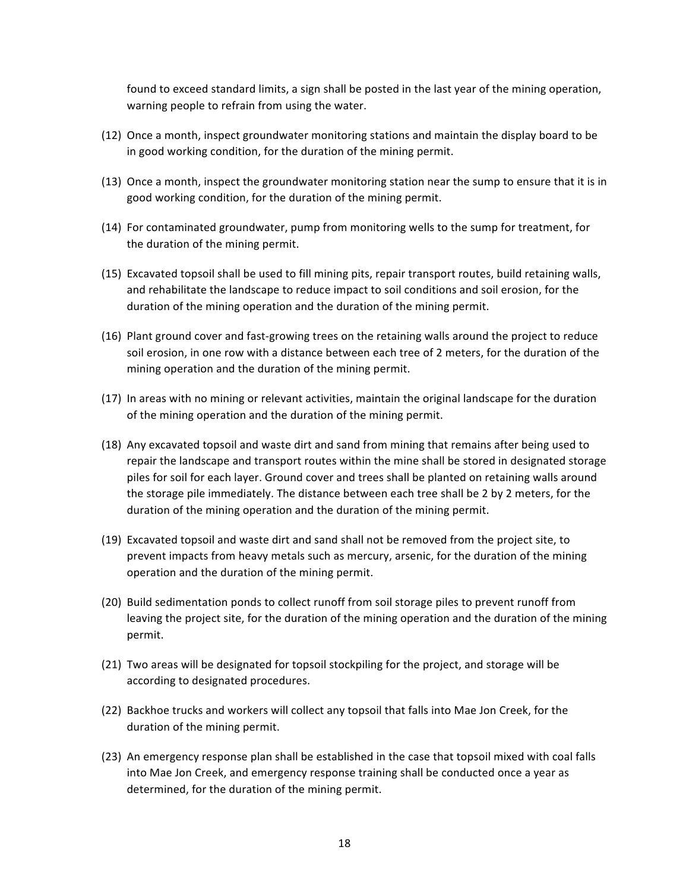found to exceed standard limits, a sign shall be posted in the last year of the mining operation, warning people to refrain from using the water.

(12) Once a month, inspect groundwater monitoring stations and maintain the display board to be in good working condition, for the duration of the mining permit.

(13) Once a month, inspect the groundwater monitoring station near the sump to ensure that it is in good working condition, for the duration of the mining permit.

(14) For contaminated groundwater, pump from monitoring wells to the sump for treatment, for the duration of the mining permit.

(15) Excavated topsoil shall be used to fill mining pits, repair transport routes, build retaining walls, and rehabilitate the landscape to reduce impact to soil conditions and soil erosion, for the duration of the mining operation and the duration of the mining permit.

(16) Plant ground cover and fast-growing trees on the retaining walls around the project to reduce soil erosion, in one row with a distance between each tree of 2 meters, for the duration of the mining operation and the duration of the mining permit.

(17) In areas with no mining or relevant activities, maintain the original landscape for the duration of the mining operation and the duration of the mining permit.

(18) Any excavated topsoil and waste dirt and sand from mining that remains after being used to repair the landscape and transport routes within the mine shall be stored in designated storage piles for soil for each layer. Ground cover and trees shall be planted on retaining walls around the storage pile immediately. The distance between each tree shall be 2 by 2 meters, for the duration of the mining operation and the duration of the mining permit.

(19) Excavated topsoil and waste dirt and sand shall not be removed from the project site, to prevent impacts from heavy metals such as mercury, arsenic, for the duration of the mining operation and the duration of the mining permit.

(20) Build sedimentation ponds to collect runoff from soil storage piles to prevent runoff from leaving the project site, for the duration of the mining operation and the duration of the mining permit.

(21) Two areas will be designated for topsoil stockpiling for the project, and storage will be according to designated procedures.

(22) Backhoe trucks and workers will collect any topsoil that falls into Mae Jon Creek, for the duration of the mining permit.

(23) An emergency response plan shall be established in the case that topsoil mixed with coal falls into Mae Jon Creek, and emergency response training shall be conducted once a year as determined, for the duration of the mining permit.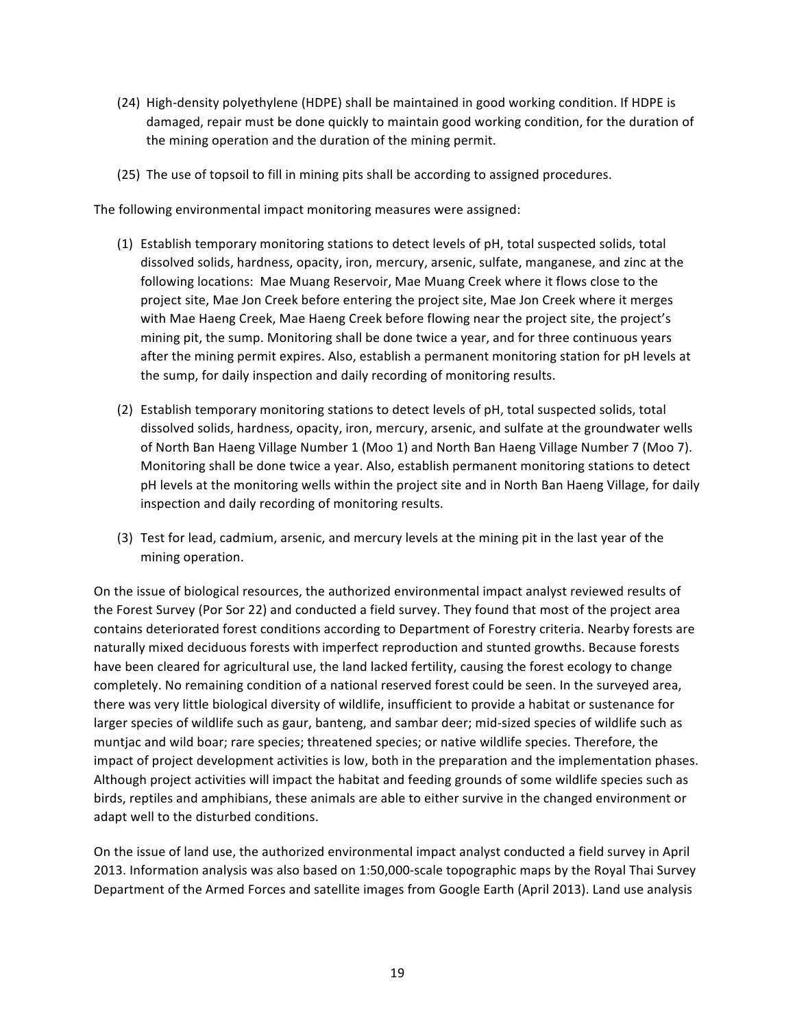(24) High-density polyethylene (HDPE) shall be maintained in good working condition. If HDPE is damaged, repair must be done quickly to maintain good working condition, for the duration of the mining operation and the duration of the mining permit.

(25) The use of topsoil to fill in mining pits shall be according to assigned procedures.

The following environmental impact monitoring measures were assigned:

(1) Establish temporary monitoring stations to detect levels of pH, total suspected solids, total dissolved solids, hardness, opacity, iron, mercury, arsenic, sulfate, manganese, and zinc at the following locations: Mae Muang Reservoir, Mae Muang Creek where it flows close to the project site, Mae Jon Creek before entering the project site, Mae Jon Creek where it merges with Mae Haeng Creek, Mae Haeng Creek before flowing near the project site, the project's mining pit, the sump. Monitoring shall be done twice a year, and for three continuous years after the mining permit expires. Also, establish a permanent monitoring station for pH levels at the sump, for daily inspection and daily recording of monitoring results.

(2) Establish temporary monitoring stations to detect levels of pH, total suspected solids, total dissolved solids, hardness, opacity, iron, mercury, arsenic, and sulfate at the groundwater wells of North Ban Haeng Village Number 1 (Moo 1) and North Ban Haeng Village Number 7 (Moo 7). Monitoring shall be done twice a year. Also, establish permanent monitoring stations to detect pH levels at the monitoring wells within the project site and in North Ban Haeng Village, for daily inspection and daily recording of monitoring results.

(3) Test for lead, cadmium, arsenic, and mercury levels at the mining pit in the last year of the mining operation.

On the issue of biological resources, the authorized environmental impact analyst reviewed results of the Forest Survey (Por Sor 22) and conducted a field survey. They found that most of the project area contains deteriorated forest conditions according to Department of Forestry criteria. Nearby forests are naturally mixed deciduous forests with imperfect reproduction and stunted growths. Because forests have been cleared for agricultural use, the land lacked fertility, causing the forest ecology to change completely. No remaining condition of a national reserved forest could be seen. In the surveyed area, there was very little biological diversity of wildlife, insufficient to provide a habitat or sustenance for larger species of wildlife such as gaur, banteng, and sambar deer; mid-sized species of wildlife such as muntjac and wild boar; rare species; threatened species; or native wildlife species. Therefore, the impact of project development activities is low, both in the preparation and the implementation phases. Although project activities will impact the habitat and feeding grounds of some wildlife species such as birds, reptiles and amphibians, these animals are able to either survive in the changed environment or adapt well to the disturbed conditions.

On the issue of land use, the authorized environmental impact analyst conducted a field survey in April 2013. Information analysis was also based on 1:50,000-scale topographic maps by the Royal Thai Survey Department of the Armed Forces and satellite images from Google Earth (April 2013). Land use analysis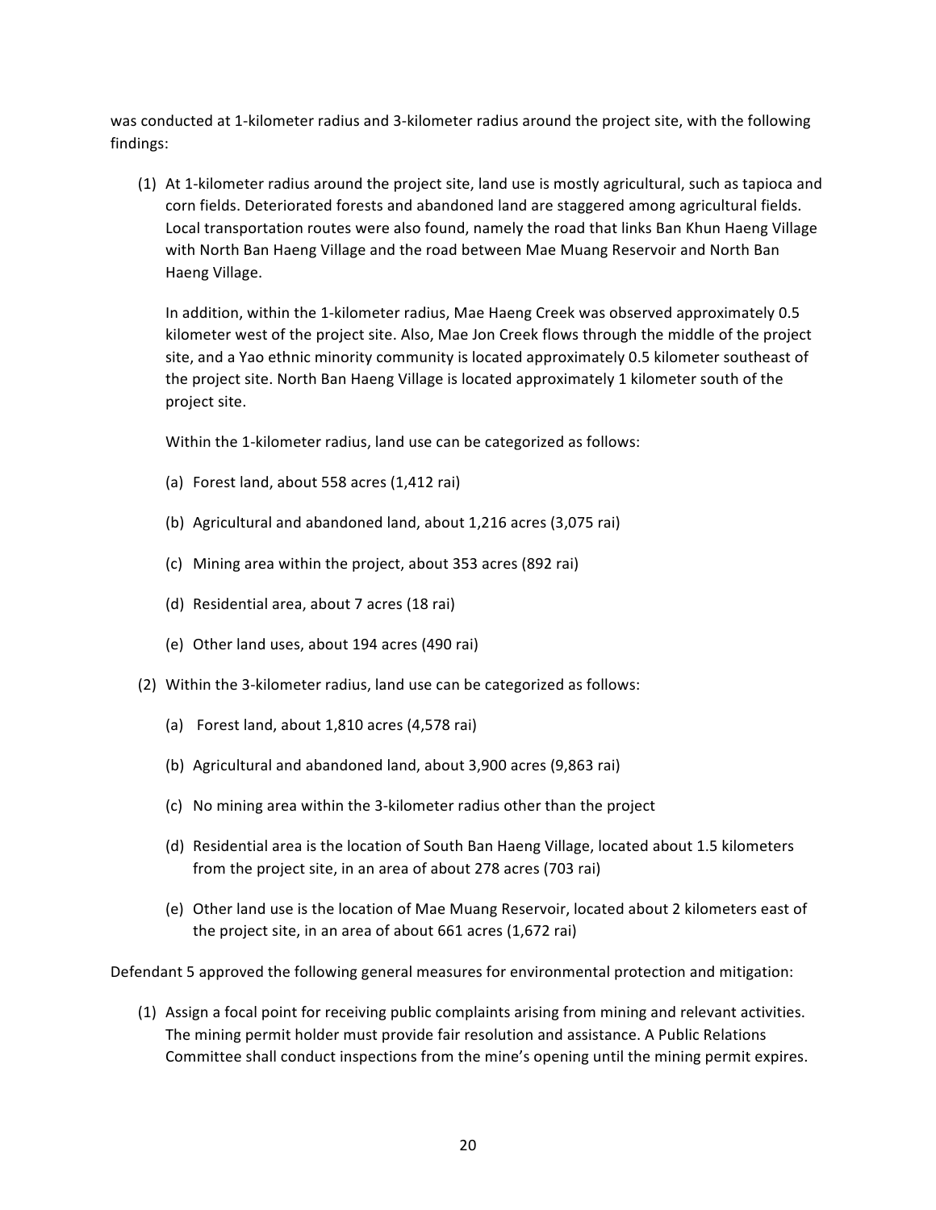was conducted at 1-kilometer radius and 3-kilometer radius around the project site, with the following findings:

(1) At 1-kilometer radius around the project site, land use is mostly agricultural, such as tapioca and corn fields. Deteriorated forests and abandoned land are staggered among agricultural fields. Local transportation routes were also found, namely the road that links Ban Khun Haeng Village with North Ban Haeng Village and the road between Mae Muang Reservoir and North Ban Haeng Village.

    In addition, within the 1-kilometer radius, Mae Haeng Creek was observed approximately 0.5 kilometer west of the project site. Also, Mae Jon Creek flows through the middle of the project site, and a Yao ethnic minority community is located approximately 0.5 kilometer southeast of the project site. North Ban Haeng Village is located approximately 1 kilometer south of the project site.

    Within the 1-kilometer radius, land use can be categorized as follows:

    (a) Forest land, about 558 acres (1,412 rai)

    (b) Agricultural and abandoned land, about 1,216 acres (3,075 rai)

    (c) Mining area within the project, about 353 acres (892 rai)

    (d) Residential area, about 7 acres (18 rai)

    (e) Other land uses, about 194 acres (490 rai)

(2) Within the 3-kilometer radius, land use can be categorized as follows:

    (a) Forest land, about 1,810 acres (4,578 rai)

    (b) Agricultural and abandoned land, about 3,900 acres (9,863 rai)

    (c) No mining area within the 3-kilometer radius other than the project

    (d) Residential area is the location of South Ban Haeng Village, located about 1.5 kilometers from the project site, in an area of about 278 acres (703 rai)

    (e) Other land use is the location of Mae Muang Reservoir, located about 2 kilometers east of the project site, in an area of about 661 acres (1,672 rai)

Defendant 5 approved the following general measures for environmental protection and mitigation:

(1) Assign a focal point for receiving public complaints arising from mining and relevant activities. The mining permit holder must provide fair resolution and assistance. A Public Relations Committee shall conduct inspections from the mine's opening until the mining permit expires.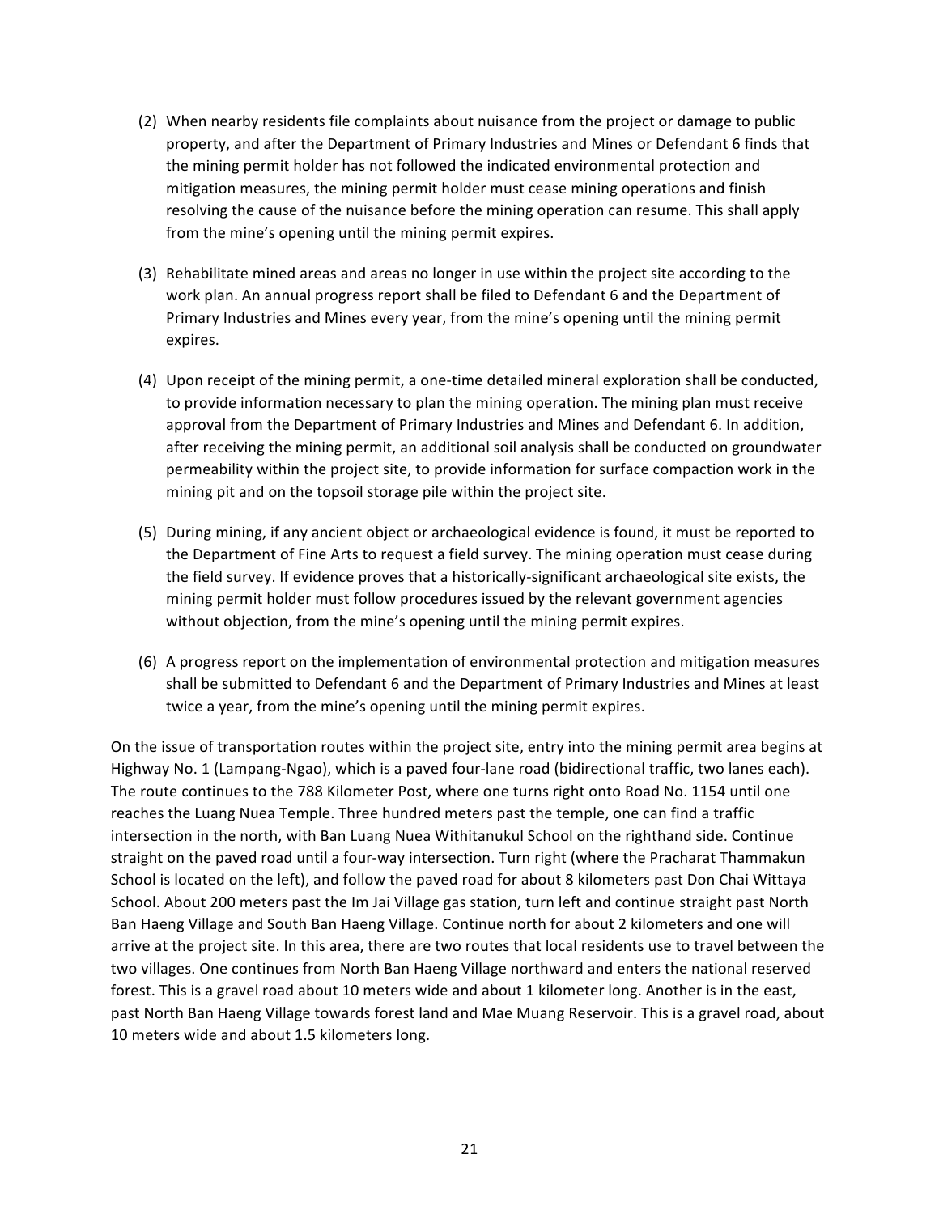(2) When nearby residents file complaints about nuisance from the project or damage to public property, and after the Department of Primary Industries and Mines or Defendant 6 finds that the mining permit holder has not followed the indicated environmental protection and mitigation measures, the mining permit holder must cease mining operations and finish resolving the cause of the nuisance before the mining operation can resume. This shall apply from the mine's opening until the mining permit expires.

(3) Rehabilitate mined areas and areas no longer in use within the project site according to the work plan. An annual progress report shall be filed to Defendant 6 and the Department of Primary Industries and Mines every year, from the mine's opening until the mining permit expires.

(4) Upon receipt of the mining permit, a one-time detailed mineral exploration shall be conducted, to provide information necessary to plan the mining operation. The mining plan must receive approval from the Department of Primary Industries and Mines and Defendant 6. In addition, after receiving the mining permit, an additional soil analysis shall be conducted on groundwater permeability within the project site, to provide information for surface compaction work in the mining pit and on the topsoil storage pile within the project site.

(5) During mining, if any ancient object or archaeological evidence is found, it must be reported to the Department of Fine Arts to request a field survey. The mining operation must cease during the field survey. If evidence proves that a historically-significant archaeological site exists, the mining permit holder must follow procedures issued by the relevant government agencies without objection, from the mine's opening until the mining permit expires.

(6) A progress report on the implementation of environmental protection and mitigation measures shall be submitted to Defendant 6 and the Department of Primary Industries and Mines at least twice a year, from the mine's opening until the mining permit expires.

On the issue of transportation routes within the project site, entry into the mining permit area begins at Highway No. 1 (Lampang-Ngao), which is a paved four-lane road (bidirectional traffic, two lanes each). The route continues to the 788 Kilometer Post, where one turns right onto Road No. 1154 until one reaches the Luang Nuea Temple. Three hundred meters past the temple, one can find a traffic intersection in the north, with Ban Luang Nuea Withitanukul School on the righthand side. Continue straight on the paved road until a four-way intersection. Turn right (where the Pracharat Thammakun School is located on the left), and follow the paved road for about 8 kilometers past Don Chai Wittaya School. About 200 meters past the Im Jai Village gas station, turn left and continue straight past North Ban Haeng Village and South Ban Haeng Village. Continue north for about 2 kilometers and one will arrive at the project site. In this area, there are two routes that local residents use to travel between the two villages. One continues from North Ban Haeng Village northward and enters the national reserved forest. This is a gravel road about 10 meters wide and about 1 kilometer long. Another is in the east, past North Ban Haeng Village towards forest land and Mae Muang Reservoir. This is a gravel road, about 10 meters wide and about 1.5 kilometers long.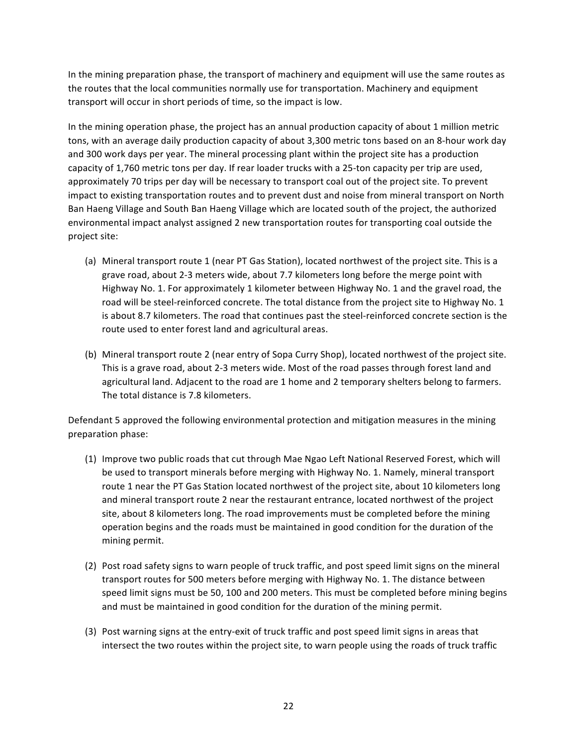In the mining preparation phase, the transport of machinery and equipment will use the same routes as the routes that the local communities normally use for transportation. Machinery and equipment transport will occur in short periods of time, so the impact is low.

In the mining operation phase, the project has an annual production capacity of about 1 million metric tons, with an average daily production capacity of about 3,300 metric tons based on an 8-hour work day and 300 work days per year. The mineral processing plant within the project site has a production capacity of 1,760 metric tons per day. If rear loader trucks with a 25-ton capacity per trip are used, approximately 70 trips per day will be necessary to transport coal out of the project site. To prevent impact to existing transportation routes and to prevent dust and noise from mineral transport on North Ban Haeng Village and South Ban Haeng Village which are located south of the project, the authorized environmental impact analyst assigned 2 new transportation routes for transporting coal outside the project site:

(a) Mineral transport route 1 (near PT Gas Station), located northwest of the project site. This is a grave road, about 2-3 meters wide, about 7.7 kilometers long before the merge point with Highway No. 1. For approximately 1 kilometer between Highway No. 1 and the gravel road, the road will be steel-reinforced concrete. The total distance from the project site to Highway No. 1 is about 8.7 kilometers. The road that continues past the steel-reinforced concrete section is the route used to enter forest land and agricultural areas.

(b) Mineral transport route 2 (near entry of Sopa Curry Shop), located northwest of the project site. This is a grave road, about 2-3 meters wide. Most of the road passes through forest land and agricultural land. Adjacent to the road are 1 home and 2 temporary shelters belong to farmers. The total distance is 7.8 kilometers.

Defendant 5 approved the following environmental protection and mitigation measures in the mining preparation phase:

(1) Improve two public roads that cut through Mae Ngao Left National Reserved Forest, which will be used to transport minerals before merging with Highway No. 1. Namely, mineral transport route 1 near the PT Gas Station located northwest of the project site, about 10 kilometers long and mineral transport route 2 near the restaurant entrance, located northwest of the project site, about 8 kilometers long. The road improvements must be completed before the mining operation begins and the roads must be maintained in good condition for the duration of the mining permit.

(2) Post road safety signs to warn people of truck traffic, and post speed limit signs on the mineral transport routes for 500 meters before merging with Highway No. 1. The distance between speed limit signs must be 50, 100 and 200 meters. This must be completed before mining begins and must be maintained in good condition for the duration of the mining permit.

(3) Post warning signs at the entry-exit of truck traffic and post speed limit signs in areas that intersect the two routes within the project site, to warn people using the roads of truck traffic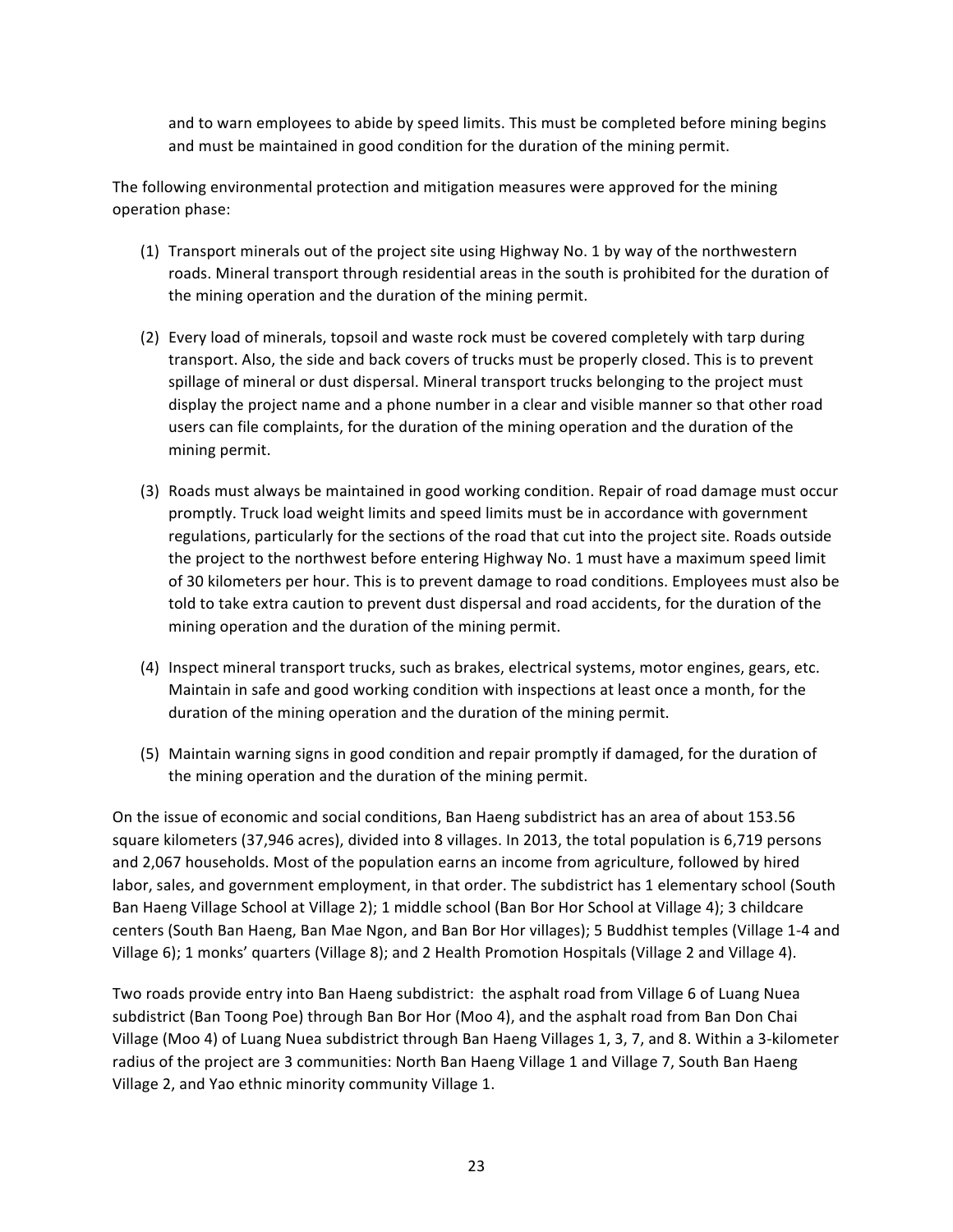and to warn employees to abide by speed limits. This must be completed before mining begins and must be maintained in good condition for the duration of the mining permit.

The following environmental protection and mitigation measures were approved for the mining operation phase:

(1) Transport minerals out of the project site using Highway No. 1 by way of the northwestern roads. Mineral transport through residential areas in the south is prohibited for the duration of the mining operation and the duration of the mining permit.

(2) Every load of minerals, topsoil and waste rock must be covered completely with tarp during transport. Also, the side and back covers of trucks must be properly closed. This is to prevent spillage of mineral or dust dispersal. Mineral transport trucks belonging to the project must display the project name and a phone number in a clear and visible manner so that other road users can file complaints, for the duration of the mining operation and the duration of the mining permit.

(3) Roads must always be maintained in good working condition. Repair of road damage must occur promptly. Truck load weight limits and speed limits must be in accordance with government regulations, particularly for the sections of the road that cut into the project site. Roads outside the project to the northwest before entering Highway No. 1 must have a maximum speed limit of 30 kilometers per hour. This is to prevent damage to road conditions. Employees must also be told to take extra caution to prevent dust dispersal and road accidents, for the duration of the mining operation and the duration of the mining permit.

(4) Inspect mineral transport trucks, such as brakes, electrical systems, motor engines, gears, etc. Maintain in safe and good working condition with inspections at least once a month, for the duration of the mining operation and the duration of the mining permit.

(5) Maintain warning signs in good condition and repair promptly if damaged, for the duration of the mining operation and the duration of the mining permit.

On the issue of economic and social conditions, Ban Haeng subdistrict has an area of about 153.56 square kilometers (37,946 acres), divided into 8 villages. In 2013, the total population is 6,719 persons and 2,067 households. Most of the population earns an income from agriculture, followed by hired labor, sales, and government employment, in that order. The subdistrict has 1 elementary school (South Ban Haeng Village School at Village 2); 1 middle school (Ban Bor Hor School at Village 4); 3 childcare centers (South Ban Haeng, Ban Mae Ngon, and Ban Bor Hor villages); 5 Buddhist temples (Village 1-4 and Village 6); 1 monks' quarters (Village 8); and 2 Health Promotion Hospitals (Village 2 and Village 4).

Two roads provide entry into Ban Haeng subdistrict: the asphalt road from Village 6 of Luang Nuea subdistrict (Ban Toong Poe) through Ban Bor Hor (Moo 4), and the asphalt road from Ban Don Chai Village (Moo 4) of Luang Nuea subdistrict through Ban Haeng Villages 1, 3, 7, and 8. Within a 3-kilometer radius of the project are 3 communities: North Ban Haeng Village 1 and Village 7, South Ban Haeng Village 2, and Yao ethnic minority community Village 1.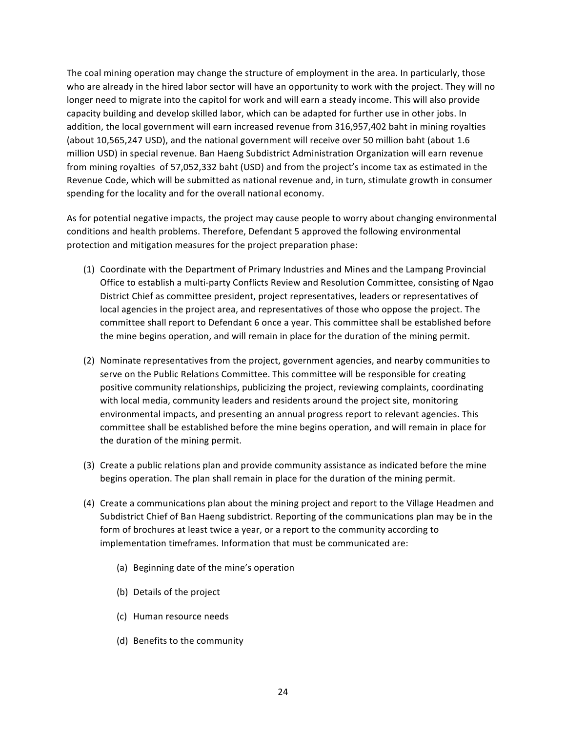The coal mining operation may change the structure of employment in the area. In particularly, those who are already in the hired labor sector will have an opportunity to work with the project. They will no longer need to migrate into the capitol for work and will earn a steady income. This will also provide capacity building and develop skilled labor, which can be adapted for further use in other jobs. In addition, the local government will earn increased revenue from 316,957,402 baht in mining royalties (about 10,565,247 USD), and the national government will receive over 50 million baht (about 1.6 million USD) in special revenue. Ban Haeng Subdistrict Administration Organization will earn revenue from mining royalties of 57,052,332 baht (USD) and from the project's income tax as estimated in the Revenue Code, which will be submitted as national revenue and, in turn, stimulate growth in consumer spending for the locality and for the overall national economy.

As for potential negative impacts, the project may cause people to worry about changing environmental conditions and health problems. Therefore, Defendant 5 approved the following environmental protection and mitigation measures for the project preparation phase:

(1) Coordinate with the Department of Primary Industries and Mines and the Lampang Provincial Office to establish a multi-party Conflicts Review and Resolution Committee, consisting of Ngao District Chief as committee president, project representatives, leaders or representatives of local agencies in the project area, and representatives of those who oppose the project. The committee shall report to Defendant 6 once a year. This committee shall be established before the mine begins operation, and will remain in place for the duration of the mining permit.

(2) Nominate representatives from the project, government agencies, and nearby communities to serve on the Public Relations Committee. This committee will be responsible for creating positive community relationships, publicizing the project, reviewing complaints, coordinating with local media, community leaders and residents around the project site, monitoring environmental impacts, and presenting an annual progress report to relevant agencies. This committee shall be established before the mine begins operation, and will remain in place for the duration of the mining permit.

(3) Create a public relations plan and provide community assistance as indicated before the mine begins operation. The plan shall remain in place for the duration of the mining permit.

(4) Create a communications plan about the mining project and report to the Village Headmen and Subdistrict Chief of Ban Haeng subdistrict. Reporting of the communications plan may be in the form of brochures at least twice a year, or a report to the community according to implementation timeframes. Information that must be communicated are:

    (a) Beginning date of the mine's operation

    (b) Details of the project

    (c) Human resource needs

    (d) Benefits to the community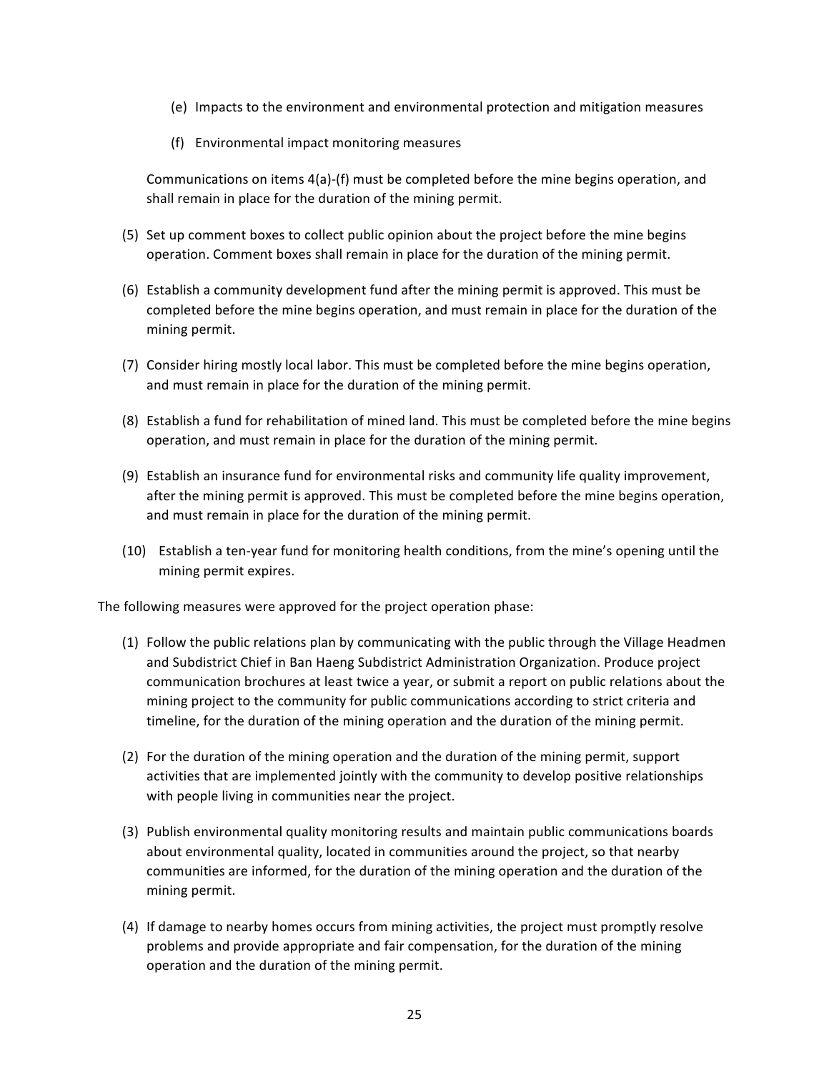(e) Impacts to the environment and environmental protection and mitigation measures

(f) Environmental impact monitoring measures

Communications on items 4(a)-(f) must be completed before the mine begins operation, and shall remain in place for the duration of the mining permit.

(5) Set up comment boxes to collect public opinion about the project before the mine begins operation. Comment boxes shall remain in place for the duration of the mining permit.

(6) Establish a community development fund after the mining permit is approved. This must be completed before the mine begins operation, and must remain in place for the duration of the mining permit.

(7) Consider hiring mostly local labor. This must be completed before the mine begins operation, and must remain in place for the duration of the mining permit.

(8) Establish a fund for rehabilitation of mined land. This must be completed before the mine begins operation, and must remain in place for the duration of the mining permit.

(9) Establish an insurance fund for environmental risks and community life quality improvement, after the mining permit is approved. This must be completed before the mine begins operation, and must remain in place for the duration of the mining permit.

(10) Establish a ten-year fund for monitoring health conditions, from the mine's opening until the mining permit expires.

The following measures were approved for the project operation phase:

(1) Follow the public relations plan by communicating with the public through the Village Headmen and Subdistrict Chief in Ban Haeng Subdistrict Administration Organization. Produce project communication brochures at least twice a year, or submit a report on public relations about the mining project to the community for public communications according to strict criteria and timeline, for the duration of the mining operation and the duration of the mining permit.

(2) For the duration of the mining operation and the duration of the mining permit, support activities that are implemented jointly with the community to develop positive relationships with people living in communities near the project.

(3) Publish environmental quality monitoring results and maintain public communications boards about environmental quality, located in communities around the project, so that nearby communities are informed, for the duration of the mining operation and the duration of the mining permit.

(4) If damage to nearby homes occurs from mining activities, the project must promptly resolve problems and provide appropriate and fair compensation, for the duration of the mining operation and the duration of the mining permit.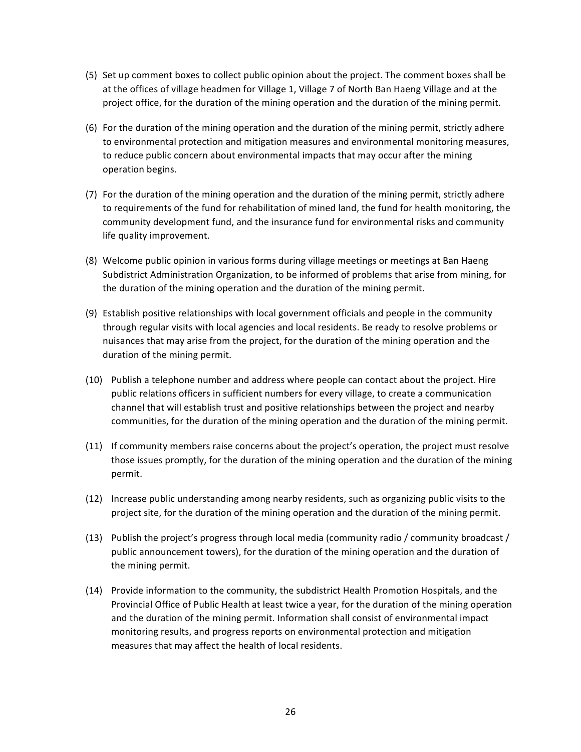(5) Set up comment boxes to collect public opinion about the project. The comment boxes shall be at the offices of village headmen for Village 1, Village 7 of North Ban Haeng Village and at the project office, for the duration of the mining operation and the duration of the mining permit.

(6) For the duration of the mining operation and the duration of the mining permit, strictly adhere to environmental protection and mitigation measures and environmental monitoring measures, to reduce public concern about environmental impacts that may occur after the mining operation begins.

(7) For the duration of the mining operation and the duration of the mining permit, strictly adhere to requirements of the fund for rehabilitation of mined land, the fund for health monitoring, the community development fund, and the insurance fund for environmental risks and community life quality improvement.

(8) Welcome public opinion in various forms during village meetings or meetings at Ban Haeng Subdistrict Administration Organization, to be informed of problems that arise from mining, for the duration of the mining operation and the duration of the mining permit.

(9) Establish positive relationships with local government officials and people in the community through regular visits with local agencies and local residents. Be ready to resolve problems or nuisances that may arise from the project, for the duration of the mining operation and the duration of the mining permit.

(10) Publish a telephone number and address where people can contact about the project. Hire public relations officers in sufficient numbers for every village, to create a communication channel that will establish trust and positive relationships between the project and nearby communities, for the duration of the mining operation and the duration of the mining permit.

(11) If community members raise concerns about the project's operation, the project must resolve those issues promptly, for the duration of the mining operation and the duration of the mining permit.

(12) Increase public understanding among nearby residents, such as organizing public visits to the project site, for the duration of the mining operation and the duration of the mining permit.

(13) Publish the project's progress through local media (community radio / community broadcast / public announcement towers), for the duration of the mining operation and the duration of the mining permit.

(14) Provide information to the community, the subdistrict Health Promotion Hospitals, and the Provincial Office of Public Health at least twice a year, for the duration of the mining operation and the duration of the mining permit. Information shall consist of environmental impact monitoring results, and progress reports on environmental protection and mitigation measures that may affect the health of local residents.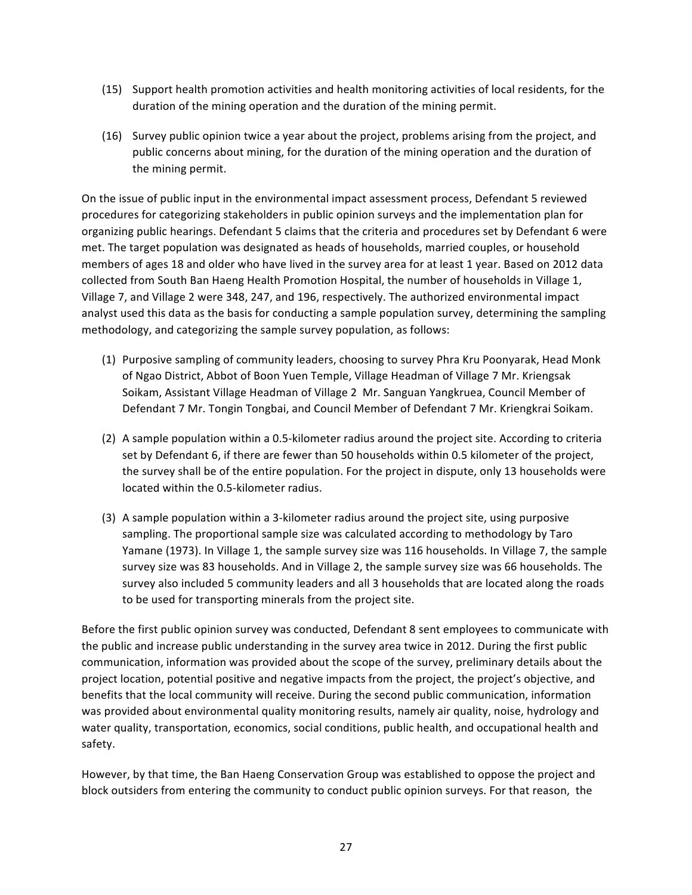(15) Support health promotion activities and health monitoring activities of local residents, for the duration of the mining operation and the duration of the mining permit.

(16) Survey public opinion twice a year about the project, problems arising from the project, and public concerns about mining, for the duration of the mining operation and the duration of the mining permit.

On the issue of public input in the environmental impact assessment process, Defendant 5 reviewed procedures for categorizing stakeholders in public opinion surveys and the implementation plan for organizing public hearings. Defendant 5 claims that the criteria and procedures set by Defendant 6 were met. The target population was designated as heads of households, married couples, or household members of ages 18 and older who have lived in the survey area for at least 1 year. Based on 2012 data collected from South Ban Haeng Health Promotion Hospital, the number of households in Village 1, Village 7, and Village 2 were 348, 247, and 196, respectively. The authorized environmental impact analyst used this data as the basis for conducting a sample population survey, determining the sampling methodology, and categorizing the sample survey population, as follows:

(1) Purposive sampling of community leaders, choosing to survey Phra Kru Poonyarak, Head Monk of Ngao District, Abbot of Boon Yuen Temple, Village Headman of Village 7 Mr. Kriengsak Soikam, Assistant Village Headman of Village 2 Mr. Sanguan Yangkruea, Council Member of Defendant 7 Mr. Tongin Tongbai, and Council Member of Defendant 7 Mr. Kriengkrai Soikam.

(2) A sample population within a 0.5-kilometer radius around the project site. According to criteria set by Defendant 6, if there are fewer than 50 households within 0.5 kilometer of the project, the survey shall be of the entire population. For the project in dispute, only 13 households were located within the 0.5-kilometer radius.

(3) A sample population within a 3-kilometer radius around the project site, using purposive sampling. The proportional sample size was calculated according to methodology by Taro Yamane (1973). In Village 1, the sample survey size was 116 households. In Village 7, the sample survey size was 83 households. And in Village 2, the sample survey size was 66 households. The survey also included 5 community leaders and all 3 households that are located along the roads to be used for transporting minerals from the project site.

Before the first public opinion survey was conducted, Defendant 8 sent employees to communicate with the public and increase public understanding in the survey area twice in 2012. During the first public communication, information was provided about the scope of the survey, preliminary details about the project location, potential positive and negative impacts from the project, the project's objective, and benefits that the local community will receive. During the second public communication, information was provided about environmental quality monitoring results, namely air quality, noise, hydrology and water quality, transportation, economics, social conditions, public health, and occupational health and safety.

However, by that time, the Ban Haeng Conservation Group was established to oppose the project and block outsiders from entering the community to conduct public opinion surveys. For that reason, the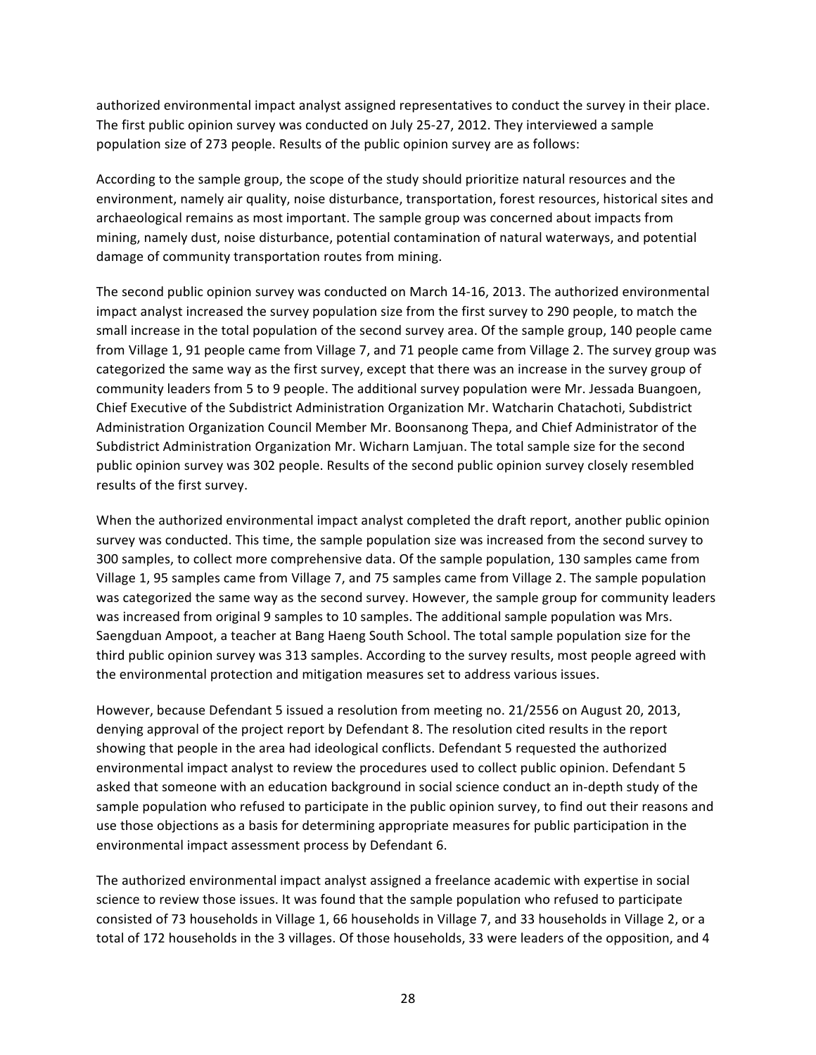authorized environmental impact analyst assigned representatives to conduct the survey in their place. The first public opinion survey was conducted on July 25-27, 2012. They interviewed a sample population size of 273 people. Results of the public opinion survey are as follows:

According to the sample group, the scope of the study should prioritize natural resources and the environment, namely air quality, noise disturbance, transportation, forest resources, historical sites and archaeological remains as most important. The sample group was concerned about impacts from mining, namely dust, noise disturbance, potential contamination of natural waterways, and potential damage of community transportation routes from mining.

The second public opinion survey was conducted on March 14-16, 2013. The authorized environmental impact analyst increased the survey population size from the first survey to 290 people, to match the small increase in the total population of the second survey area. Of the sample group, 140 people came from Village 1, 91 people came from Village 7, and 71 people came from Village 2. The survey group was categorized the same way as the first survey, except that there was an increase in the survey group of community leaders from 5 to 9 people. The additional survey population were Mr. Jessada Buangoen, Chief Executive of the Subdistrict Administration Organization Mr. Watcharin Chatachoti, Subdistrict Administration Organization Council Member Mr. Boonsanong Thepa, and Chief Administrator of the Subdistrict Administration Organization Mr. Wicharn Lamjuan. The total sample size for the second public opinion survey was 302 people. Results of the second public opinion survey closely resembled results of the first survey.

When the authorized environmental impact analyst completed the draft report, another public opinion survey was conducted. This time, the sample population size was increased from the second survey to 300 samples, to collect more comprehensive data. Of the sample population, 130 samples came from Village 1, 95 samples came from Village 7, and 75 samples came from Village 2. The sample population was categorized the same way as the second survey. However, the sample group for community leaders was increased from original 9 samples to 10 samples. The additional sample population was Mrs. Saengduan Ampoot, a teacher at Bang Haeng South School. The total sample population size for the third public opinion survey was 313 samples. According to the survey results, most people agreed with the environmental protection and mitigation measures set to address various issues.

However, because Defendant 5 issued a resolution from meeting no. 21/2556 on August 20, 2013, denying approval of the project report by Defendant 8. The resolution cited results in the report showing that people in the area had ideological conflicts. Defendant 5 requested the authorized environmental impact analyst to review the procedures used to collect public opinion. Defendant 5 asked that someone with an education background in social science conduct an in-depth study of the sample population who refused to participate in the public opinion survey, to find out their reasons and use those objections as a basis for determining appropriate measures for public participation in the environmental impact assessment process by Defendant 6.

The authorized environmental impact analyst assigned a freelance academic with expertise in social science to review those issues. It was found that the sample population who refused to participate consisted of 73 households in Village 1, 66 households in Village 7, and 33 households in Village 2, or a total of 172 households in the 3 villages. Of those households, 33 were leaders of the opposition, and 4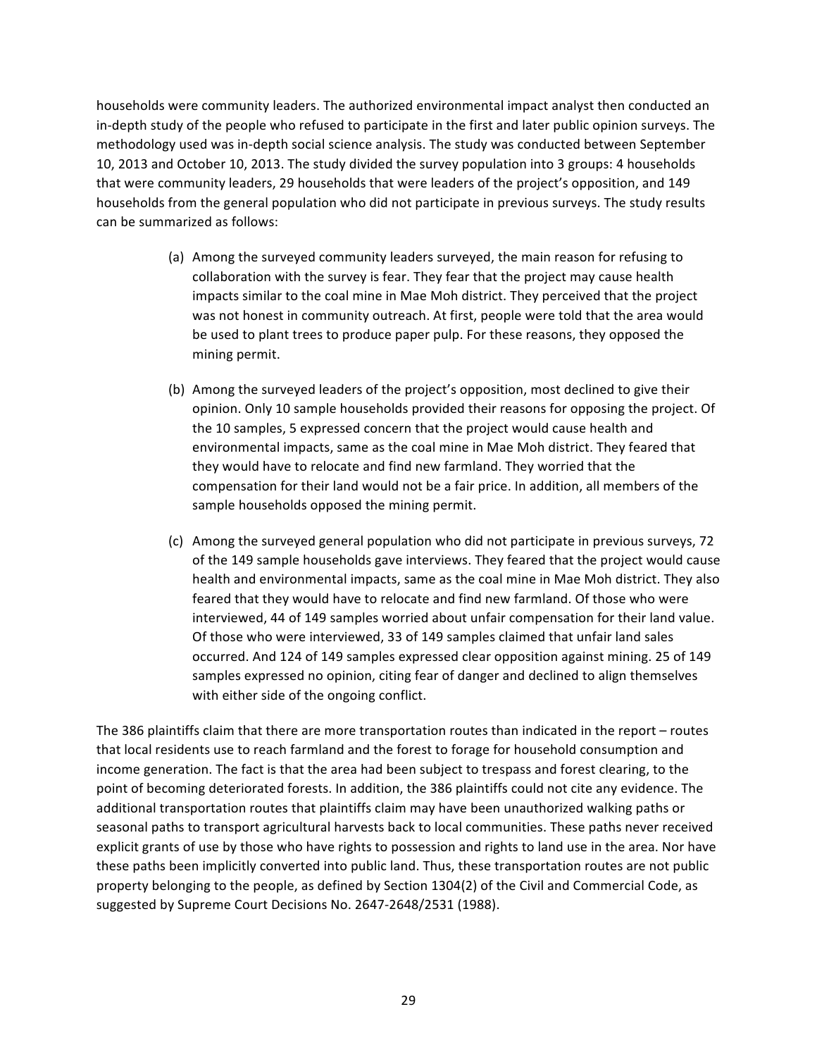households were community leaders. The authorized environmental impact analyst then conducted an in-depth study of the people who refused to participate in the first and later public opinion surveys. The methodology used was in-depth social science analysis. The study was conducted between September 10, 2013 and October 10, 2013. The study divided the survey population into 3 groups: 4 households that were community leaders, 29 households that were leaders of the project's opposition, and 149 households from the general population who did not participate in previous surveys. The study results can be summarized as follows:

(a) Among the surveyed community leaders surveyed, the main reason for refusing to collaboration with the survey is fear. They fear that the project may cause health impacts similar to the coal mine in Mae Moh district. They perceived that the project was not honest in community outreach. At first, people were told that the area would be used to plant trees to produce paper pulp. For these reasons, they opposed the mining permit.

(b) Among the surveyed leaders of the project's opposition, most declined to give their opinion. Only 10 sample households provided their reasons for opposing the project. Of the 10 samples, 5 expressed concern that the project would cause health and environmental impacts, same as the coal mine in Mae Moh district. They feared that they would have to relocate and find new farmland. They worried that the compensation for their land would not be a fair price. In addition, all members of the sample households opposed the mining permit.

(c) Among the surveyed general population who did not participate in previous surveys, 72 of the 149 sample households gave interviews. They feared that the project would cause health and environmental impacts, same as the coal mine in Mae Moh district. They also feared that they would have to relocate and find new farmland. Of those who were interviewed, 44 of 149 samples worried about unfair compensation for their land value. Of those who were interviewed, 33 of 149 samples claimed that unfair land sales occurred. And 124 of 149 samples expressed clear opposition against mining. 25 of 149 samples expressed no opinion, citing fear of danger and declined to align themselves with either side of the ongoing conflict.

The 386 plaintiffs claim that there are more transportation routes than indicated in the report – routes that local residents use to reach farmland and the forest to forage for household consumption and income generation. The fact is that the area had been subject to trespass and forest clearing, to the point of becoming deteriorated forests. In addition, the 386 plaintiffs could not cite any evidence. The additional transportation routes that plaintiffs claim may have been unauthorized walking paths or seasonal paths to transport agricultural harvests back to local communities. These paths never received explicit grants of use by those who have rights to possession and rights to land use in the area. Nor have these paths been implicitly converted into public land. Thus, these transportation routes are not public property belonging to the people, as defined by Section 1304(2) of the Civil and Commercial Code, as suggested by Supreme Court Decisions No. 2647-2648/2531 (1988).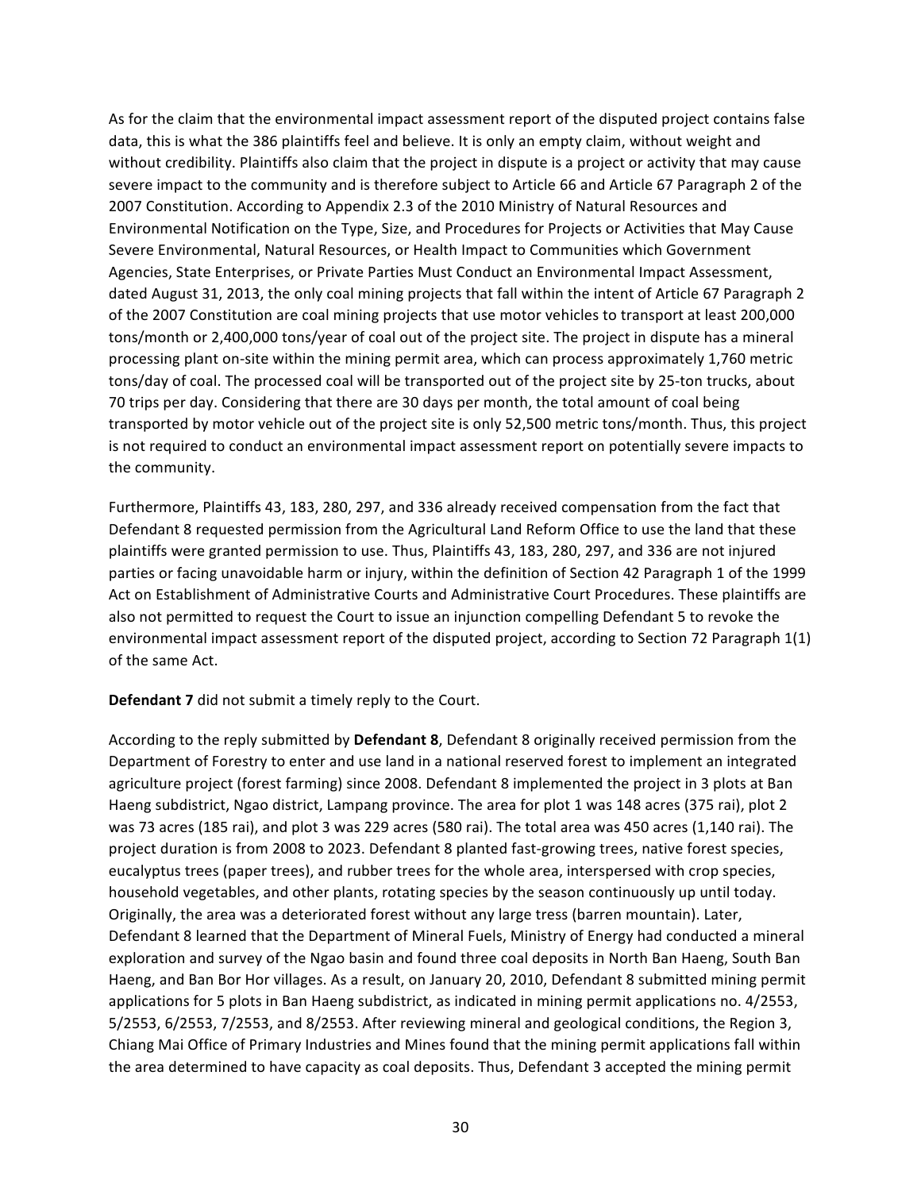As for the claim that the environmental impact assessment report of the disputed project contains false data, this is what the 386 plaintiffs feel and believe. It is only an empty claim, without weight and without credibility. Plaintiffs also claim that the project in dispute is a project or activity that may cause severe impact to the community and is therefore subject to Article 66 and Article 67 Paragraph 2 of the 2007 Constitution. According to Appendix 2.3 of the 2010 Ministry of Natural Resources and Environmental Notification on the Type, Size, and Procedures for Projects or Activities that May Cause Severe Environmental, Natural Resources, or Health Impact to Communities which Government Agencies, State Enterprises, or Private Parties Must Conduct an Environmental Impact Assessment, dated August 31, 2013, the only coal mining projects that fall within the intent of Article 67 Paragraph 2 of the 2007 Constitution are coal mining projects that use motor vehicles to transport at least 200,000 tons/month or 2,400,000 tons/year of coal out of the project site. The project in dispute has a mineral processing plant on-site within the mining permit area, which can process approximately 1,760 metric tons/day of coal. The processed coal will be transported out of the project site by 25-ton trucks, about 70 trips per day. Considering that there are 30 days per month, the total amount of coal being transported by motor vehicle out of the project site is only 52,500 metric tons/month. Thus, this project is not required to conduct an environmental impact assessment report on potentially severe impacts to the community.

Furthermore, Plaintiffs 43, 183, 280, 297, and 336 already received compensation from the fact that Defendant 8 requested permission from the Agricultural Land Reform Office to use the land that these plaintiffs were granted permission to use. Thus, Plaintiffs 43, 183, 280, 297, and 336 are not injured parties or facing unavoidable harm or injury, within the definition of Section 42 Paragraph 1 of the 1999 Act on Establishment of Administrative Courts and Administrative Court Procedures. These plaintiffs are also not permitted to request the Court to issue an injunction compelling Defendant 5 to revoke the environmental impact assessment report of the disputed project, according to Section 72 Paragraph 1(1) of the same Act.

**Defendant 7** did not submit a timely reply to the Court.

According to the reply submitted by **Defendant 8**, Defendant 8 originally received permission from the Department of Forestry to enter and use land in a national reserved forest to implement an integrated agriculture project (forest farming) since 2008. Defendant 8 implemented the project in 3 plots at Ban Haeng subdistrict, Ngao district, Lampang province. The area for plot 1 was 148 acres (375 rai), plot 2 was 73 acres (185 rai), and plot 3 was 229 acres (580 rai). The total area was 450 acres (1,140 rai). The project duration is from 2008 to 2023. Defendant 8 planted fast-growing trees, native forest species, eucalyptus trees (paper trees), and rubber trees for the whole area, interspersed with crop species, household vegetables, and other plants, rotating species by the season continuously up until today. Originally, the area was a deteriorated forest without any large tress (barren mountain). Later, Defendant 8 learned that the Department of Mineral Fuels, Ministry of Energy had conducted a mineral exploration and survey of the Ngao basin and found three coal deposits in North Ban Haeng, South Ban Haeng, and Ban Bor Hor villages. As a result, on January 20, 2010, Defendant 8 submitted mining permit applications for 5 plots in Ban Haeng subdistrict, as indicated in mining permit applications no. 4/2553, 5/2553, 6/2553, 7/2553, and 8/2553. After reviewing mineral and geological conditions, the Region 3, Chiang Mai Office of Primary Industries and Mines found that the mining permit applications fall within the area determined to have capacity as coal deposits. Thus, Defendant 3 accepted the mining permit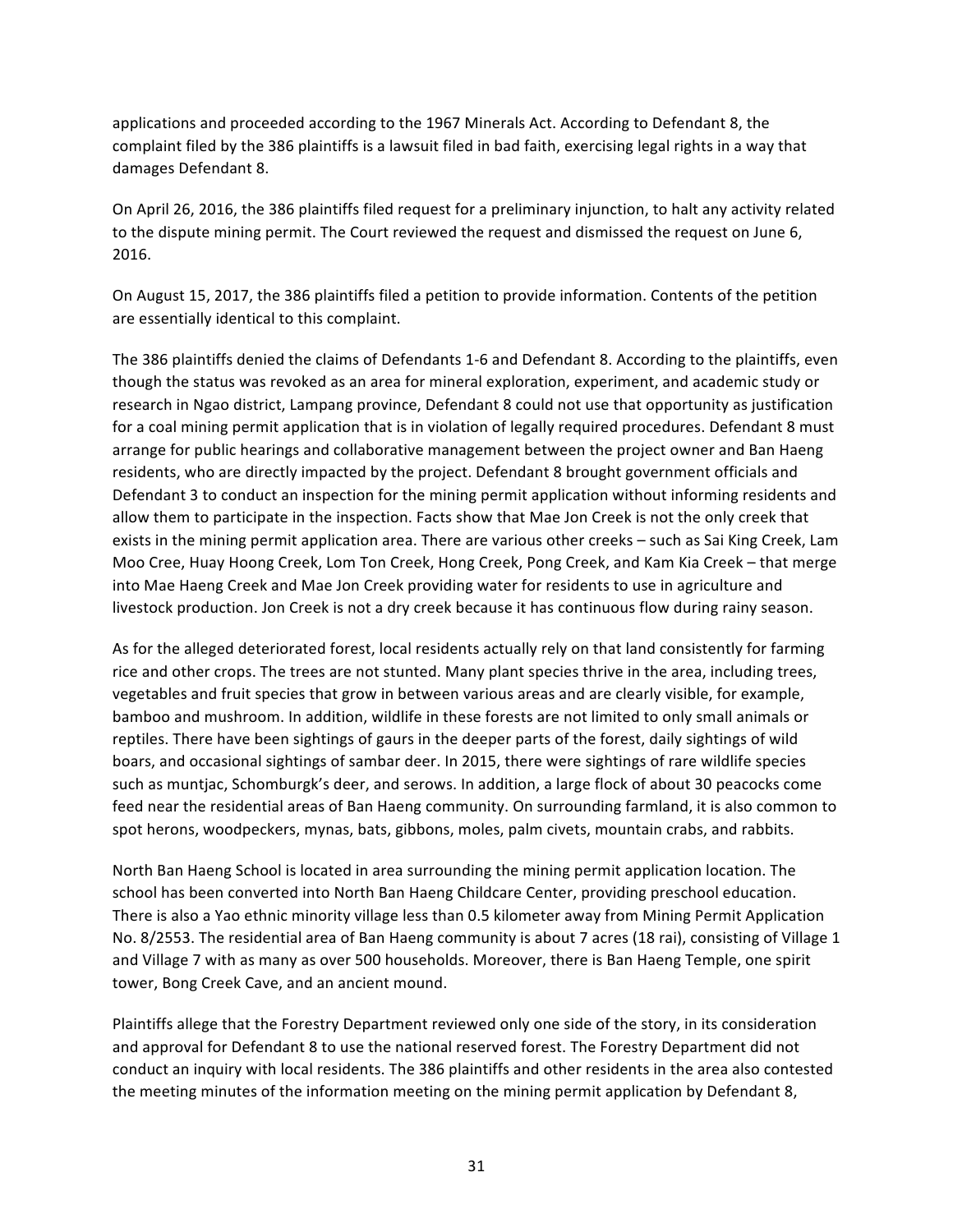applications and proceeded according to the 1967 Minerals Act. According to Defendant 8, the complaint filed by the 386 plaintiffs is a lawsuit filed in bad faith, exercising legal rights in a way that damages Defendant 8.

On April 26, 2016, the 386 plaintiffs filed request for a preliminary injunction, to halt any activity related to the dispute mining permit. The Court reviewed the request and dismissed the request on June 6, 2016.

On August 15, 2017, the 386 plaintiffs filed a petition to provide information. Contents of the petition are essentially identical to this complaint.

The 386 plaintiffs denied the claims of Defendants 1-6 and Defendant 8. According to the plaintiffs, even though the status was revoked as an area for mineral exploration, experiment, and academic study or research in Ngao district, Lampang province, Defendant 8 could not use that opportunity as justification for a coal mining permit application that is in violation of legally required procedures. Defendant 8 must arrange for public hearings and collaborative management between the project owner and Ban Haeng residents, who are directly impacted by the project. Defendant 8 brought government officials and Defendant 3 to conduct an inspection for the mining permit application without informing residents and allow them to participate in the inspection. Facts show that Mae Jon Creek is not the only creek that exists in the mining permit application area. There are various other creeks – such as Sai King Creek, Lam Moo Cree, Huay Hoong Creek, Lom Ton Creek, Hong Creek, Pong Creek, and Kam Kia Creek – that merge into Mae Haeng Creek and Mae Jon Creek providing water for residents to use in agriculture and livestock production. Jon Creek is not a dry creek because it has continuous flow during rainy season.

As for the alleged deteriorated forest, local residents actually rely on that land consistently for farming rice and other crops. The trees are not stunted. Many plant species thrive in the area, including trees, vegetables and fruit species that grow in between various areas and are clearly visible, for example, bamboo and mushroom. In addition, wildlife in these forests are not limited to only small animals or reptiles. There have been sightings of gaurs in the deeper parts of the forest, daily sightings of wild boars, and occasional sightings of sambar deer. In 2015, there were sightings of rare wildlife species such as muntjac, Schomburgk's deer, and serows. In addition, a large flock of about 30 peacocks come feed near the residential areas of Ban Haeng community. On surrounding farmland, it is also common to spot herons, woodpeckers, mynas, bats, gibbons, moles, palm civets, mountain crabs, and rabbits.

North Ban Haeng School is located in area surrounding the mining permit application location. The school has been converted into North Ban Haeng Childcare Center, providing preschool education. There is also a Yao ethnic minority village less than 0.5 kilometer away from Mining Permit Application No. 8/2553. The residential area of Ban Haeng community is about 7 acres (18 rai), consisting of Village 1 and Village 7 with as many as over 500 households. Moreover, there is Ban Haeng Temple, one spirit tower, Bong Creek Cave, and an ancient mound.

Plaintiffs allege that the Forestry Department reviewed only one side of the story, in its consideration and approval for Defendant 8 to use the national reserved forest. The Forestry Department did not conduct an inquiry with local residents. The 386 plaintiffs and other residents in the area also contested the meeting minutes of the information meeting on the mining permit application by Defendant 8,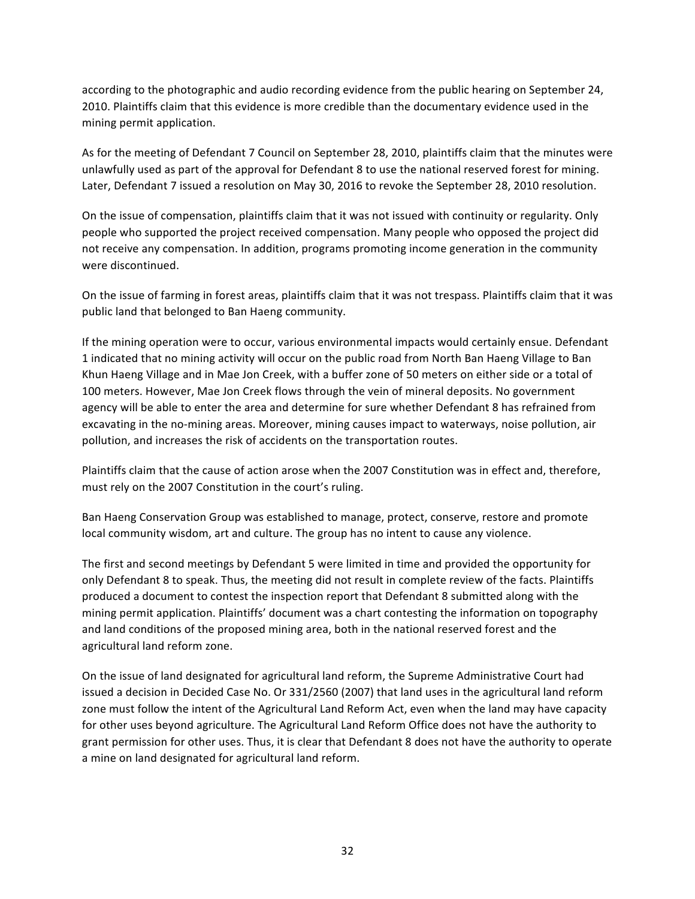according to the photographic and audio recording evidence from the public hearing on September 24, 2010. Plaintiffs claim that this evidence is more credible than the documentary evidence used in the mining permit application.

As for the meeting of Defendant 7 Council on September 28, 2010, plaintiffs claim that the minutes were unlawfully used as part of the approval for Defendant 8 to use the national reserved forest for mining. Later, Defendant 7 issued a resolution on May 30, 2016 to revoke the September 28, 2010 resolution.

On the issue of compensation, plaintiffs claim that it was not issued with continuity or regularity. Only people who supported the project received compensation. Many people who opposed the project did not receive any compensation. In addition, programs promoting income generation in the community were discontinued.

On the issue of farming in forest areas, plaintiffs claim that it was not trespass. Plaintiffs claim that it was public land that belonged to Ban Haeng community.

If the mining operation were to occur, various environmental impacts would certainly ensue. Defendant 1 indicated that no mining activity will occur on the public road from North Ban Haeng Village to Ban Khun Haeng Village and in Mae Jon Creek, with a buffer zone of 50 meters on either side or a total of 100 meters. However, Mae Jon Creek flows through the vein of mineral deposits. No government agency will be able to enter the area and determine for sure whether Defendant 8 has refrained from excavating in the no-mining areas. Moreover, mining causes impact to waterways, noise pollution, air pollution, and increases the risk of accidents on the transportation routes.

Plaintiffs claim that the cause of action arose when the 2007 Constitution was in effect and, therefore, must rely on the 2007 Constitution in the court's ruling.

Ban Haeng Conservation Group was established to manage, protect, conserve, restore and promote local community wisdom, art and culture. The group has no intent to cause any violence.

The first and second meetings by Defendant 5 were limited in time and provided the opportunity for only Defendant 8 to speak. Thus, the meeting did not result in complete review of the facts. Plaintiffs produced a document to contest the inspection report that Defendant 8 submitted along with the mining permit application. Plaintiffs' document was a chart contesting the information on topography and land conditions of the proposed mining area, both in the national reserved forest and the agricultural land reform zone.

On the issue of land designated for agricultural land reform, the Supreme Administrative Court had issued a decision in Decided Case No. Or 331/2560 (2007) that land uses in the agricultural land reform zone must follow the intent of the Agricultural Land Reform Act, even when the land may have capacity for other uses beyond agriculture. The Agricultural Land Reform Office does not have the authority to grant permission for other uses. Thus, it is clear that Defendant 8 does not have the authority to operate a mine on land designated for agricultural land reform.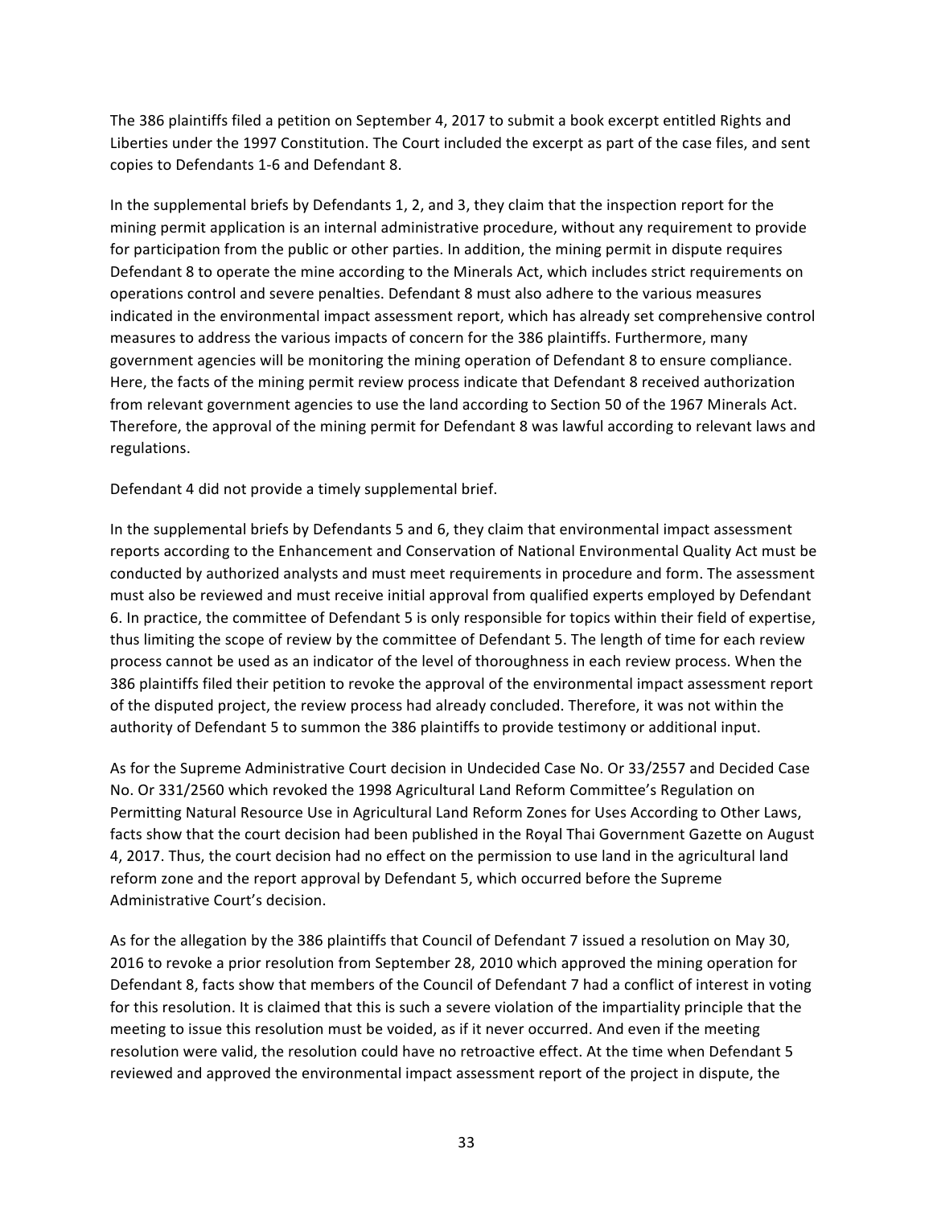The 386 plaintiffs filed a petition on September 4, 2017 to submit a book excerpt entitled Rights and Liberties under the 1997 Constitution. The Court included the excerpt as part of the case files, and sent copies to Defendants 1-6 and Defendant 8.

In the supplemental briefs by Defendants 1, 2, and 3, they claim that the inspection report for the mining permit application is an internal administrative procedure, without any requirement to provide for participation from the public or other parties. In addition, the mining permit in dispute requires Defendant 8 to operate the mine according to the Minerals Act, which includes strict requirements on operations control and severe penalties. Defendant 8 must also adhere to the various measures indicated in the environmental impact assessment report, which has already set comprehensive control measures to address the various impacts of concern for the 386 plaintiffs. Furthermore, many government agencies will be monitoring the mining operation of Defendant 8 to ensure compliance. Here, the facts of the mining permit review process indicate that Defendant 8 received authorization from relevant government agencies to use the land according to Section 50 of the 1967 Minerals Act. Therefore, the approval of the mining permit for Defendant 8 was lawful according to relevant laws and regulations.

Defendant 4 did not provide a timely supplemental brief.

In the supplemental briefs by Defendants 5 and 6, they claim that environmental impact assessment reports according to the Enhancement and Conservation of National Environmental Quality Act must be conducted by authorized analysts and must meet requirements in procedure and form. The assessment must also be reviewed and must receive initial approval from qualified experts employed by Defendant 6. In practice, the committee of Defendant 5 is only responsible for topics within their field of expertise, thus limiting the scope of review by the committee of Defendant 5. The length of time for each review process cannot be used as an indicator of the level of thoroughness in each review process. When the 386 plaintiffs filed their petition to revoke the approval of the environmental impact assessment report of the disputed project, the review process had already concluded. Therefore, it was not within the authority of Defendant 5 to summon the 386 plaintiffs to provide testimony or additional input.

As for the Supreme Administrative Court decision in Undecided Case No. Or 33/2557 and Decided Case No. Or 331/2560 which revoked the 1998 Agricultural Land Reform Committee's Regulation on Permitting Natural Resource Use in Agricultural Land Reform Zones for Uses According to Other Laws, facts show that the court decision had been published in the Royal Thai Government Gazette on August 4, 2017. Thus, the court decision had no effect on the permission to use land in the agricultural land reform zone and the report approval by Defendant 5, which occurred before the Supreme Administrative Court's decision.

As for the allegation by the 386 plaintiffs that Council of Defendant 7 issued a resolution on May 30, 2016 to revoke a prior resolution from September 28, 2010 which approved the mining operation for Defendant 8, facts show that members of the Council of Defendant 7 had a conflict of interest in voting for this resolution. It is claimed that this is such a severe violation of the impartiality principle that the meeting to issue this resolution must be voided, as if it never occurred. And even if the meeting resolution were valid, the resolution could have no retroactive effect. At the time when Defendant 5 reviewed and approved the environmental impact assessment report of the project in dispute, the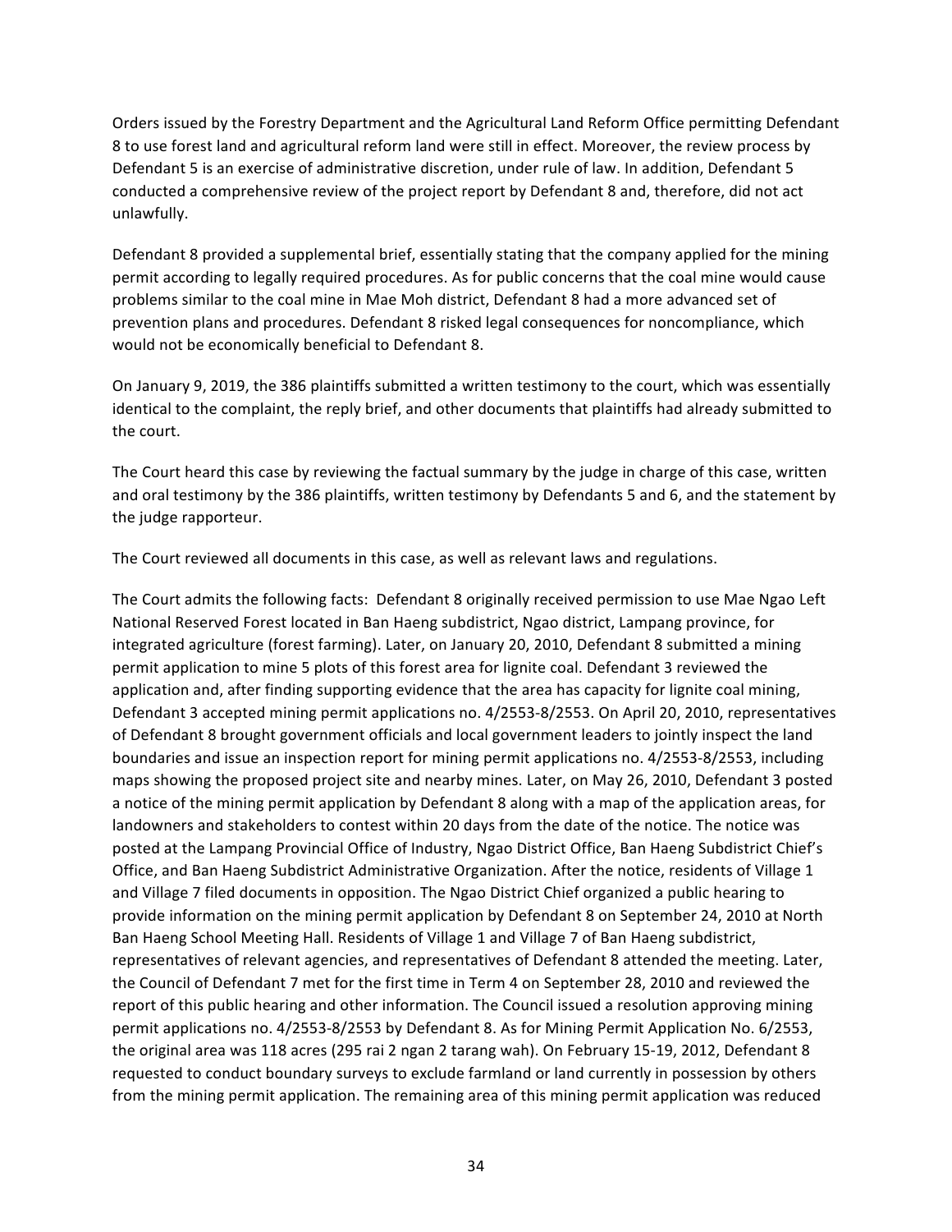Orders issued by the Forestry Department and the Agricultural Land Reform Office permitting Defendant 8 to use forest land and agricultural reform land were still in effect. Moreover, the review process by Defendant 5 is an exercise of administrative discretion, under rule of law. In addition, Defendant 5 conducted a comprehensive review of the project report by Defendant 8 and, therefore, did not act unlawfully.

Defendant 8 provided a supplemental brief, essentially stating that the company applied for the mining permit according to legally required procedures. As for public concerns that the coal mine would cause problems similar to the coal mine in Mae Moh district, Defendant 8 had a more advanced set of prevention plans and procedures. Defendant 8 risked legal consequences for noncompliance, which would not be economically beneficial to Defendant 8.

On January 9, 2019, the 386 plaintiffs submitted a written testimony to the court, which was essentially identical to the complaint, the reply brief, and other documents that plaintiffs had already submitted to the court.

The Court heard this case by reviewing the factual summary by the judge in charge of this case, written and oral testimony by the 386 plaintiffs, written testimony by Defendants 5 and 6, and the statement by the judge rapporteur.

The Court reviewed all documents in this case, as well as relevant laws and regulations.

The Court admits the following facts: Defendant 8 originally received permission to use Mae Ngao Left National Reserved Forest located in Ban Haeng subdistrict, Ngao district, Lampang province, for integrated agriculture (forest farming). Later, on January 20, 2010, Defendant 8 submitted a mining permit application to mine 5 plots of this forest area for lignite coal. Defendant 3 reviewed the application and, after finding supporting evidence that the area has capacity for lignite coal mining, Defendant 3 accepted mining permit applications no. 4/2553-8/2553. On April 20, 2010, representatives of Defendant 8 brought government officials and local government leaders to jointly inspect the land boundaries and issue an inspection report for mining permit applications no. 4/2553-8/2553, including maps showing the proposed project site and nearby mines. Later, on May 26, 2010, Defendant 3 posted a notice of the mining permit application by Defendant 8 along with a map of the application areas, for landowners and stakeholders to contest within 20 days from the date of the notice. The notice was posted at the Lampang Provincial Office of Industry, Ngao District Office, Ban Haeng Subdistrict Chief's Office, and Ban Haeng Subdistrict Administrative Organization. After the notice, residents of Village 1 and Village 7 filed documents in opposition. The Ngao District Chief organized a public hearing to provide information on the mining permit application by Defendant 8 on September 24, 2010 at North Ban Haeng School Meeting Hall. Residents of Village 1 and Village 7 of Ban Haeng subdistrict, representatives of relevant agencies, and representatives of Defendant 8 attended the meeting. Later, the Council of Defendant 7 met for the first time in Term 4 on September 28, 2010 and reviewed the report of this public hearing and other information. The Council issued a resolution approving mining permit applications no. 4/2553-8/2553 by Defendant 8. As for Mining Permit Application No. 6/2553, the original area was 118 acres (295 rai 2 ngan 2 tarang wah). On February 15-19, 2012, Defendant 8 requested to conduct boundary surveys to exclude farmland or land currently in possession by others from the mining permit application. The remaining area of this mining permit application was reduced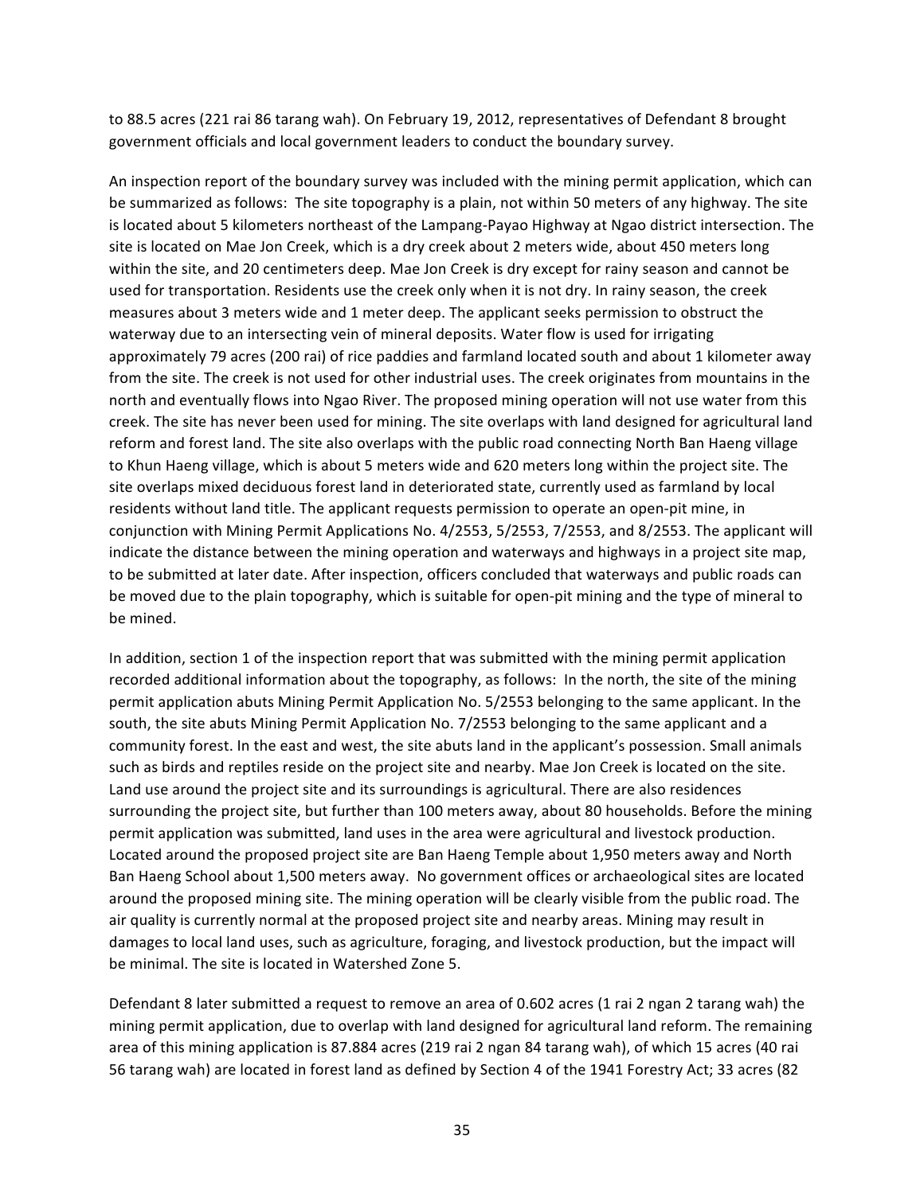to 88.5 acres (221 rai 86 tarang wah). On February 19, 2012, representatives of Defendant 8 brought government officials and local government leaders to conduct the boundary survey.

An inspection report of the boundary survey was included with the mining permit application, which can be summarized as follows: The site topography is a plain, not within 50 meters of any highway. The site is located about 5 kilometers northeast of the Lampang-Payao Highway at Ngao district intersection. The site is located on Mae Jon Creek, which is a dry creek about 2 meters wide, about 450 meters long within the site, and 20 centimeters deep. Mae Jon Creek is dry except for rainy season and cannot be used for transportation. Residents use the creek only when it is not dry. In rainy season, the creek measures about 3 meters wide and 1 meter deep. The applicant seeks permission to obstruct the waterway due to an intersecting vein of mineral deposits. Water flow is used for irrigating approximately 79 acres (200 rai) of rice paddies and farmland located south and about 1 kilometer away from the site. The creek is not used for other industrial uses. The creek originates from mountains in the north and eventually flows into Ngao River. The proposed mining operation will not use water from this creek. The site has never been used for mining. The site overlaps with land designed for agricultural land reform and forest land. The site also overlaps with the public road connecting North Ban Haeng village to Khun Haeng village, which is about 5 meters wide and 620 meters long within the project site. The site overlaps mixed deciduous forest land in deteriorated state, currently used as farmland by local residents without land title. The applicant requests permission to operate an open-pit mine, in conjunction with Mining Permit Applications No. 4/2553, 5/2553, 7/2553, and 8/2553. The applicant will indicate the distance between the mining operation and waterways and highways in a project site map, to be submitted at later date. After inspection, officers concluded that waterways and public roads can be moved due to the plain topography, which is suitable for open-pit mining and the type of mineral to be mined.

In addition, section 1 of the inspection report that was submitted with the mining permit application recorded additional information about the topography, as follows: In the north, the site of the mining permit application abuts Mining Permit Application No. 5/2553 belonging to the same applicant. In the south, the site abuts Mining Permit Application No. 7/2553 belonging to the same applicant and a community forest. In the east and west, the site abuts land in the applicant's possession. Small animals such as birds and reptiles reside on the project site and nearby. Mae Jon Creek is located on the site. Land use around the project site and its surroundings is agricultural. There are also residences surrounding the project site, but further than 100 meters away, about 80 households. Before the mining permit application was submitted, land uses in the area were agricultural and livestock production. Located around the proposed project site are Ban Haeng Temple about 1,950 meters away and North Ban Haeng School about 1,500 meters away. No government offices or archaeological sites are located around the proposed mining site. The mining operation will be clearly visible from the public road. The air quality is currently normal at the proposed project site and nearby areas. Mining may result in damages to local land uses, such as agriculture, foraging, and livestock production, but the impact will be minimal. The site is located in Watershed Zone 5.

Defendant 8 later submitted a request to remove an area of 0.602 acres (1 rai 2 ngan 2 tarang wah) the mining permit application, due to overlap with land designed for agricultural land reform. The remaining area of this mining application is 87.884 acres (219 rai 2 ngan 84 tarang wah), of which 15 acres (40 rai 56 tarang wah) are located in forest land as defined by Section 4 of the 1941 Forestry Act; 33 acres (82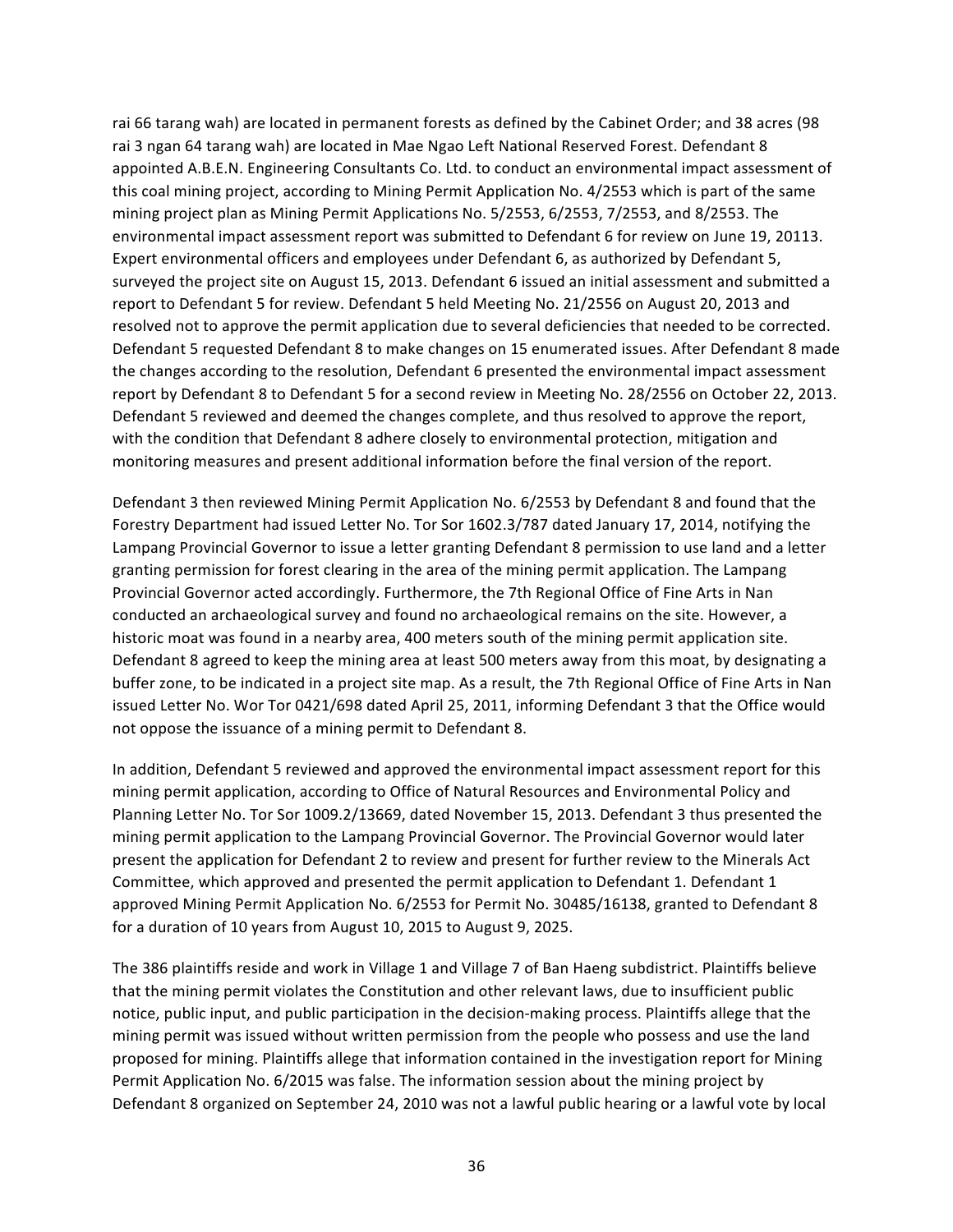rai 66 tarang wah) are located in permanent forests as defined by the Cabinet Order; and 38 acres (98 rai 3 ngan 64 tarang wah) are located in Mae Ngao Left National Reserved Forest. Defendant 8 appointed A.B.E.N. Engineering Consultants Co. Ltd. to conduct an environmental impact assessment of this coal mining project, according to Mining Permit Application No. 4/2553 which is part of the same mining project plan as Mining Permit Applications No. 5/2553, 6/2553, 7/2553, and 8/2553. The environmental impact assessment report was submitted to Defendant 6 for review on June 19, 20113. Expert environmental officers and employees under Defendant 6, as authorized by Defendant 5, surveyed the project site on August 15, 2013. Defendant 6 issued an initial assessment and submitted a report to Defendant 5 for review. Defendant 5 held Meeting No. 21/2556 on August 20, 2013 and resolved not to approve the permit application due to several deficiencies that needed to be corrected. Defendant 5 requested Defendant 8 to make changes on 15 enumerated issues. After Defendant 8 made the changes according to the resolution, Defendant 6 presented the environmental impact assessment report by Defendant 8 to Defendant 5 for a second review in Meeting No. 28/2556 on October 22, 2013. Defendant 5 reviewed and deemed the changes complete, and thus resolved to approve the report, with the condition that Defendant 8 adhere closely to environmental protection, mitigation and monitoring measures and present additional information before the final version of the report.

Defendant 3 then reviewed Mining Permit Application No. 6/2553 by Defendant 8 and found that the Forestry Department had issued Letter No. Tor Sor 1602.3/787 dated January 17, 2014, notifying the Lampang Provincial Governor to issue a letter granting Defendant 8 permission to use land and a letter granting permission for forest clearing in the area of the mining permit application. The Lampang Provincial Governor acted accordingly. Furthermore, the 7th Regional Office of Fine Arts in Nan conducted an archaeological survey and found no archaeological remains on the site. However, a historic moat was found in a nearby area, 400 meters south of the mining permit application site. Defendant 8 agreed to keep the mining area at least 500 meters away from this moat, by designating a buffer zone, to be indicated in a project site map. As a result, the 7th Regional Office of Fine Arts in Nan issued Letter No. Wor Tor 0421/698 dated April 25, 2011, informing Defendant 3 that the Office would not oppose the issuance of a mining permit to Defendant 8.

In addition, Defendant 5 reviewed and approved the environmental impact assessment report for this mining permit application, according to Office of Natural Resources and Environmental Policy and Planning Letter No. Tor Sor 1009.2/13669, dated November 15, 2013. Defendant 3 thus presented the mining permit application to the Lampang Provincial Governor. The Provincial Governor would later present the application for Defendant 2 to review and present for further review to the Minerals Act Committee, which approved and presented the permit application to Defendant 1. Defendant 1 approved Mining Permit Application No. 6/2553 for Permit No. 30485/16138, granted to Defendant 8 for a duration of 10 years from August 10, 2015 to August 9, 2025.

The 386 plaintiffs reside and work in Village 1 and Village 7 of Ban Haeng subdistrict. Plaintiffs believe that the mining permit violates the Constitution and other relevant laws, due to insufficient public notice, public input, and public participation in the decision-making process. Plaintiffs allege that the mining permit was issued without written permission from the people who possess and use the land proposed for mining. Plaintiffs allege that information contained in the investigation report for Mining Permit Application No. 6/2015 was false. The information session about the mining project by Defendant 8 organized on September 24, 2010 was not a lawful public hearing or a lawful vote by local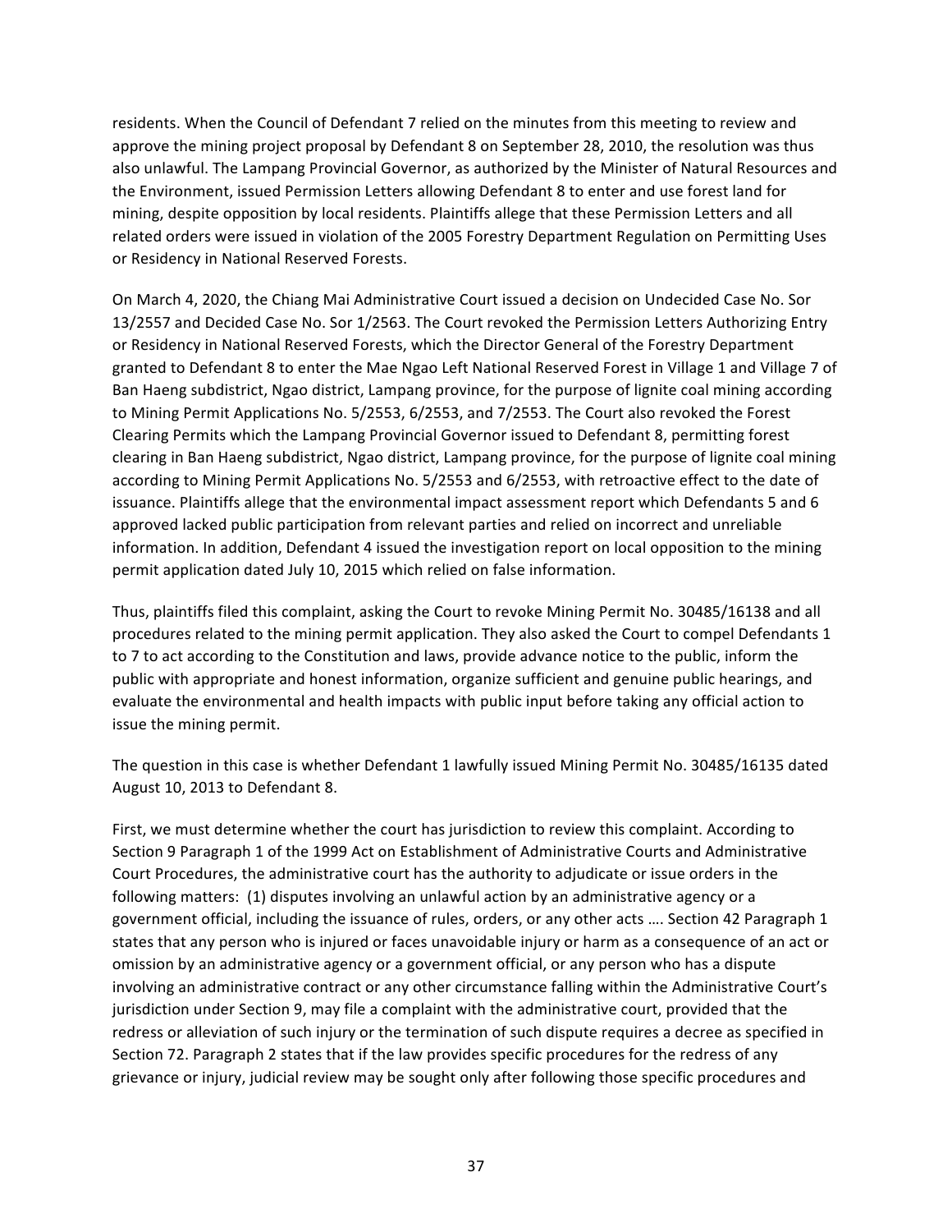residents. When the Council of Defendant 7 relied on the minutes from this meeting to review and approve the mining project proposal by Defendant 8 on September 28, 2010, the resolution was thus also unlawful. The Lampang Provincial Governor, as authorized by the Minister of Natural Resources and the Environment, issued Permission Letters allowing Defendant 8 to enter and use forest land for mining, despite opposition by local residents. Plaintiffs allege that these Permission Letters and all related orders were issued in violation of the 2005 Forestry Department Regulation on Permitting Uses or Residency in National Reserved Forests.

On March 4, 2020, the Chiang Mai Administrative Court issued a decision on Undecided Case No. Sor 13/2557 and Decided Case No. Sor 1/2563. The Court revoked the Permission Letters Authorizing Entry or Residency in National Reserved Forests, which the Director General of the Forestry Department granted to Defendant 8 to enter the Mae Ngao Left National Reserved Forest in Village 1 and Village 7 of Ban Haeng subdistrict, Ngao district, Lampang province, for the purpose of lignite coal mining according to Mining Permit Applications No. 5/2553, 6/2553, and 7/2553. The Court also revoked the Forest Clearing Permits which the Lampang Provincial Governor issued to Defendant 8, permitting forest clearing in Ban Haeng subdistrict, Ngao district, Lampang province, for the purpose of lignite coal mining according to Mining Permit Applications No. 5/2553 and 6/2553, with retroactive effect to the date of issuance. Plaintiffs allege that the environmental impact assessment report which Defendants 5 and 6 approved lacked public participation from relevant parties and relied on incorrect and unreliable information. In addition, Defendant 4 issued the investigation report on local opposition to the mining permit application dated July 10, 2015 which relied on false information.

Thus, plaintiffs filed this complaint, asking the Court to revoke Mining Permit No. 30485/16138 and all procedures related to the mining permit application. They also asked the Court to compel Defendants 1 to 7 to act according to the Constitution and laws, provide advance notice to the public, inform the public with appropriate and honest information, organize sufficient and genuine public hearings, and evaluate the environmental and health impacts with public input before taking any official action to issue the mining permit.

The question in this case is whether Defendant 1 lawfully issued Mining Permit No. 30485/16135 dated August 10, 2013 to Defendant 8.

First, we must determine whether the court has jurisdiction to review this complaint. According to Section 9 Paragraph 1 of the 1999 Act on Establishment of Administrative Courts and Administrative Court Procedures, the administrative court has the authority to adjudicate or issue orders in the following matters: (1) disputes involving an unlawful action by an administrative agency or a government official, including the issuance of rules, orders, or any other acts …. Section 42 Paragraph 1 states that any person who is injured or faces unavoidable injury or harm as a consequence of an act or omission by an administrative agency or a government official, or any person who has a dispute involving an administrative contract or any other circumstance falling within the Administrative Court's jurisdiction under Section 9, may file a complaint with the administrative court, provided that the redress or alleviation of such injury or the termination of such dispute requires a decree as specified in Section 72. Paragraph 2 states that if the law provides specific procedures for the redress of any grievance or injury, judicial review may be sought only after following those specific procedures and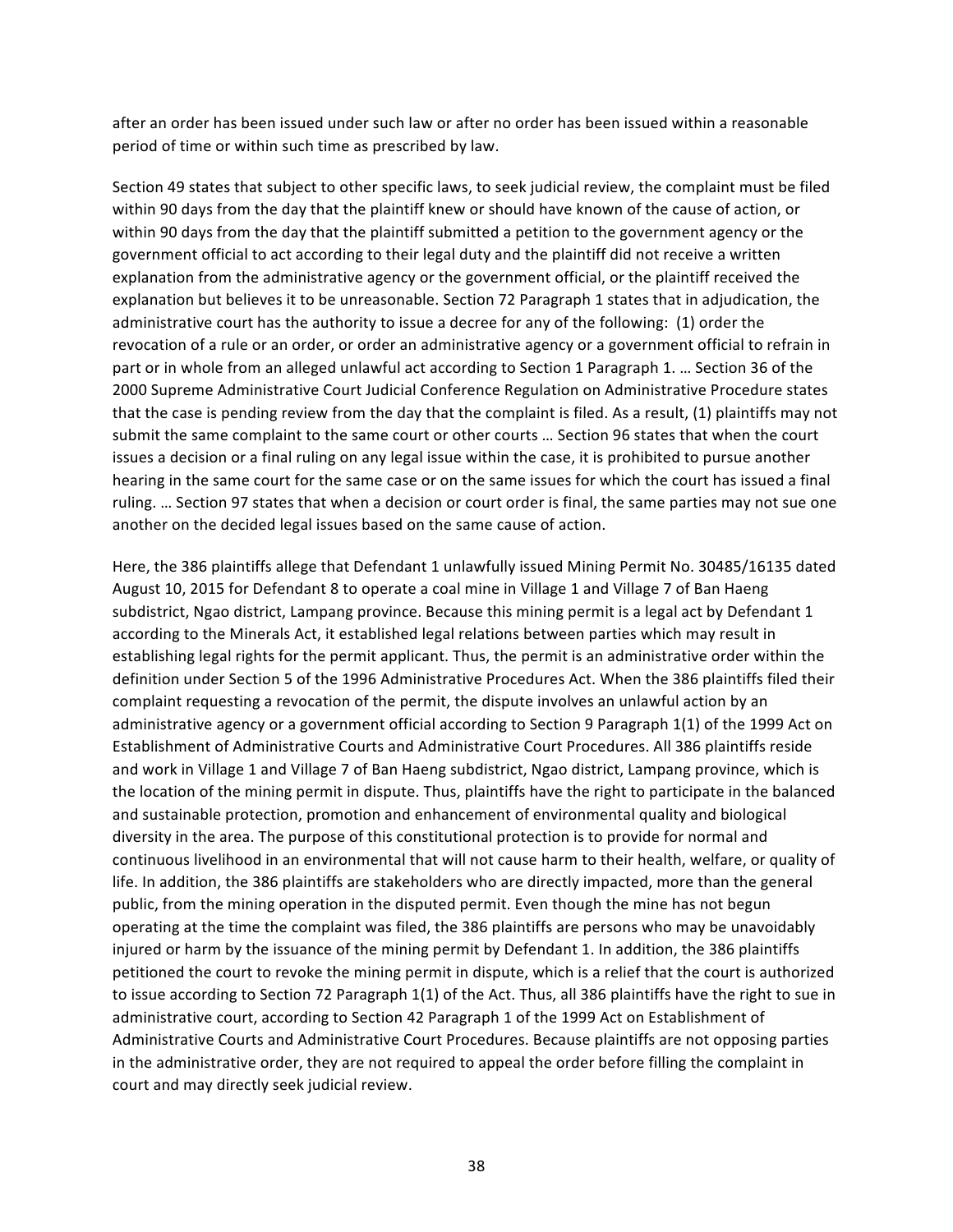after an order has been issued under such law or after no order has been issued within a reasonable period of time or within such time as prescribed by law.

Section 49 states that subject to other specific laws, to seek judicial review, the complaint must be filed within 90 days from the day that the plaintiff knew or should have known of the cause of action, or within 90 days from the day that the plaintiff submitted a petition to the government agency or the government official to act according to their legal duty and the plaintiff did not receive a written explanation from the administrative agency or the government official, or the plaintiff received the explanation but believes it to be unreasonable. Section 72 Paragraph 1 states that in adjudication, the administrative court has the authority to issue a decree for any of the following: (1) order the revocation of a rule or an order, or order an administrative agency or a government official to refrain in part or in whole from an alleged unlawful act according to Section 1 Paragraph 1. … Section 36 of the 2000 Supreme Administrative Court Judicial Conference Regulation on Administrative Procedure states that the case is pending review from the day that the complaint is filed. As a result, (1) plaintiffs may not submit the same complaint to the same court or other courts … Section 96 states that when the court issues a decision or a final ruling on any legal issue within the case, it is prohibited to pursue another hearing in the same court for the same case or on the same issues for which the court has issued a final ruling. … Section 97 states that when a decision or court order is final, the same parties may not sue one another on the decided legal issues based on the same cause of action.

Here, the 386 plaintiffs allege that Defendant 1 unlawfully issued Mining Permit No. 30485/16135 dated August 10, 2015 for Defendant 8 to operate a coal mine in Village 1 and Village 7 of Ban Haeng subdistrict, Ngao district, Lampang province. Because this mining permit is a legal act by Defendant 1 according to the Minerals Act, it established legal relations between parties which may result in establishing legal rights for the permit applicant. Thus, the permit is an administrative order within the definition under Section 5 of the 1996 Administrative Procedures Act. When the 386 plaintiffs filed their complaint requesting a revocation of the permit, the dispute involves an unlawful action by an administrative agency or a government official according to Section 9 Paragraph 1(1) of the 1999 Act on Establishment of Administrative Courts and Administrative Court Procedures. All 386 plaintiffs reside and work in Village 1 and Village 7 of Ban Haeng subdistrict, Ngao district, Lampang province, which is the location of the mining permit in dispute. Thus, plaintiffs have the right to participate in the balanced and sustainable protection, promotion and enhancement of environmental quality and biological diversity in the area. The purpose of this constitutional protection is to provide for normal and continuous livelihood in an environmental that will not cause harm to their health, welfare, or quality of life. In addition, the 386 plaintiffs are stakeholders who are directly impacted, more than the general public, from the mining operation in the disputed permit. Even though the mine has not begun operating at the time the complaint was filed, the 386 plaintiffs are persons who may be unavoidably injured or harm by the issuance of the mining permit by Defendant 1. In addition, the 386 plaintiffs petitioned the court to revoke the mining permit in dispute, which is a relief that the court is authorized to issue according to Section 72 Paragraph 1(1) of the Act. Thus, all 386 plaintiffs have the right to sue in administrative court, according to Section 42 Paragraph 1 of the 1999 Act on Establishment of Administrative Courts and Administrative Court Procedures. Because plaintiffs are not opposing parties in the administrative order, they are not required to appeal the order before filling the complaint in court and may directly seek judicial review.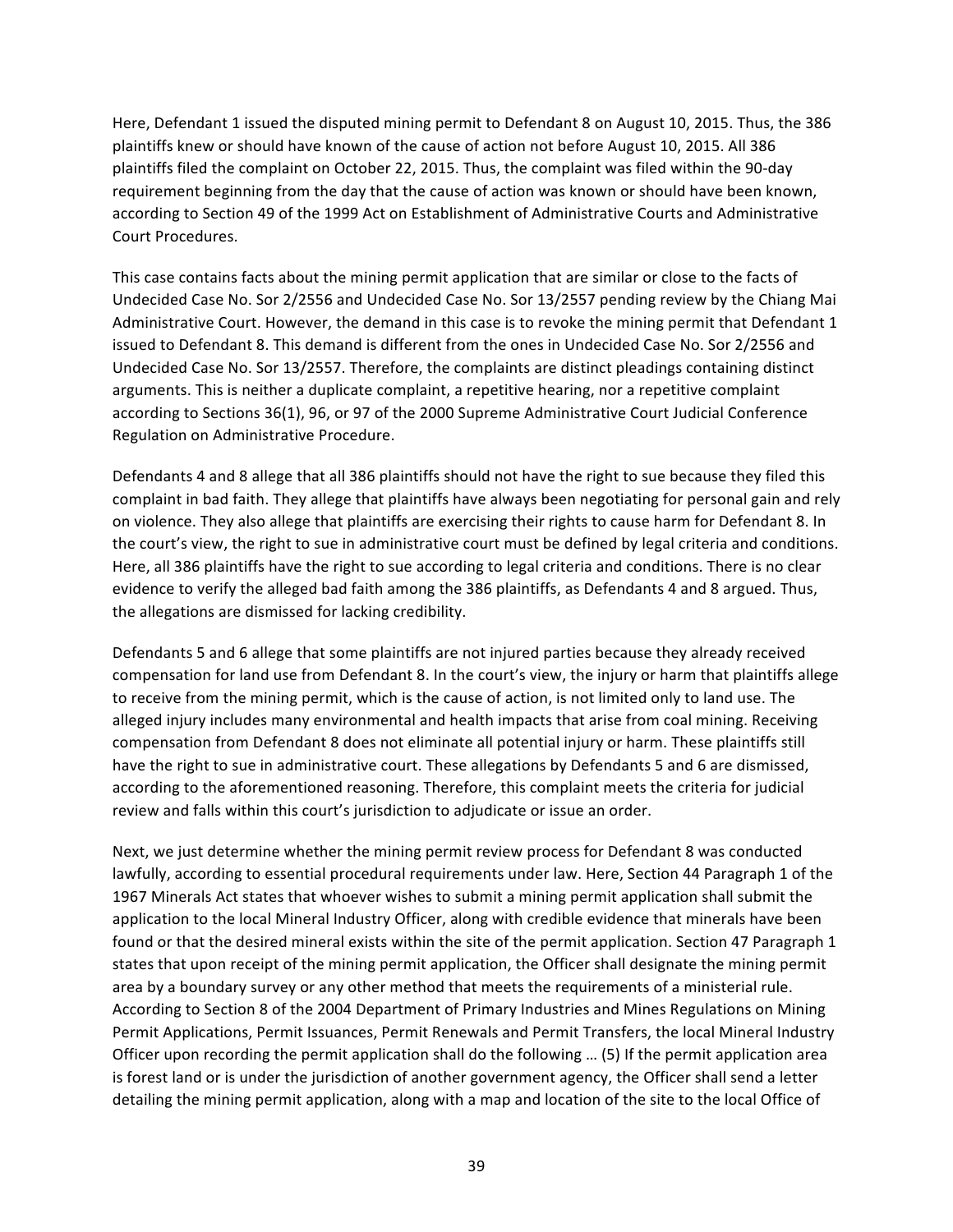Here, Defendant 1 issued the disputed mining permit to Defendant 8 on August 10, 2015. Thus, the 386 plaintiffs knew or should have known of the cause of action not before August 10, 2015. All 386 plaintiffs filed the complaint on October 22, 2015. Thus, the complaint was filed within the 90-day requirement beginning from the day that the cause of action was known or should have been known, according to Section 49 of the 1999 Act on Establishment of Administrative Courts and Administrative Court Procedures.

This case contains facts about the mining permit application that are similar or close to the facts of Undecided Case No. Sor 2/2556 and Undecided Case No. Sor 13/2557 pending review by the Chiang Mai Administrative Court. However, the demand in this case is to revoke the mining permit that Defendant 1 issued to Defendant 8. This demand is different from the ones in Undecided Case No. Sor 2/2556 and Undecided Case No. Sor 13/2557. Therefore, the complaints are distinct pleadings containing distinct arguments. This is neither a duplicate complaint, a repetitive hearing, nor a repetitive complaint according to Sections 36(1), 96, or 97 of the 2000 Supreme Administrative Court Judicial Conference Regulation on Administrative Procedure.

Defendants 4 and 8 allege that all 386 plaintiffs should not have the right to sue because they filed this complaint in bad faith. They allege that plaintiffs have always been negotiating for personal gain and rely on violence. They also allege that plaintiffs are exercising their rights to cause harm for Defendant 8. In the court's view, the right to sue in administrative court must be defined by legal criteria and conditions. Here, all 386 plaintiffs have the right to sue according to legal criteria and conditions. There is no clear evidence to verify the alleged bad faith among the 386 plaintiffs, as Defendants 4 and 8 argued. Thus, the allegations are dismissed for lacking credibility.

Defendants 5 and 6 allege that some plaintiffs are not injured parties because they already received compensation for land use from Defendant 8. In the court's view, the injury or harm that plaintiffs allege to receive from the mining permit, which is the cause of action, is not limited only to land use. The alleged injury includes many environmental and health impacts that arise from coal mining. Receiving compensation from Defendant 8 does not eliminate all potential injury or harm. These plaintiffs still have the right to sue in administrative court. These allegations by Defendants 5 and 6 are dismissed, according to the aforementioned reasoning. Therefore, this complaint meets the criteria for judicial review and falls within this court's jurisdiction to adjudicate or issue an order.

Next, we just determine whether the mining permit review process for Defendant 8 was conducted lawfully, according to essential procedural requirements under law. Here, Section 44 Paragraph 1 of the 1967 Minerals Act states that whoever wishes to submit a mining permit application shall submit the application to the local Mineral Industry Officer, along with credible evidence that minerals have been found or that the desired mineral exists within the site of the permit application. Section 47 Paragraph 1 states that upon receipt of the mining permit application, the Officer shall designate the mining permit area by a boundary survey or any other method that meets the requirements of a ministerial rule. According to Section 8 of the 2004 Department of Primary Industries and Mines Regulations on Mining Permit Applications, Permit Issuances, Permit Renewals and Permit Transfers, the local Mineral Industry Officer upon recording the permit application shall do the following … (5) If the permit application area is forest land or is under the jurisdiction of another government agency, the Officer shall send a letter detailing the mining permit application, along with a map and location of the site to the local Office of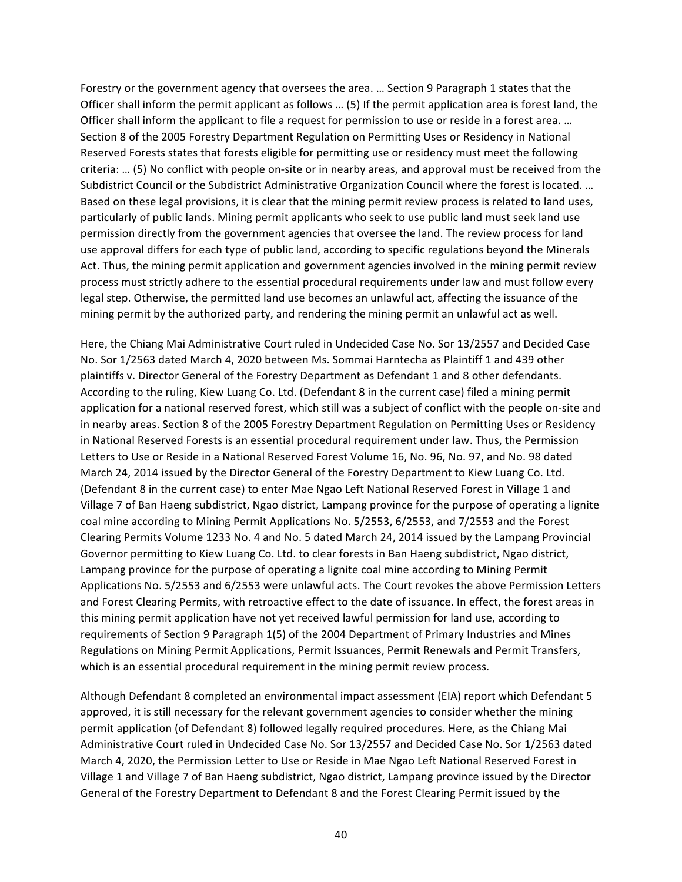Forestry or the government agency that oversees the area. … Section 9 Paragraph 1 states that the Officer shall inform the permit applicant as follows … (5) If the permit application area is forest land, the Officer shall inform the applicant to file a request for permission to use or reside in a forest area. … Section 8 of the 2005 Forestry Department Regulation on Permitting Uses or Residency in National Reserved Forests states that forests eligible for permitting use or residency must meet the following criteria: … (5) No conflict with people on-site or in nearby areas, and approval must be received from the Subdistrict Council or the Subdistrict Administrative Organization Council where the forest is located. … Based on these legal provisions, it is clear that the mining permit review process is related to land uses, particularly of public lands. Mining permit applicants who seek to use public land must seek land use permission directly from the government agencies that oversee the land. The review process for land use approval differs for each type of public land, according to specific regulations beyond the Minerals Act. Thus, the mining permit application and government agencies involved in the mining permit review process must strictly adhere to the essential procedural requirements under law and must follow every legal step. Otherwise, the permitted land use becomes an unlawful act, affecting the issuance of the mining permit by the authorized party, and rendering the mining permit an unlawful act as well.

Here, the Chiang Mai Administrative Court ruled in Undecided Case No. Sor 13/2557 and Decided Case No. Sor 1/2563 dated March 4, 2020 between Ms. Sommai Harntecha as Plaintiff 1 and 439 other plaintiffs v. Director General of the Forestry Department as Defendant 1 and 8 other defendants. According to the ruling, Kiew Luang Co. Ltd. (Defendant 8 in the current case) filed a mining permit application for a national reserved forest, which still was a subject of conflict with the people on-site and in nearby areas. Section 8 of the 2005 Forestry Department Regulation on Permitting Uses or Residency in National Reserved Forests is an essential procedural requirement under law. Thus, the Permission Letters to Use or Reside in a National Reserved Forest Volume 16, No. 96, No. 97, and No. 98 dated March 24, 2014 issued by the Director General of the Forestry Department to Kiew Luang Co. Ltd. (Defendant 8 in the current case) to enter Mae Ngao Left National Reserved Forest in Village 1 and Village 7 of Ban Haeng subdistrict, Ngao district, Lampang province for the purpose of operating a lignite coal mine according to Mining Permit Applications No. 5/2553, 6/2553, and 7/2553 and the Forest Clearing Permits Volume 1233 No. 4 and No. 5 dated March 24, 2014 issued by the Lampang Provincial Governor permitting to Kiew Luang Co. Ltd. to clear forests in Ban Haeng subdistrict, Ngao district, Lampang province for the purpose of operating a lignite coal mine according to Mining Permit Applications No. 5/2553 and 6/2553 were unlawful acts. The Court revokes the above Permission Letters and Forest Clearing Permits, with retroactive effect to the date of issuance. In effect, the forest areas in this mining permit application have not yet received lawful permission for land use, according to requirements of Section 9 Paragraph 1(5) of the 2004 Department of Primary Industries and Mines Regulations on Mining Permit Applications, Permit Issuances, Permit Renewals and Permit Transfers, which is an essential procedural requirement in the mining permit review process.

Although Defendant 8 completed an environmental impact assessment (EIA) report which Defendant 5 approved, it is still necessary for the relevant government agencies to consider whether the mining permit application (of Defendant 8) followed legally required procedures. Here, as the Chiang Mai Administrative Court ruled in Undecided Case No. Sor 13/2557 and Decided Case No. Sor 1/2563 dated March 4, 2020, the Permission Letter to Use or Reside in Mae Ngao Left National Reserved Forest in Village 1 and Village 7 of Ban Haeng subdistrict, Ngao district, Lampang province issued by the Director General of the Forestry Department to Defendant 8 and the Forest Clearing Permit issued by the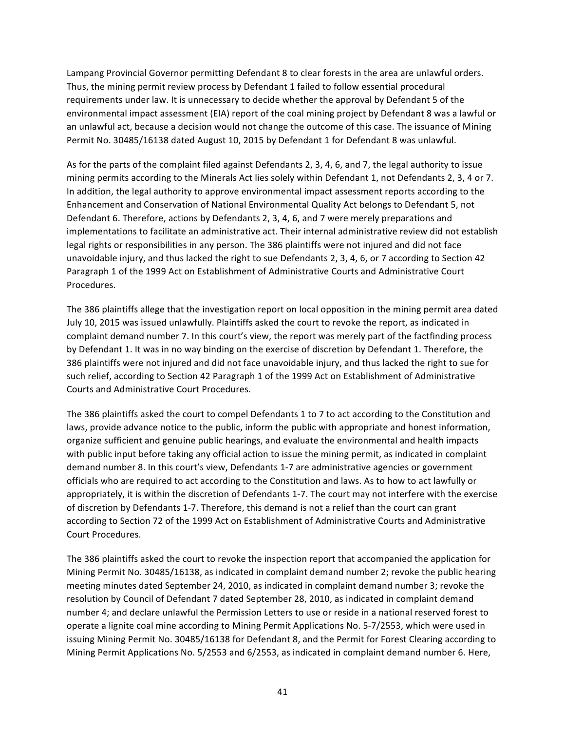Lampang Provincial Governor permitting Defendant 8 to clear forests in the area are unlawful orders. Thus, the mining permit review process by Defendant 1 failed to follow essential procedural requirements under law. It is unnecessary to decide whether the approval by Defendant 5 of the environmental impact assessment (EIA) report of the coal mining project by Defendant 8 was a lawful or an unlawful act, because a decision would not change the outcome of this case. The issuance of Mining Permit No. 30485/16138 dated August 10, 2015 by Defendant 1 for Defendant 8 was unlawful.

As for the parts of the complaint filed against Defendants 2, 3, 4, 6, and 7, the legal authority to issue mining permits according to the Minerals Act lies solely within Defendant 1, not Defendants 2, 3, 4 or 7. In addition, the legal authority to approve environmental impact assessment reports according to the Enhancement and Conservation of National Environmental Quality Act belongs to Defendant 5, not Defendant 6. Therefore, actions by Defendants 2, 3, 4, 6, and 7 were merely preparations and implementations to facilitate an administrative act. Their internal administrative review did not establish legal rights or responsibilities in any person. The 386 plaintiffs were not injured and did not face unavoidable injury, and thus lacked the right to sue Defendants 2, 3, 4, 6, or 7 according to Section 42 Paragraph 1 of the 1999 Act on Establishment of Administrative Courts and Administrative Court Procedures.

The 386 plaintiffs allege that the investigation report on local opposition in the mining permit area dated July 10, 2015 was issued unlawfully. Plaintiffs asked the court to revoke the report, as indicated in complaint demand number 7. In this court's view, the report was merely part of the factfinding process by Defendant 1. It was in no way binding on the exercise of discretion by Defendant 1. Therefore, the 386 plaintiffs were not injured and did not face unavoidable injury, and thus lacked the right to sue for such relief, according to Section 42 Paragraph 1 of the 1999 Act on Establishment of Administrative Courts and Administrative Court Procedures.

The 386 plaintiffs asked the court to compel Defendants 1 to 7 to act according to the Constitution and laws, provide advance notice to the public, inform the public with appropriate and honest information, organize sufficient and genuine public hearings, and evaluate the environmental and health impacts with public input before taking any official action to issue the mining permit, as indicated in complaint demand number 8. In this court's view, Defendants 1-7 are administrative agencies or government officials who are required to act according to the Constitution and laws. As to how to act lawfully or appropriately, it is within the discretion of Defendants 1-7. The court may not interfere with the exercise of discretion by Defendants 1-7. Therefore, this demand is not a relief than the court can grant according to Section 72 of the 1999 Act on Establishment of Administrative Courts and Administrative Court Procedures.

The 386 plaintiffs asked the court to revoke the inspection report that accompanied the application for Mining Permit No. 30485/16138, as indicated in complaint demand number 2; revoke the public hearing meeting minutes dated September 24, 2010, as indicated in complaint demand number 3; revoke the resolution by Council of Defendant 7 dated September 28, 2010, as indicated in complaint demand number 4; and declare unlawful the Permission Letters to use or reside in a national reserved forest to operate a lignite coal mine according to Mining Permit Applications No. 5-7/2553, which were used in issuing Mining Permit No. 30485/16138 for Defendant 8, and the Permit for Forest Clearing according to Mining Permit Applications No. 5/2553 and 6/2553, as indicated in complaint demand number 6. Here,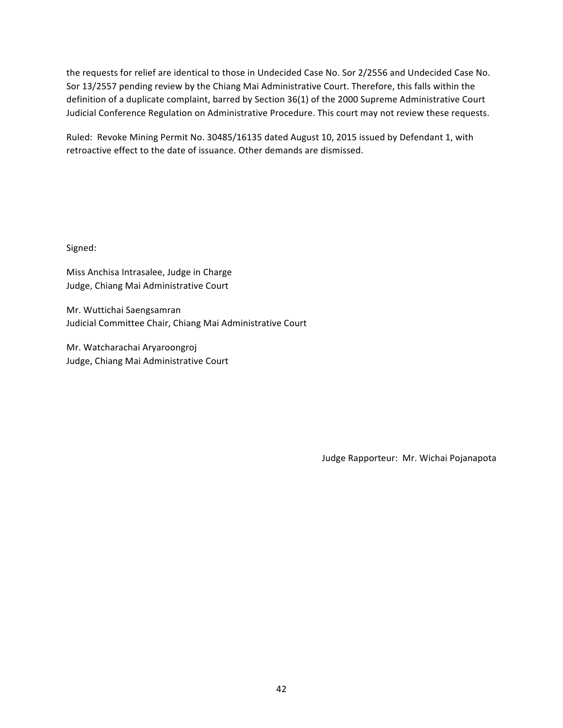the requests for relief are identical to those in Undecided Case No. Sor 2/2556 and Undecided Case No. Sor 13/2557 pending review by the Chiang Mai Administrative Court. Therefore, this falls within the definition of a duplicate complaint, barred by Section 36(1) of the 2000 Supreme Administrative Court Judicial Conference Regulation on Administrative Procedure. This court may not review these requests.

Ruled: Revoke Mining Permit No. 30485/16135 dated August 10, 2015 issued by Defendant 1, with retroactive effect to the date of issuance. Other demands are dismissed.

Signed:

Miss Anchisa Intrasalee, Judge in Charge
Judge, Chiang Mai Administrative Court

Mr. Wuttichai Saengsamran
Judicial Committee Chair, Chiang Mai Administrative Court

Mr. Watcharachai Aryaroongroj
Judge, Chiang Mai Administrative Court

Judge Rapporteur: Mr. Wichai Pojanapota